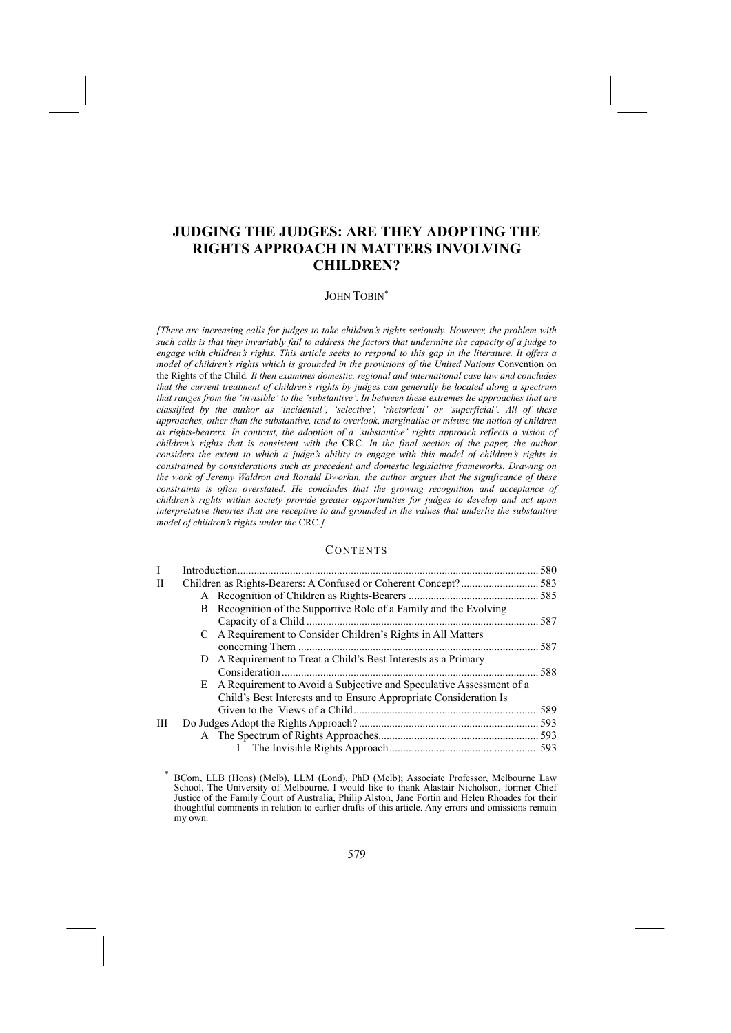# JUDGING THE JUDGES: ARE THEY ADOPTING THE RIGHTS APPROACH IN MATTERS INVOLVING CHILDREN?

JOHN TOBIN[*]

*[There are increasing calls for judges to take children's rights seriously. However, the problem with such calls is that they invariably fail to address the factors that undermine the capacity of a judge to engage with children's rights. This article seeks to respond to this gap in the literature. It offers a model of children's rights which is grounded in the provisions of the United Nations* Convention on the Rights of the Child*. It then examines domestic, regional and international case law and concludes that the current treatment of children's rights by judges can generally be located along a spectrum that ranges from the 'invisible' to the 'substantive'. In between these extremes lie approaches that are classified by the author as 'incidental', 'selective', 'rhetorical' or 'superficial'. All of these approaches, other than the substantive, tend to overlook, marginalise or misuse the notion of children as rights-bearers. In contrast, the adoption of a 'substantive' rights approach reflects a vision of children's rights that is consistent with the* CRC*. In the final section of the paper, the author considers the extent to which a judge's ability to engage with this model of children's rights is constrained by considerations such as precedent and domestic legislative frameworks. Drawing on the work of Jeremy Waldron and Ronald Dworkin, the author argues that the significance of these constraints is often overstated. He concludes that the growing recognition and acceptance of children's rights within society provide greater opportunities for judges to develop and act upon interpretative theories that are receptive to and grounded in the values that underlie the substantive model of children's rights under the* CRC*.]*

## CONTENTS

- I Introduction ... 580
- II Children as Rights-Bearers: A Confused or Coherent Concept? ... 583
  - A Recognition of Children as Rights-Bearers ... 585
  - B Recognition of the Supportive Role of a Family and the Evolving Capacity of a Child ... 587
  - C A Requirement to Consider Children's Rights in All Matters concerning Them ... 587
  - D A Requirement to Treat a Child's Best Interests as a Primary Consideration ... 588
  - E A Requirement to Avoid a Subjective and Speculative Assessment of a Child's Best Interests and to Ensure Appropriate Consideration Is Given to the Views of a Child ... 589
- III Do Judges Adopt the Rights Approach? ... 593
  - A The Spectrum of Rights Approaches ... 593
    - 1 The Invisible Rights Approach ... 593

[*] BCom, LLB (Hons) (Melb), LLM (Lond), PhD (Melb); Associate Professor, Melbourne Law School, The University of Melbourne. I would like to thank Alastair Nicholson, former Chief Justice of the Family Court of Australia, Philip Alston, Jane Fortin and Helen Rhoades for their thoughtful comments in relation to earlier drafts of this article. Any errors and omissions remain my own.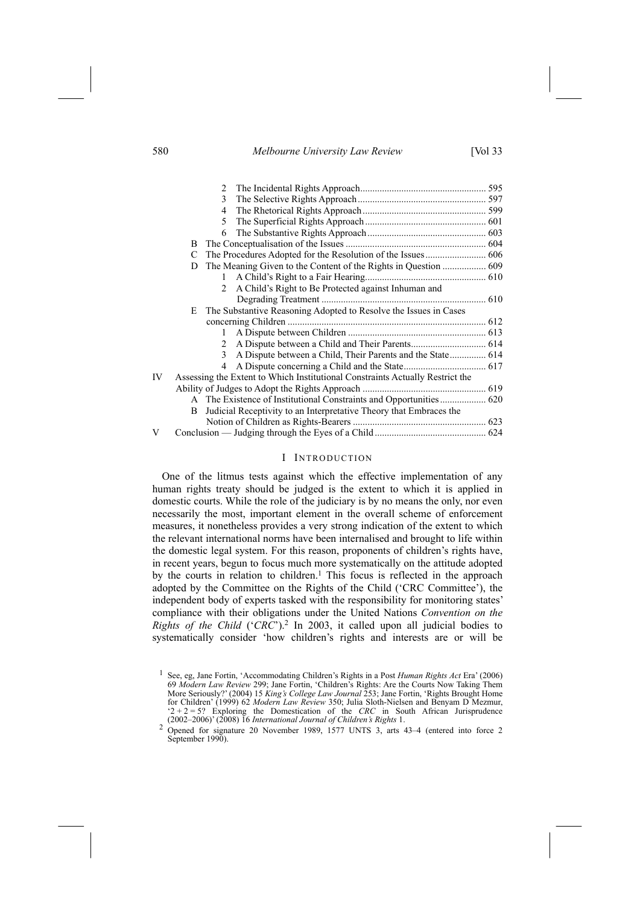2 The Incidental Rights Approach .................................................... 595
3 The Selective Rights Approach ..................................................... 597
4 The Rhetorical Rights Approach ................................................... 599
5 The Superficial Rights Approach .................................................. 601
6 The Substantive Rights Approach ................................................. 603

B The Conceptualisation of the Issues .......................................................... 604

C The Procedures Adopted for the Resolution of the Issues ......................... 606

D The Meaning Given to the Content of the Rights in Question .................. 609

1 A Child's Right to a Fair Hearing .................................................. 610
2 A Child's Right to Be Protected against Inhuman and Degrading Treatment .................................................................... 610

E The Substantive Reasoning Adopted to Resolve the Issues in Cases concerning Children ................................................................................. 612

1 A Dispute between Children ......................................................... 613
2 A Dispute between a Child and Their Parents ............................... 614
3 A Dispute between a Child, Their Parents and the State ............... 614
4 A Dispute concerning a Child and the State .................................. 617

IV Assessing the Extent to Which Institutional Constraints Actually Restrict the Ability of Judges to Adopt the Rights Approach ................................................... 619

A The Existence of Institutional Constraints and Opportunities ................... 620

B Judicial Receptivity to an Interpretative Theory that Embraces the Notion of Children as Rights-Bearers ....................................................... 623

V Conclusion — Judging through the Eyes of a Child .............................................. 624

## I Introduction

One of the litmus tests against which the effective implementation of any human rights treaty should be judged is the extent to which it is applied in domestic courts. While the role of the judiciary is by no means the only, nor even necessarily the most, important element in the overall scheme of enforcement measures, it nonetheless provides a very strong indication of the extent to which the relevant international norms have been internalised and brought to life within the domestic legal system. For this reason, proponents of children's rights have, in recent years, begun to focus much more systematically on the attitude adopted by the courts in relation to children.[1] This focus is reflected in the approach adopted by the Committee on the Rights of the Child ('CRC Committee'), the independent body of experts tasked with the responsibility for monitoring states' compliance with their obligations under the United Nations *Convention on the Rights of the Child* ('*CRC*').[2] In 2003, it called upon all judicial bodies to systematically consider 'how children's rights and interests are or will be

[1] See, eg, Jane Fortin, 'Accommodating Children's Rights in a Post *Human Rights Act* Era' (2006) 69 *Modern Law Review* 299; Jane Fortin, 'Children's Rights: Are the Courts Now Taking Them More Seriously?' (2004) 15 *King's College Law Journal* 253; Jane Fortin, 'Rights Brought Home for Children' (1999) 62 *Modern Law Review* 350; Julia Sloth-Nielsen and Benyam D Mezmur, '2 + 2 = 5? Exploring the Domestication of the *CRC* in South African Jurisprudence (2002–2006)' (2008) 16 *International Journal of Children's Rights* 1.

[2] Opened for signature 20 November 1989, 1577 UNTS 3, arts 43–4 (entered into force 2 September 1990).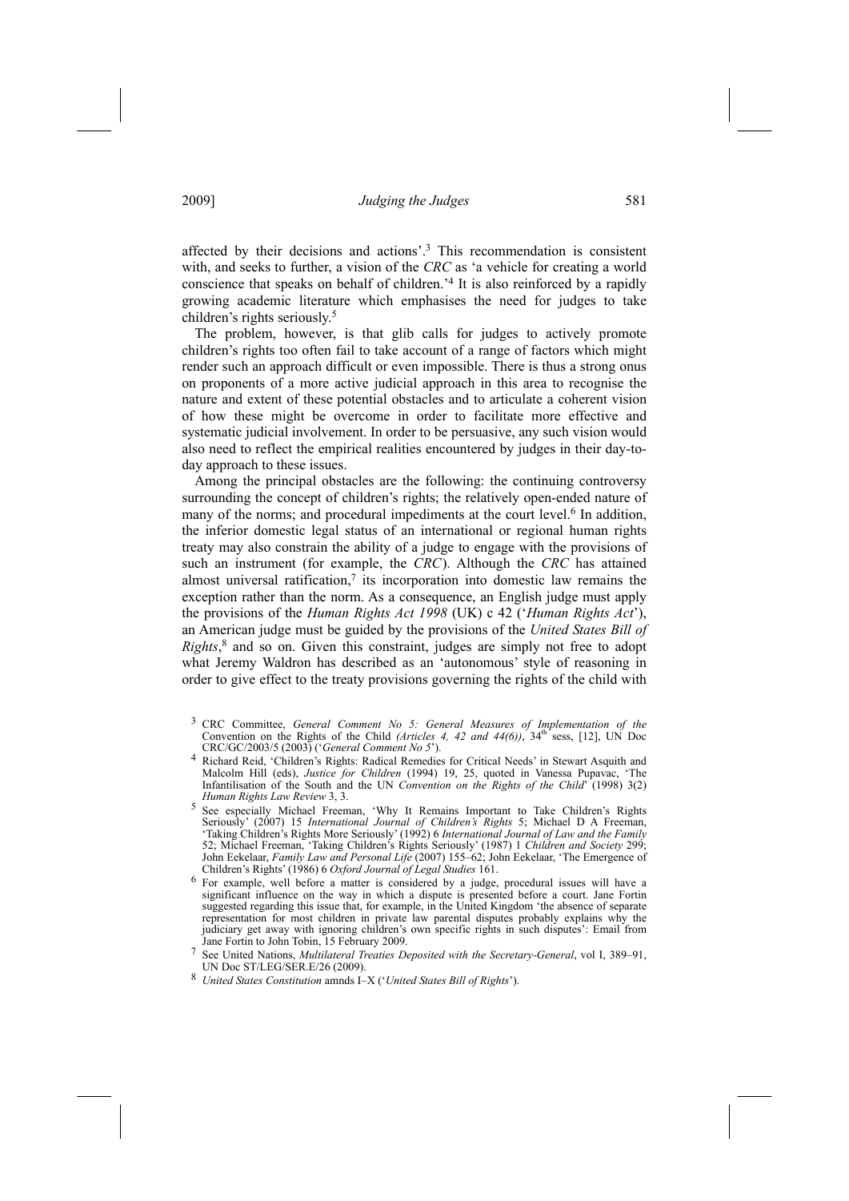affected by their decisions and actions'.[3] This recommendation is consistent with, and seeks to further, a vision of the *CRC* as 'a vehicle for creating a world conscience that speaks on behalf of children.'[4] It is also reinforced by a rapidly growing academic literature which emphasises the need for judges to take children's rights seriously.[5]

The problem, however, is that glib calls for judges to actively promote children's rights too often fail to take account of a range of factors which might render such an approach difficult or even impossible. There is thus a strong onus on proponents of a more active judicial approach in this area to recognise the nature and extent of these potential obstacles and to articulate a coherent vision of how these might be overcome in order to facilitate more effective and systematic judicial involvement. In order to be persuasive, any such vision would also need to reflect the empirical realities encountered by judges in their day-to-day approach to these issues.

Among the principal obstacles are the following: the continuing controversy surrounding the concept of children's rights; the relatively open-ended nature of many of the norms; and procedural impediments at the court level.[6] In addition, the inferior domestic legal status of an international or regional human rights treaty may also constrain the ability of a judge to engage with the provisions of such an instrument (for example, the *CRC*). Although the *CRC* has attained almost universal ratification,[7] its incorporation into domestic law remains the exception rather than the norm. As a consequence, an English judge must apply the provisions of the *Human Rights Act 1998* (UK) c 42 ('*Human Rights Act*'), an American judge must be guided by the provisions of the *United States Bill of Rights*,[8] and so on. Given this constraint, judges are simply not free to adopt what Jeremy Waldron has described as an 'autonomous' style of reasoning in order to give effect to the treaty provisions governing the rights of the child with

---

[3] CRC Committee, *General Comment No 5: General Measures of Implementation of the Convention on the Rights of the Child (Articles 4, 42 and 44(6))*, 34th sess, [12], UN Doc CRC/GC/2003/5 (2003) ('*General Comment No 5*').

[4] Richard Reid, 'Children's Rights: Radical Remedies for Critical Needs' in Stewart Asquith and Malcolm Hill (eds), *Justice for Children* (1994) 19, 25, quoted in Vanessa Pupavac, 'The Infantilisation of the South and the UN *Convention on the Rights of the Child*' (1998) 3(2) *Human Rights Law Review* 3, 3.

[5] See especially Michael Freeman, 'Why It Remains Important to Take Children's Rights Seriously' (2007) 15 *International Journal of Children's Rights* 5; Michael D A Freeman, 'Taking Children's Rights More Seriously' (1992) 6 *International Journal of Law and the Family* 52; Michael Freeman, 'Taking Children's Rights Seriously' (1987) 1 *Children and Society* 299; John Eekelaar, *Family Law and Personal Life* (2007) 155–62; John Eekelaar, 'The Emergence of Children's Rights' (1986) 6 *Oxford Journal of Legal Studies* 161.

[6] For example, well before a matter is considered by a judge, procedural issues will have a significant influence on the way in which a dispute is presented before a court. Jane Fortin suggested regarding this issue that, for example, in the United Kingdom 'the absence of separate representation for most children in private law parental disputes probably explains why the judiciary get away with ignoring children's own specific rights in such disputes': Email from Jane Fortin to John Tobin, 15 February 2009.

[7] See United Nations, *Multilateral Treaties Deposited with the Secretary-General*, vol I, 389–91, UN Doc ST/LEG/SER.E/26 (2009).

[8] *United States Constitution* amnds I–X ('*United States Bill of Rights*').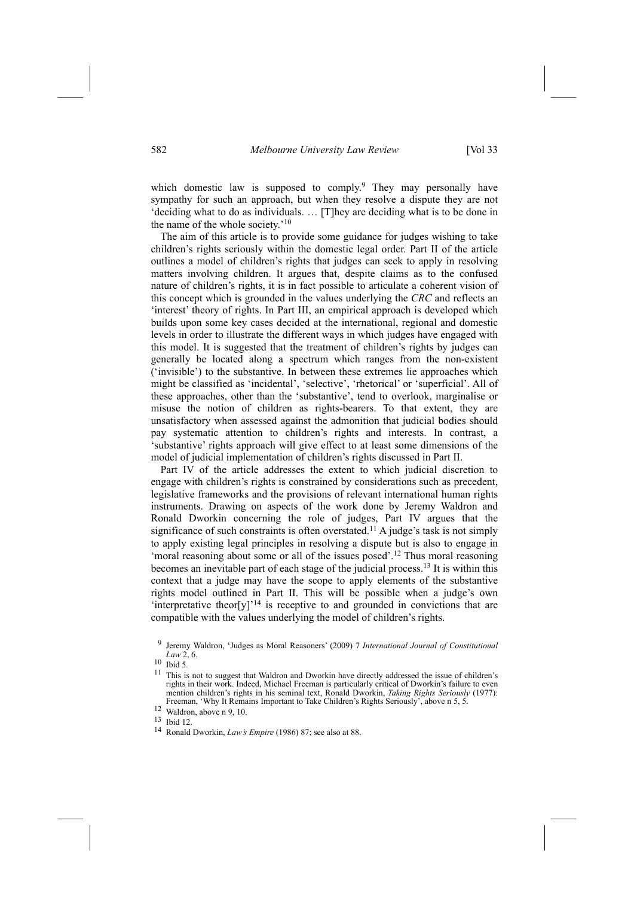which domestic law is supposed to comply.[9] They may personally have sympathy for such an approach, but when they resolve a dispute they are not 'deciding what to do as individuals. … [T]hey are deciding what is to be done in the name of the whole society.'[10]

The aim of this article is to provide some guidance for judges wishing to take children's rights seriously within the domestic legal order. Part II of the article outlines a model of children's rights that judges can seek to apply in resolving matters involving children. It argues that, despite claims as to the confused nature of children's rights, it is in fact possible to articulate a coherent vision of this concept which is grounded in the values underlying the *CRC* and reflects an 'interest' theory of rights. In Part III, an empirical approach is developed which builds upon some key cases decided at the international, regional and domestic levels in order to illustrate the different ways in which judges have engaged with this model. It is suggested that the treatment of children's rights by judges can generally be located along a spectrum which ranges from the non-existent ('invisible') to the substantive. In between these extremes lie approaches which might be classified as 'incidental', 'selective', 'rhetorical' or 'superficial'. All of these approaches, other than the 'substantive', tend to overlook, marginalise or misuse the notion of children as rights-bearers. To that extent, they are unsatisfactory when assessed against the admonition that judicial bodies should pay systematic attention to children's rights and interests. In contrast, a 'substantive' rights approach will give effect to at least some dimensions of the model of judicial implementation of children's rights discussed in Part II.

Part IV of the article addresses the extent to which judicial discretion to engage with children's rights is constrained by considerations such as precedent, legislative frameworks and the provisions of relevant international human rights instruments. Drawing on aspects of the work done by Jeremy Waldron and Ronald Dworkin concerning the role of judges, Part IV argues that the significance of such constraints is often overstated.[11] A judge's task is not simply to apply existing legal principles in resolving a dispute but is also to engage in 'moral reasoning about some or all of the issues posed'.[12] Thus moral reasoning becomes an inevitable part of each stage of the judicial process.[13] It is within this context that a judge may have the scope to apply elements of the substantive rights model outlined in Part II. This will be possible when a judge's own 'interpretative theor[y]'[14] is receptive to and grounded in convictions that are compatible with the values underlying the model of children's rights.

[9] Jeremy Waldron, 'Judges as Moral Reasoners' (2009) 7 *International Journal of Constitutional Law* 2, 6.

[10] Ibid 5.

[11] This is not to suggest that Waldron and Dworkin have directly addressed the issue of children's rights in their work. Indeed, Michael Freeman is particularly critical of Dworkin's failure to even mention children's rights in his seminal text, Ronald Dworkin, *Taking Rights Seriously* (1977): Freeman, 'Why It Remains Important to Take Children's Rights Seriously', above n 5, 5.

[12] Waldron, above n 9, 10.

[13] Ibid 12.

[14] Ronald Dworkin, *Law's Empire* (1986) 87; see also at 88.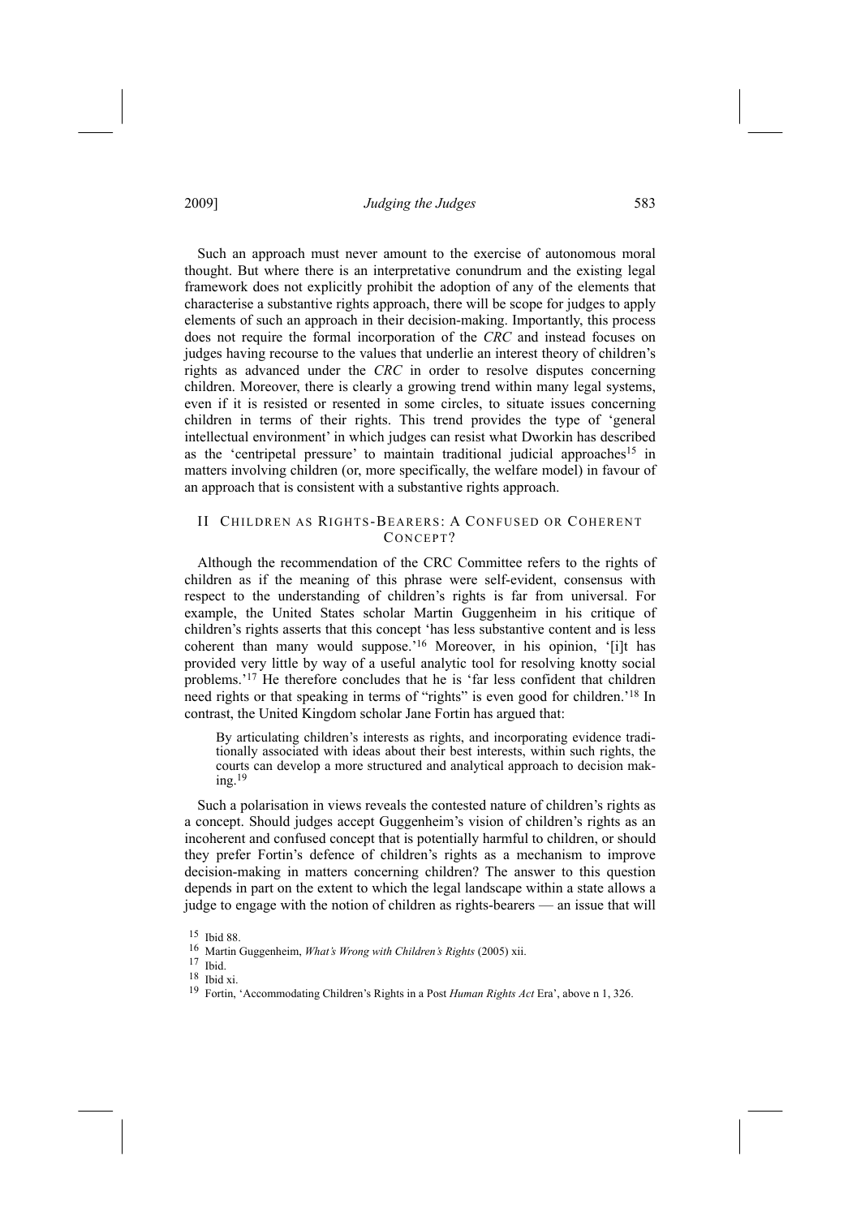Such an approach must never amount to the exercise of autonomous moral thought. But where there is an interpretative conundrum and the existing legal framework does not explicitly prohibit the adoption of any of the elements that characterise a substantive rights approach, there will be scope for judges to apply elements of such an approach in their decision-making. Importantly, this process does not require the formal incorporation of the *CRC* and instead focuses on judges having recourse to the values that underlie an interest theory of children's rights as advanced under the *CRC* in order to resolve disputes concerning children. Moreover, there is clearly a growing trend within many legal systems, even if it is resisted or resented in some circles, to situate issues concerning children in terms of their rights. This trend provides the type of 'general intellectual environment' in which judges can resist what Dworkin has described as the 'centripetal pressure' to maintain traditional judicial approaches[15] in matters involving children (or, more specifically, the welfare model) in favour of an approach that is consistent with a substantive rights approach.

## II Children as Rights-Bearers: A Confused or Coherent Concept?

Although the recommendation of the CRC Committee refers to the rights of children as if the meaning of this phrase were self-evident, consensus with respect to the understanding of children's rights is far from universal. For example, the United States scholar Martin Guggenheim in his critique of children's rights asserts that this concept 'has less substantive content and is less coherent than many would suppose.'[16] Moreover, in his opinion, '[i]t has provided very little by way of a useful analytic tool for resolving knotty social problems.'[17] He therefore concludes that he is 'far less confident that children need rights or that speaking in terms of "rights" is even good for children.'[18] In contrast, the United Kingdom scholar Jane Fortin has argued that:

> By articulating children's interests as rights, and incorporating evidence traditionally associated with ideas about their best interests, within such rights, the courts can develop a more structured and analytical approach to decision making.[19]

Such a polarisation in views reveals the contested nature of children's rights as a concept. Should judges accept Guggenheim's vision of children's rights as an incoherent and confused concept that is potentially harmful to children, or should they prefer Fortin's defence of children's rights as a mechanism to improve decision-making in matters concerning children? The answer to this question depends in part on the extent to which the legal landscape within a state allows a judge to engage with the notion of children as rights-bearers — an issue that will

---

[15] Ibid 88.

[16] Martin Guggenheim, *What's Wrong with Children's Rights* (2005) xii.

[17] Ibid.

[18] Ibid xi.

[19] Fortin, 'Accommodating Children's Rights in a Post *Human Rights Act* Era', above n 1, 326.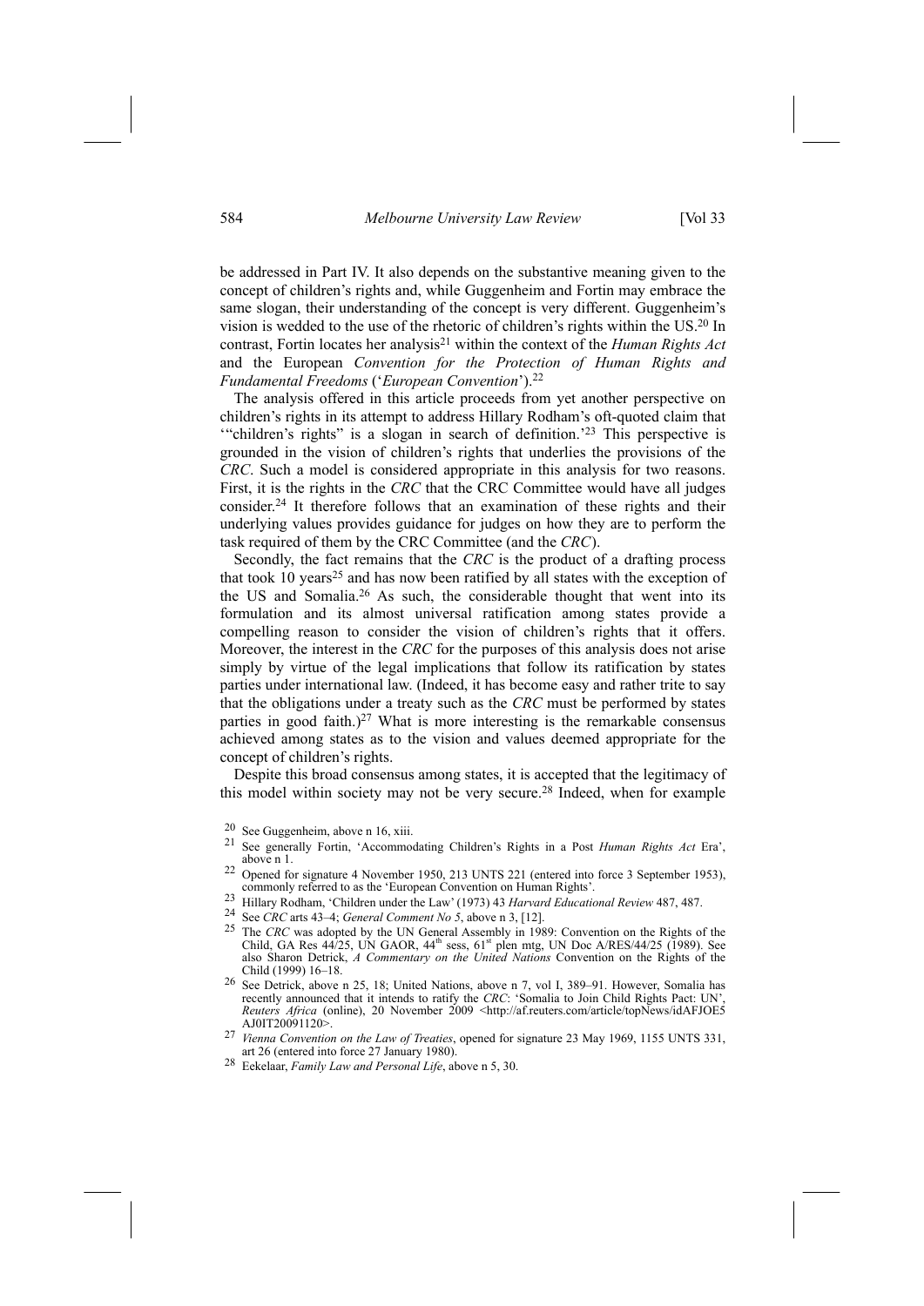be addressed in Part IV. It also depends on the substantive meaning given to the concept of children's rights and, while Guggenheim and Fortin may embrace the same slogan, their understanding of the concept is very different. Guggenheim's vision is wedded to the use of the rhetoric of children's rights within the US.[20] In contrast, Fortin locates her analysis[21] within the context of the *Human Rights Act* and the European *Convention for the Protection of Human Rights and Fundamental Freedoms* ('*European Convention*').[22]

The analysis offered in this article proceeds from yet another perspective on children's rights in its attempt to address Hillary Rodham's oft-quoted claim that '"children's rights" is a slogan in search of definition.'[23] This perspective is grounded in the vision of children's rights that underlies the provisions of the *CRC*. Such a model is considered appropriate in this analysis for two reasons. First, it is the rights in the *CRC* that the CRC Committee would have all judges consider.[24] It therefore follows that an examination of these rights and their underlying values provides guidance for judges on how they are to perform the task required of them by the CRC Committee (and the *CRC*).

Secondly, the fact remains that the *CRC* is the product of a drafting process that took 10 years[25] and has now been ratified by all states with the exception of the US and Somalia.[26] As such, the considerable thought that went into its formulation and its almost universal ratification among states provide a compelling reason to consider the vision of children's rights that it offers. Moreover, the interest in the *CRC* for the purposes of this analysis does not arise simply by virtue of the legal implications that follow its ratification by states parties under international law. (Indeed, it has become easy and rather trite to say that the obligations under a treaty such as the *CRC* must be performed by states parties in good faith.)[27] What is more interesting is the remarkable consensus achieved among states as to the vision and values deemed appropriate for the concept of children's rights.

Despite this broad consensus among states, it is accepted that the legitimacy of this model within society may not be very secure.[28] Indeed, when for example

---

[20] See Guggenheim, above n 16, xiii.

[21] See generally Fortin, 'Accommodating Children's Rights in a Post *Human Rights Act* Era', above n 1.

[22] Opened for signature 4 November 1950, 213 UNTS 221 (entered into force 3 September 1953), commonly referred to as the 'European Convention on Human Rights'.

[23] Hillary Rodham, 'Children under the Law' (1973) 43 *Harvard Educational Review* 487, 487.

[24] See *CRC* arts 43–4; *General Comment No 5*, above n 3, [12].

[25] The *CRC* was adopted by the UN General Assembly in 1989: Convention on the Rights of the Child, GA Res 44/25, UN GAOR, 44th sess, 61st plen mtg, UN Doc A/RES/44/25 (1989). See also Sharon Detrick, *A Commentary on the United Nations* Convention on the Rights of the Child (1999) 16–18.

[26] See Detrick, above n 25, 18; United Nations, above n 7, vol I, 389–91. However, Somalia has recently announced that it intends to ratify the *CRC*: 'Somalia to Join Child Rights Pact: UN', *Reuters Africa* (online), 20 November 2009 <http://af.reuters.com/article/topNews/idAFJOE5AJ0IT20091120>.

[27] *Vienna Convention on the Law of Treaties*, opened for signature 23 May 1969, 1155 UNTS 331, art 26 (entered into force 27 January 1980).

[28] Eekelaar, *Family Law and Personal Life*, above n 5, 30.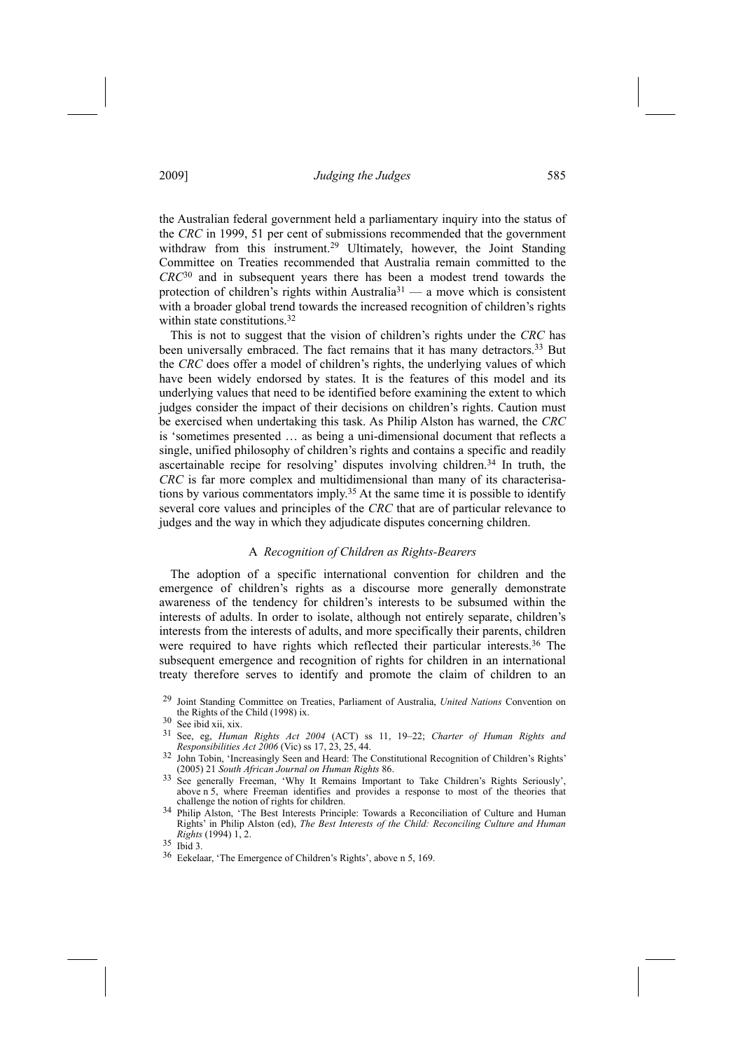the Australian federal government held a parliamentary inquiry into the status of the *CRC* in 1999, 51 per cent of submissions recommended that the government withdraw from this instrument.[29] Ultimately, however, the Joint Standing Committee on Treaties recommended that Australia remain committed to the *CRC*[30] and in subsequent years there has been a modest trend towards the protection of children's rights within Australia[31] — a move which is consistent with a broader global trend towards the increased recognition of children's rights within state constitutions.[32]

This is not to suggest that the vision of children's rights under the *CRC* has been universally embraced. The fact remains that it has many detractors.[33] But the *CRC* does offer a model of children's rights, the underlying values of which have been widely endorsed by states. It is the features of this model and its underlying values that need to be identified before examining the extent to which judges consider the impact of their decisions on children's rights. Caution must be exercised when undertaking this task. As Philip Alston has warned, the *CRC* is 'sometimes presented … as being a uni-dimensional document that reflects a single, unified philosophy of children's rights and contains a specific and readily ascertainable recipe for resolving' disputes involving children.[34] In truth, the *CRC* is far more complex and multidimensional than many of its characterisations by various commentators imply.[35] At the same time it is possible to identify several core values and principles of the *CRC* that are of particular relevance to judges and the way in which they adjudicate disputes concerning children.

### A *Recognition of Children as Rights-Bearers*

The adoption of a specific international convention for children and the emergence of children's rights as a discourse more generally demonstrate awareness of the tendency for children's interests to be subsumed within the interests of adults. In order to isolate, although not entirely separate, children's interests from the interests of adults, and more specifically their parents, children were required to have rights which reflected their particular interests.[36] The subsequent emergence and recognition of rights for children in an international treaty therefore serves to identify and promote the claim of children to an

---

[29] Joint Standing Committee on Treaties, Parliament of Australia, *United Nations* Convention on the Rights of the Child (1998) ix.

[30] See ibid xii, xix.

[31] See, eg, *Human Rights Act 2004* (ACT) ss 11, 19–22; *Charter of Human Rights and Responsibilities Act 2006* (Vic) ss 17, 23, 25, 44.

[32] John Tobin, 'Increasingly Seen and Heard: The Constitutional Recognition of Children's Rights' (2005) 21 *South African Journal on Human Rights* 86.

[33] See generally Freeman, 'Why It Remains Important to Take Children's Rights Seriously', above n 5, where Freeman identifies and provides a response to most of the theories that challenge the notion of rights for children.

[34] Philip Alston, 'The Best Interests Principle: Towards a Reconciliation of Culture and Human Rights' in Philip Alston (ed), *The Best Interests of the Child: Reconciling Culture and Human Rights* (1994) 1, 2.

[35] Ibid 3.

[36] Eekelaar, 'The Emergence of Children's Rights', above n 5, 169.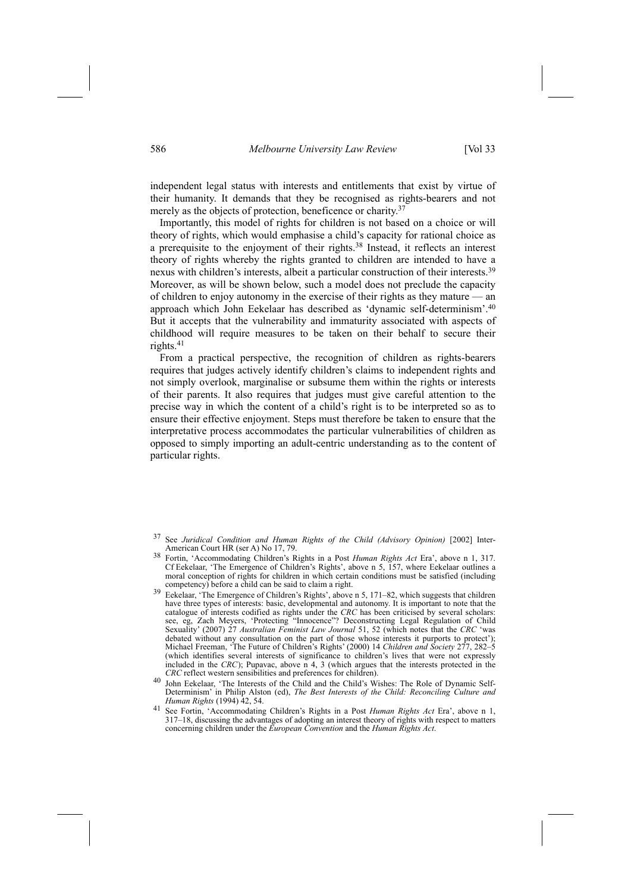independent legal status with interests and entitlements that exist by virtue of their humanity. It demands that they be recognised as rights-bearers and not merely as the objects of protection, beneficence or charity.[37]

Importantly, this model of rights for children is not based on a choice or will theory of rights, which would emphasise a child's capacity for rational choice as a prerequisite to the enjoyment of their rights.[38] Instead, it reflects an interest theory of rights whereby the rights granted to children are intended to have a nexus with children's interests, albeit a particular construction of their interests.[39] Moreover, as will be shown below, such a model does not preclude the capacity of children to enjoy autonomy in the exercise of their rights as they mature — an approach which John Eekelaar has described as 'dynamic self-determinism'.[40] But it accepts that the vulnerability and immaturity associated with aspects of childhood will require measures to be taken on their behalf to secure their rights.[41]

From a practical perspective, the recognition of children as rights-bearers requires that judges actively identify children's claims to independent rights and not simply overlook, marginalise or subsume them within the rights or interests of their parents. It also requires that judges must give careful attention to the precise way in which the content of a child's right is to be interpreted so as to ensure their effective enjoyment. Steps must therefore be taken to ensure that the interpretative process accommodates the particular vulnerabilities of children as opposed to simply importing an adult-centric understanding as to the content of particular rights.

---

[37] See *Juridical Condition and Human Rights of the Child (Advisory Opinion)* [2002] Inter-American Court HR (ser A) No 17, 79.

[38] Fortin, 'Accommodating Children's Rights in a Post *Human Rights Act* Era', above n 1, 317. Cf Eekelaar, 'The Emergence of Children's Rights', above n 5, 157, where Eekelaar outlines a moral conception of rights for children in which certain conditions must be satisfied (including competency) before a child can be said to claim a right.

[39] Eekelaar, 'The Emergence of Children's Rights', above n 5, 171–82, which suggests that children have three types of interests: basic, developmental and autonomy. It is important to note that the catalogue of interests codified as rights under the *CRC* has been criticised by several scholars: see, eg, Zach Meyers, 'Protecting "Innocence"? Deconstructing Legal Regulation of Child Sexuality' (2007) 27 *Australian Feminist Law Journal* 51, 52 (which notes that the *CRC* 'was debated without any consultation on the part of those whose interests it purports to protect'); Michael Freeman, 'The Future of Children's Rights' (2000) 14 *Children and Society* 277, 282–5 (which identifies several interests of significance to children's lives that were not expressly included in the *CRC*); Pupavac, above n 4, 3 (which argues that the interests protected in the *CRC* reflect western sensibilities and preferences for children).

[40] John Eekelaar, 'The Interests of the Child and the Child's Wishes: The Role of Dynamic Self-Determinism' in Philip Alston (ed), *The Best Interests of the Child: Reconciling Culture and Human Rights* (1994) 42, 54.

[41] See Fortin, 'Accommodating Children's Rights in a Post *Human Rights Act* Era', above n 1, 317–18, discussing the advantages of adopting an interest theory of rights with respect to matters concerning children under the *European Convention* and the *Human Rights Act*.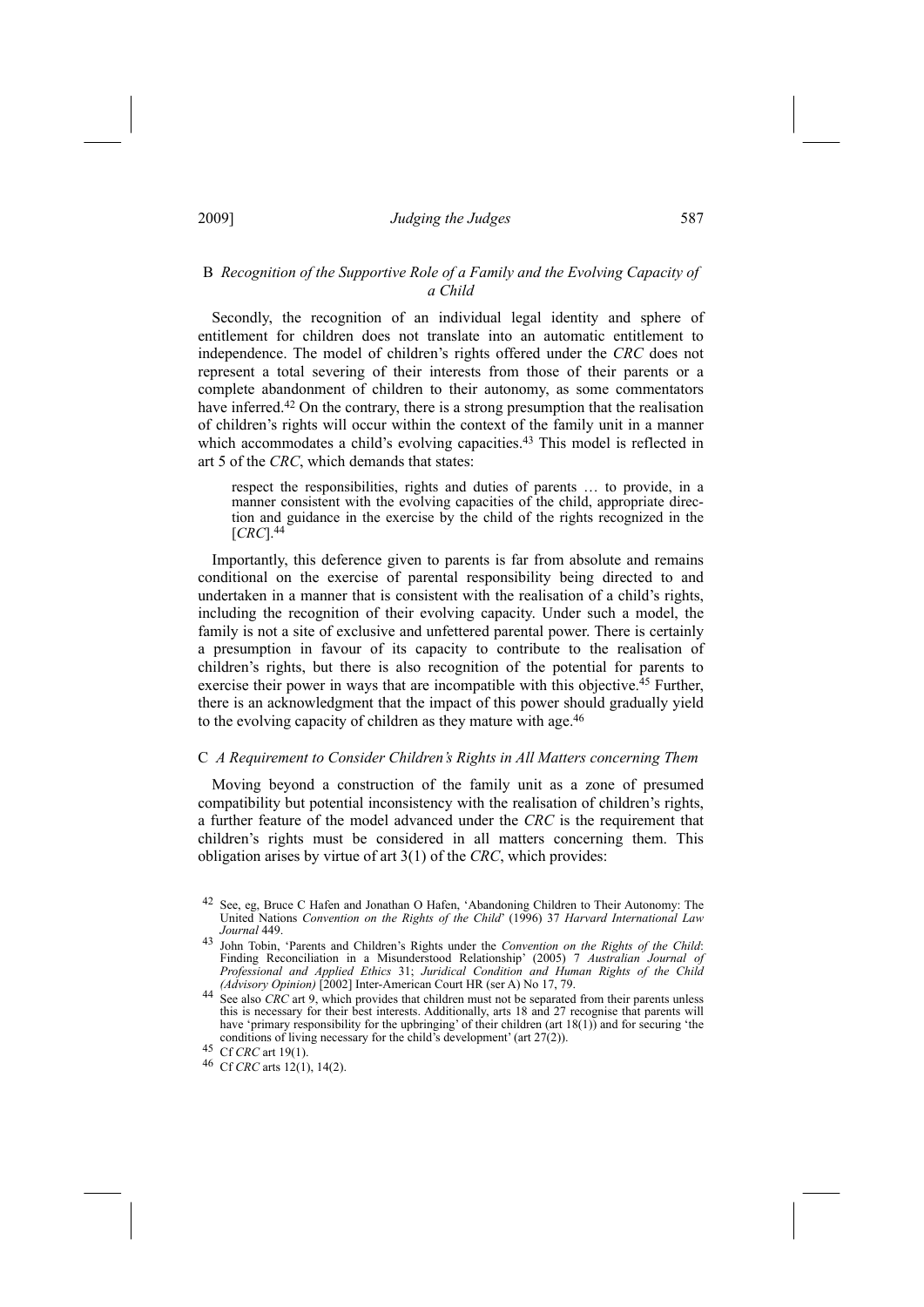### B *Recognition of the Supportive Role of a Family and the Evolving Capacity of a Child*

Secondly, the recognition of an individual legal identity and sphere of entitlement for children does not translate into an automatic entitlement to independence. The model of children's rights offered under the *CRC* does not represent a total severing of their interests from those of their parents or a complete abandonment of children to their autonomy, as some commentators have inferred.[42] On the contrary, there is a strong presumption that the realisation of children's rights will occur within the context of the family unit in a manner which accommodates a child's evolving capacities.[43] This model is reflected in art 5 of the *CRC*, which demands that states:

> respect the responsibilities, rights and duties of parents … to provide, in a manner consistent with the evolving capacities of the child, appropriate direction and guidance in the exercise by the child of the rights recognized in the [*CRC*].[44]

Importantly, this deference given to parents is far from absolute and remains conditional on the exercise of parental responsibility being directed to and undertaken in a manner that is consistent with the realisation of a child's rights, including the recognition of their evolving capacity. Under such a model, the family is not a site of exclusive and unfettered parental power. There is certainly a presumption in favour of its capacity to contribute to the realisation of children's rights, but there is also recognition of the potential for parents to exercise their power in ways that are incompatible with this objective.[45] Further, there is an acknowledgment that the impact of this power should gradually yield to the evolving capacity of children as they mature with age.[46]

### C *A Requirement to Consider Children's Rights in All Matters concerning Them*

Moving beyond a construction of the family unit as a zone of presumed compatibility but potential inconsistency with the realisation of children's rights, a further feature of the model advanced under the *CRC* is the requirement that children's rights must be considered in all matters concerning them. This obligation arises by virtue of art 3(1) of the *CRC*, which provides:

---

[42] See, eg, Bruce C Hafen and Jonathan O Hafen, 'Abandoning Children to Their Autonomy: The United Nations *Convention on the Rights of the Child*' (1996) 37 *Harvard International Law Journal* 449.

[43] John Tobin, 'Parents and Children's Rights under the *Convention on the Rights of the Child*: Finding Reconciliation in a Misunderstood Relationship' (2005) 7 *Australian Journal of Professional and Applied Ethics* 31; *Juridical Condition and Human Rights of the Child (Advisory Opinion)* [2002] Inter-American Court HR (ser A) No 17, 79.

[44] See also *CRC* art 9, which provides that children must not be separated from their parents unless this is necessary for their best interests. Additionally, arts 18 and 27 recognise that parents will have 'primary responsibility for the upbringing' of their children (art 18(1)) and for securing 'the conditions of living necessary for the child's development' (art 27(2)).

[45] Cf *CRC* art 19(1).

[46] Cf *CRC* arts 12(1), 14(2).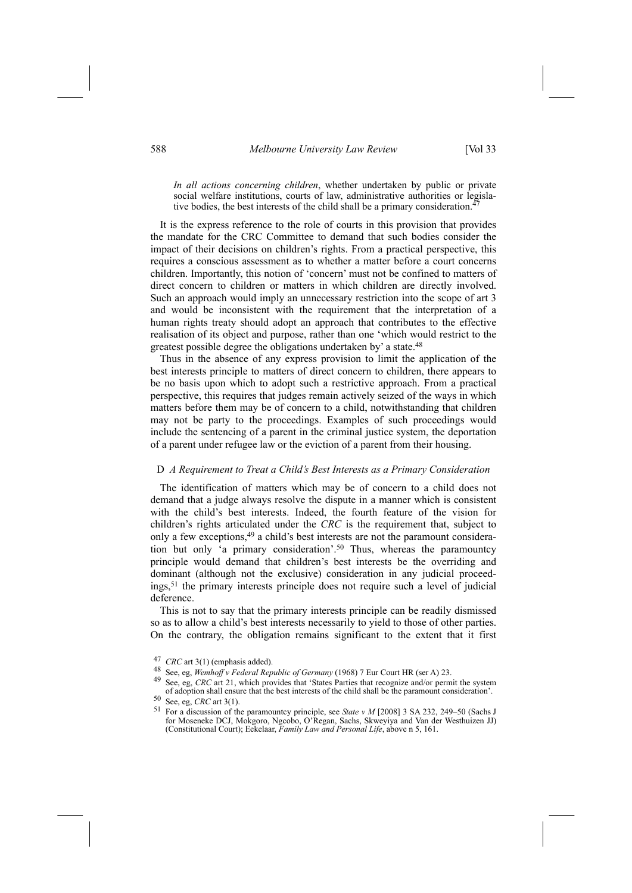> *In all actions concerning children*, whether undertaken by public or private social welfare institutions, courts of law, administrative authorities or legislative bodies, the best interests of the child shall be a primary consideration.[47]

It is the express reference to the role of courts in this provision that provides the mandate for the CRC Committee to demand that such bodies consider the impact of their decisions on children's rights. From a practical perspective, this requires a conscious assessment as to whether a matter before a court concerns children. Importantly, this notion of 'concern' must not be confined to matters of direct concern to children or matters in which children are directly involved. Such an approach would imply an unnecessary restriction into the scope of art 3 and would be inconsistent with the requirement that the interpretation of a human rights treaty should adopt an approach that contributes to the effective realisation of its object and purpose, rather than one 'which would restrict to the greatest possible degree the obligations undertaken by' a state.[48]

Thus in the absence of any express provision to limit the application of the best interests principle to matters of direct concern to children, there appears to be no basis upon which to adopt such a restrictive approach. From a practical perspective, this requires that judges remain actively seized of the ways in which matters before them may be of concern to a child, notwithstanding that children may not be party to the proceedings. Examples of such proceedings would include the sentencing of a parent in the criminal justice system, the deportation of a parent under refugee law or the eviction of a parent from their housing.

### D *A Requirement to Treat a Child's Best Interests as a Primary Consideration*

The identification of matters which may be of concern to a child does not demand that a judge always resolve the dispute in a manner which is consistent with the child's best interests. Indeed, the fourth feature of the vision for children's rights articulated under the *CRC* is the requirement that, subject to only a few exceptions,[49] a child's best interests are not the paramount consideration but only 'a primary consideration'.[50] Thus, whereas the paramountcy principle would demand that children's best interests be the overriding and dominant (although not the exclusive) consideration in any judicial proceedings,[51] the primary interests principle does not require such a level of judicial deference.

This is not to say that the primary interests principle can be readily dismissed so as to allow a child's best interests necessarily to yield to those of other parties. On the contrary, the obligation remains significant to the extent that it first

---

[47] *CRC* art 3(1) (emphasis added).

[48] See, eg, *Wemhoff v Federal Republic of Germany* (1968) 7 Eur Court HR (ser A) 23.

[49] See, eg, *CRC* art 21, which provides that 'States Parties that recognize and/or permit the system of adoption shall ensure that the best interests of the child shall be the paramount consideration'.

[50] See, eg, *CRC* art 3(1).

[51] For a discussion of the paramountcy principle, see *State v M* [2008] 3 SA 232, 249–50 (Sachs J for Moseneke DCJ, Mokgoro, Ngcobo, O'Regan, Sachs, Skweyiya and Van der Westhuizen JJ) (Constitutional Court); Eekelaar, *Family Law and Personal Life*, above n 5, 161.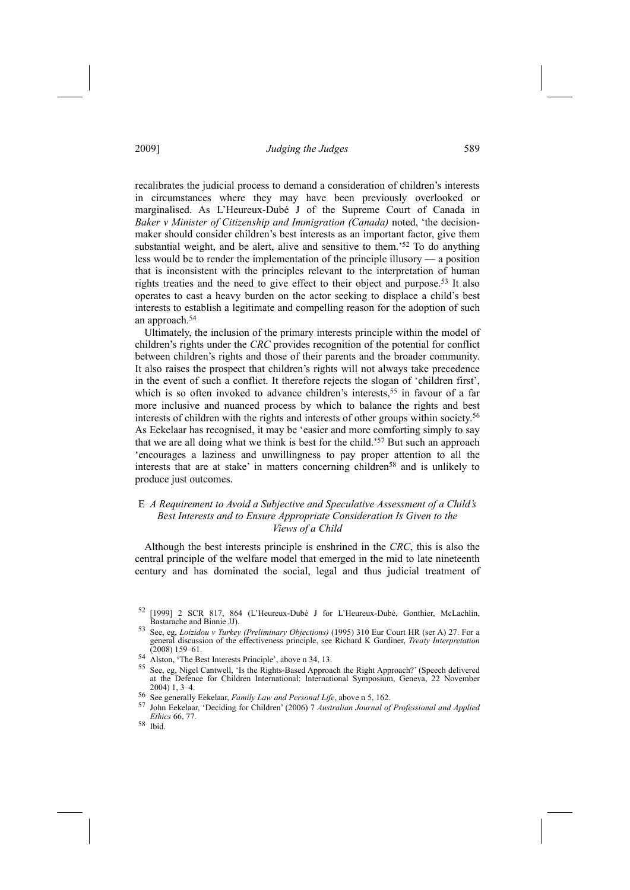recalibrates the judicial process to demand a consideration of children's interests in circumstances where they may have been previously overlooked or marginalised. As L'Heureux-Dubé J of the Supreme Court of Canada in *Baker v Minister of Citizenship and Immigration (Canada)* noted, 'the decision-maker should consider children's best interests as an important factor, give them substantial weight, and be alert, alive and sensitive to them.'[52] To do anything less would be to render the implementation of the principle illusory — a position that is inconsistent with the principles relevant to the interpretation of human rights treaties and the need to give effect to their object and purpose.[53] It also operates to cast a heavy burden on the actor seeking to displace a child's best interests to establish a legitimate and compelling reason for the adoption of such an approach.[54]

Ultimately, the inclusion of the primary interests principle within the model of children's rights under the *CRC* provides recognition of the potential for conflict between children's rights and those of their parents and the broader community. It also raises the prospect that children's rights will not always take precedence in the event of such a conflict. It therefore rejects the slogan of 'children first', which is so often invoked to advance children's interests,[55] in favour of a far more inclusive and nuanced process by which to balance the rights and best interests of children with the rights and interests of other groups within society.[56] As Eekelaar has recognised, it may be 'easier and more comforting simply to say that we are all doing what we think is best for the child.'[57] But such an approach 'encourages a laziness and unwillingness to pay proper attention to all the interests that are at stake' in matters concerning children[58] and is unlikely to produce just outcomes.

### E *A Requirement to Avoid a Subjective and Speculative Assessment of a Child's Best Interests and to Ensure Appropriate Consideration Is Given to the Views of a Child*

Although the best interests principle is enshrined in the *CRC*, this is also the central principle of the welfare model that emerged in the mid to late nineteenth century and has dominated the social, legal and thus judicial treatment of

---

[52] [1999] 2 SCR 817, 864 (L'Heureux-Dubé J for L'Heureux-Dubé, Gonthier, McLachlin, Bastarache and Binnie JJ).

[53] See, eg, *Loizidou v Turkey (Preliminary Objections)* (1995) 310 Eur Court HR (ser A) 27. For a general discussion of the effectiveness principle, see Richard K Gardiner, *Treaty Interpretation* (2008) 159–61.

[54] Alston, 'The Best Interests Principle', above n 34, 13.

[55] See, eg, Nigel Cantwell, 'Is the Rights-Based Approach the Right Approach?' (Speech delivered at the Defence for Children International: International Symposium, Geneva, 22 November 2004) 1, 3–4.

[56] See generally Eekelaar, *Family Law and Personal Life*, above n 5, 162.

[57] John Eekelaar, 'Deciding for Children' (2006) 7 *Australian Journal of Professional and Applied Ethics* 66, 77.

[58] Ibid.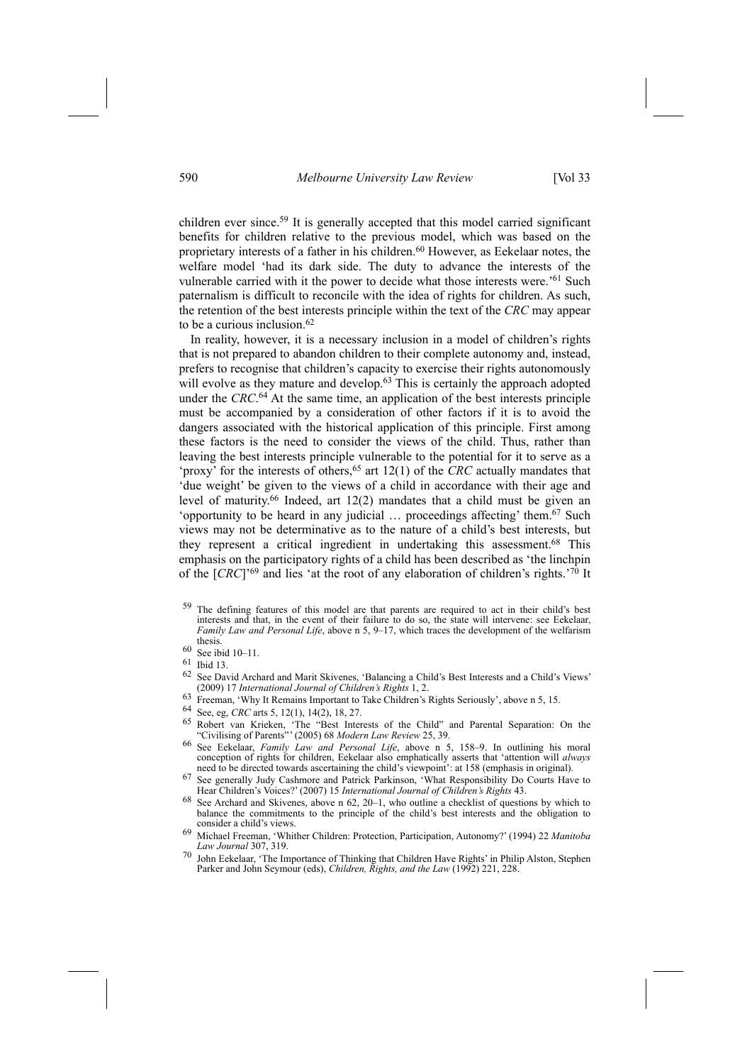children ever since.[59] It is generally accepted that this model carried significant benefits for children relative to the previous model, which was based on the proprietary interests of a father in his children.[60] However, as Eekelaar notes, the welfare model 'had its dark side. The duty to advance the interests of the vulnerable carried with it the power to decide what those interests were.'[61] Such paternalism is difficult to reconcile with the idea of rights for children. As such, the retention of the best interests principle within the text of the *CRC* may appear to be a curious inclusion.[62]

In reality, however, it is a necessary inclusion in a model of children's rights that is not prepared to abandon children to their complete autonomy and, instead, prefers to recognise that children's capacity to exercise their rights autonomously will evolve as they mature and develop.[63] This is certainly the approach adopted under the *CRC*.[64] At the same time, an application of the best interests principle must be accompanied by a consideration of other factors if it is to avoid the dangers associated with the historical application of this principle. First among these factors is the need to consider the views of the child. Thus, rather than leaving the best interests principle vulnerable to the potential for it to serve as a 'proxy' for the interests of others,[65] art 12(1) of the *CRC* actually mandates that 'due weight' be given to the views of a child in accordance with their age and level of maturity.[66] Indeed, art 12(2) mandates that a child must be given an 'opportunity to be heard in any judicial … proceedings affecting' them.[67] Such views may not be determinative as to the nature of a child's best interests, but they represent a critical ingredient in undertaking this assessment.[68] This emphasis on the participatory rights of a child has been described as 'the linchpin of the [*CRC*]'[69] and lies 'at the root of any elaboration of children's rights.'[70] It

59 The defining features of this model are that parents are required to act in their child's best interests and that, in the event of their failure to do so, the state will intervene: see Eekelaar, *Family Law and Personal Life*, above n 5, 9–17, which traces the development of the welfarism thesis.

60 See ibid 10–11.

61 Ibid 13.

62 See David Archard and Marit Skivenes, 'Balancing a Child's Best Interests and a Child's Views' (2009) 17 *International Journal of Children's Rights* 1, 2.

63 Freeman, 'Why It Remains Important to Take Children's Rights Seriously', above n 5, 15.

64 See, eg, *CRC* arts 5, 12(1), 14(2), 18, 27.

65 Robert van Krieken, 'The "Best Interests of the Child" and Parental Separation: On the "Civilising of Parents"' (2005) 68 *Modern Law Review* 25, 39.

66 See Eekelaar, *Family Law and Personal Life*, above n 5, 158–9. In outlining his moral conception of rights for children, Eekelaar also emphatically asserts that 'attention will *always* need to be directed towards ascertaining the child's viewpoint': at 158 (emphasis in original).

67 See generally Judy Cashmore and Patrick Parkinson, 'What Responsibility Do Courts Have to Hear Children's Voices?' (2007) 15 *International Journal of Children's Rights* 43.

68 See Archard and Skivenes, above n 62, 20–1, who outline a checklist of questions by which to balance the commitments to the principle of the child's best interests and the obligation to consider a child's views.

69 Michael Freeman, 'Whither Children: Protection, Participation, Autonomy?' (1994) 22 *Manitoba Law Journal* 307, 319.

70 John Eekelaar, 'The Importance of Thinking that Children Have Rights' in Philip Alston, Stephen Parker and John Seymour (eds), *Children, Rights, and the Law* (1992) 221, 228.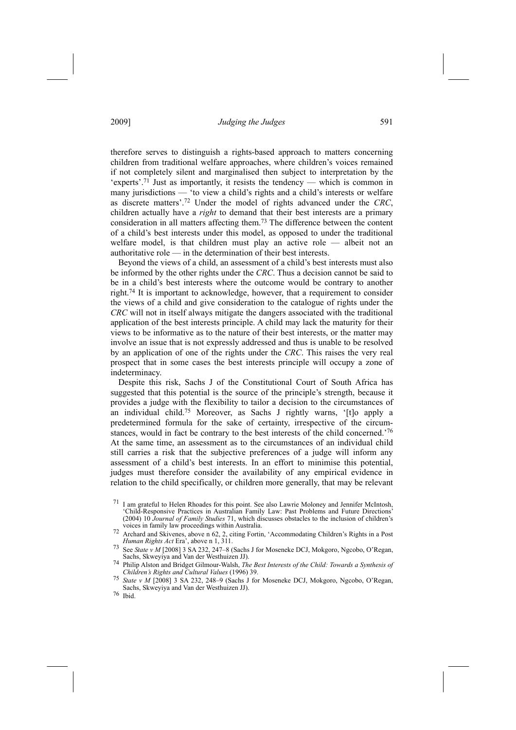therefore serves to distinguish a rights-based approach to matters concerning children from traditional welfare approaches, where children's voices remained if not completely silent and marginalised then subject to interpretation by the 'experts'.[71] Just as importantly, it resists the tendency — which is common in many jurisdictions — 'to view a child's rights and a child's interests or welfare as discrete matters'.[72] Under the model of rights advanced under the *CRC*, children actually have a *right* to demand that their best interests are a primary consideration in all matters affecting them.[73] The difference between the content of a child's best interests under this model, as opposed to under the traditional welfare model, is that children must play an active role — albeit not an authoritative role — in the determination of their best interests.

Beyond the views of a child, an assessment of a child's best interests must also be informed by the other rights under the *CRC*. Thus a decision cannot be said to be in a child's best interests where the outcome would be contrary to another right.[74] It is important to acknowledge, however, that a requirement to consider the views of a child and give consideration to the catalogue of rights under the *CRC* will not in itself always mitigate the dangers associated with the traditional application of the best interests principle. A child may lack the maturity for their views to be informative as to the nature of their best interests, or the matter may involve an issue that is not expressly addressed and thus is unable to be resolved by an application of one of the rights under the *CRC*. This raises the very real prospect that in some cases the best interests principle will occupy a zone of indeterminacy.

Despite this risk, Sachs J of the Constitutional Court of South Africa has suggested that this potential is the source of the principle's strength, because it provides a judge with the flexibility to tailor a decision to the circumstances of an individual child.[75] Moreover, as Sachs J rightly warns, '[t]o apply a predetermined formula for the sake of certainty, irrespective of the circumstances, would in fact be contrary to the best interests of the child concerned.'[76] At the same time, an assessment as to the circumstances of an individual child still carries a risk that the subjective preferences of a judge will inform any assessment of a child's best interests. In an effort to minimise this potential, judges must therefore consider the availability of any empirical evidence in relation to the child specifically, or children more generally, that may be relevant

---

[71] I am grateful to Helen Rhoades for this point. See also Lawrie Moloney and Jennifer McIntosh, 'Child-Responsive Practices in Australian Family Law: Past Problems and Future Directions' (2004) 10 *Journal of Family Studies* 71, which discusses obstacles to the inclusion of children's voices in family law proceedings within Australia.

[72] Archard and Skivenes, above n 62, 2, citing Fortin, 'Accommodating Children's Rights in a Post *Human Rights Act* Era', above n 1, 311.

[73] See *State v M* [2008] 3 SA 232, 247–8 (Sachs J for Moseneke DCJ, Mokgoro, Ngcobo, O'Regan, Sachs, Skweyiya and Van der Westhuizen JJ).

[74] Philip Alston and Bridget Gilmour-Walsh, *The Best Interests of the Child: Towards a Synthesis of Children's Rights and Cultural Values* (1996) 39.

[75] *State v M* [2008] 3 SA 232, 248–9 (Sachs J for Moseneke DCJ, Mokgoro, Ngcobo, O'Regan, Sachs, Skweyiya and Van der Westhuizen JJ).

[76] Ibid.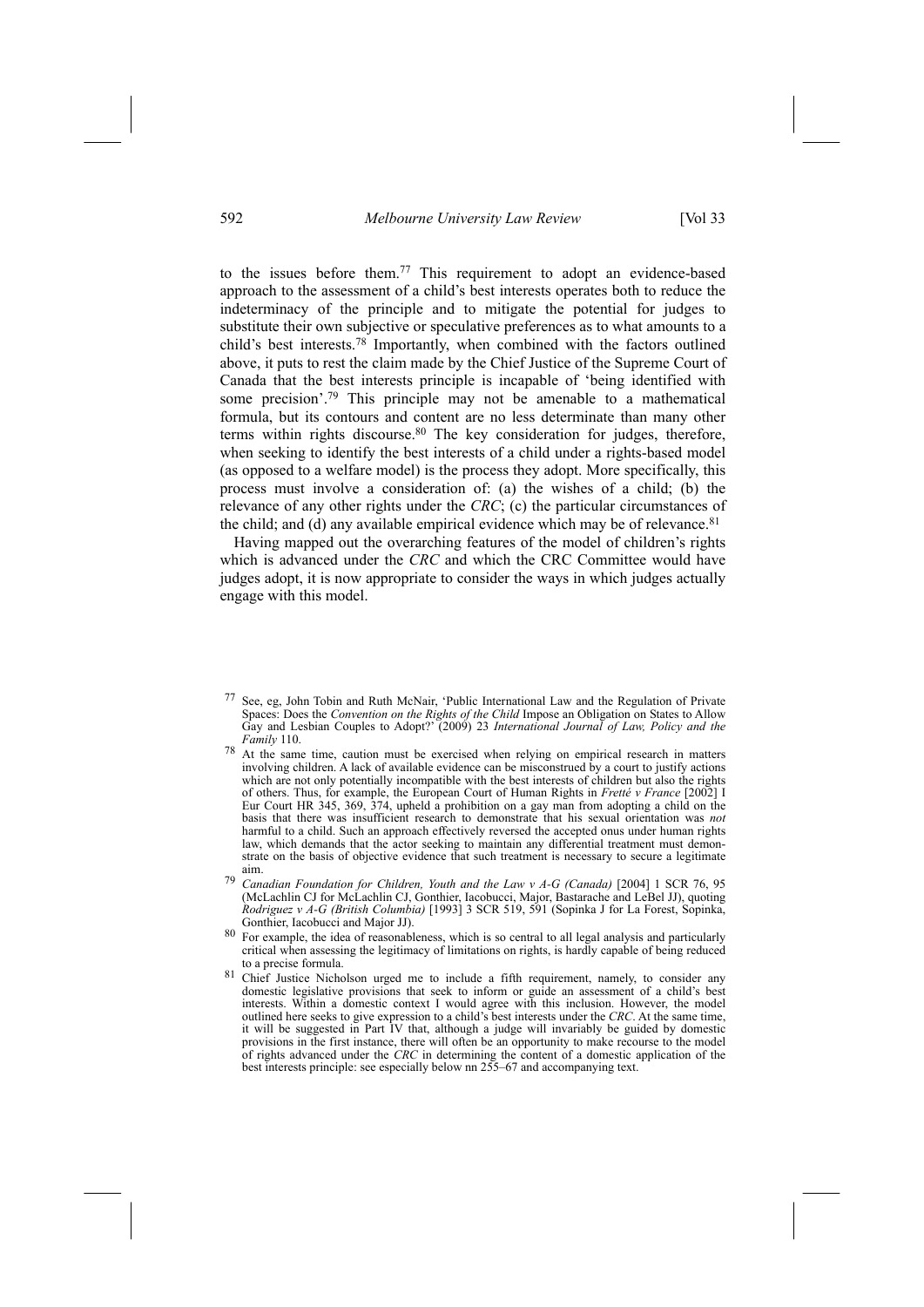to the issues before them.[77] This requirement to adopt an evidence-based approach to the assessment of a child's best interests operates both to reduce the indeterminacy of the principle and to mitigate the potential for judges to substitute their own subjective or speculative preferences as to what amounts to a child's best interests.[78] Importantly, when combined with the factors outlined above, it puts to rest the claim made by the Chief Justice of the Supreme Court of Canada that the best interests principle is incapable of 'being identified with some precision'.[79] This principle may not be amenable to a mathematical formula, but its contours and content are no less determinate than many other terms within rights discourse.[80] The key consideration for judges, therefore, when seeking to identify the best interests of a child under a rights-based model (as opposed to a welfare model) is the process they adopt. More specifically, this process must involve a consideration of: (a) the wishes of a child; (b) the relevance of any other rights under the *CRC*; (c) the particular circumstances of the child; and (d) any available empirical evidence which may be of relevance.[81]

Having mapped out the overarching features of the model of children's rights which is advanced under the *CRC* and which the CRC Committee would have judges adopt, it is now appropriate to consider the ways in which judges actually engage with this model.

---

[77] See, eg, John Tobin and Ruth McNair, 'Public International Law and the Regulation of Private Spaces: Does the *Convention on the Rights of the Child* Impose an Obligation on States to Allow Gay and Lesbian Couples to Adopt?' (2009) 23 *International Journal of Law, Policy and the Family* 110.

[78] At the same time, caution must be exercised when relying on empirical research in matters involving children. A lack of available evidence can be misconstrued by a court to justify actions which are not only potentially incompatible with the best interests of children but also the rights of others. Thus, for example, the European Court of Human Rights in *Fretté v France* [2002] I Eur Court HR 345, 369, 374, upheld a prohibition on a gay man from adopting a child on the basis that there was insufficient research to demonstrate that his sexual orientation was *not* harmful to a child. Such an approach effectively reversed the accepted onus under human rights law, which demands that the actor seeking to maintain any differential treatment must demonstrate on the basis of objective evidence that such treatment is necessary to secure a legitimate aim.

[79] *Canadian Foundation for Children, Youth and the Law v A-G (Canada)* [2004] 1 SCR 76, 95 (McLachlin CJ for McLachlin CJ, Gonthier, Iacobucci, Major, Bastarache and LeBel JJ), quoting *Rodriguez v A-G (British Columbia)* [1993] 3 SCR 519, 591 (Sopinka J for La Forest, Sopinka, Gonthier, Iacobucci and Major JJ).

[80] For example, the idea of reasonableness, which is so central to all legal analysis and particularly critical when assessing the legitimacy of limitations on rights, is hardly capable of being reduced to a precise formula.

[81] Chief Justice Nicholson urged me to include a fifth requirement, namely, to consider any domestic legislative provisions that seek to inform or guide an assessment of a child's best interests. Within a domestic context I would agree with this inclusion. However, the model outlined here seeks to give expression to a child's best interests under the *CRC*. At the same time, it will be suggested in Part IV that, although a judge will invariably be guided by domestic provisions in the first instance, there will often be an opportunity to make recourse to the model of rights advanced under the *CRC* in determining the content of a domestic application of the best interests principle: see especially below nn 255–67 and accompanying text.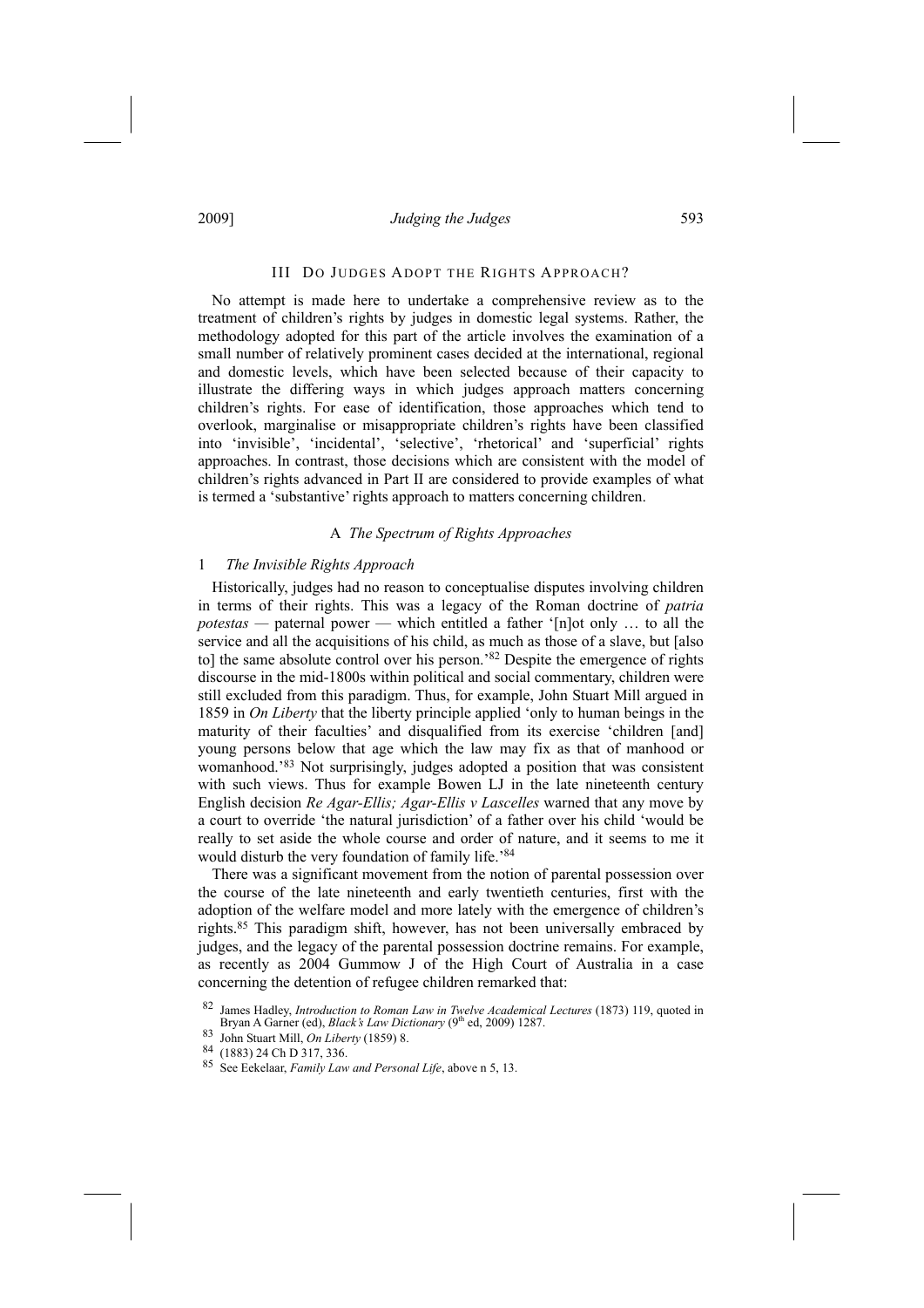## III Do Judges Adopt the Rights Approach?

No attempt is made here to undertake a comprehensive review as to the treatment of children's rights by judges in domestic legal systems. Rather, the methodology adopted for this part of the article involves the examination of a small number of relatively prominent cases decided at the international, regional and domestic levels, which have been selected because of their capacity to illustrate the differing ways in which judges approach matters concerning children's rights. For ease of identification, those approaches which tend to overlook, marginalise or misappropriate children's rights have been classified into 'invisible', 'incidental', 'selective', 'rhetorical' and 'superficial' rights approaches. In contrast, those decisions which are consistent with the model of children's rights advanced in Part II are considered to provide examples of what is termed a 'substantive' rights approach to matters concerning children.

### A *The Spectrum of Rights Approaches*

#### 1 *The Invisible Rights Approach*

Historically, judges had no reason to conceptualise disputes involving children in terms of their rights. This was a legacy of the Roman doctrine of *patria potestas* — paternal power — which entitled a father '[n]ot only … to all the service and all the acquisitions of his child, as much as those of a slave, but [also to] the same absolute control over his person.'[82] Despite the emergence of rights discourse in the mid-1800s within political and social commentary, children were still excluded from this paradigm. Thus, for example, John Stuart Mill argued in 1859 in *On Liberty* that the liberty principle applied 'only to human beings in the maturity of their faculties' and disqualified from its exercise 'children [and] young persons below that age which the law may fix as that of manhood or womanhood.'[83] Not surprisingly, judges adopted a position that was consistent with such views. Thus for example Bowen LJ in the late nineteenth century English decision *Re Agar-Ellis; Agar-Ellis v Lascelles* warned that any move by a court to override 'the natural jurisdiction' of a father over his child 'would be really to set aside the whole course and order of nature, and it seems to me it would disturb the very foundation of family life.'[84]

There was a significant movement from the notion of parental possession over the course of the late nineteenth and early twentieth centuries, first with the adoption of the welfare model and more lately with the emergence of children's rights.[85] This paradigm shift, however, has not been universally embraced by judges, and the legacy of the parental possession doctrine remains. For example, as recently as 2004 Gummow J of the High Court of Australia in a case concerning the detention of refugee children remarked that:

---

[82] James Hadley, *Introduction to Roman Law in Twelve Academical Lectures* (1873) 119, quoted in Bryan A Garner (ed), *Black's Law Dictionary* (9th ed, 2009) 1287.

[83] John Stuart Mill, *On Liberty* (1859) 8.

[84] (1883) 24 Ch D 317, 336.

[85] See Eekelaar, *Family Law and Personal Life*, above n 5, 13.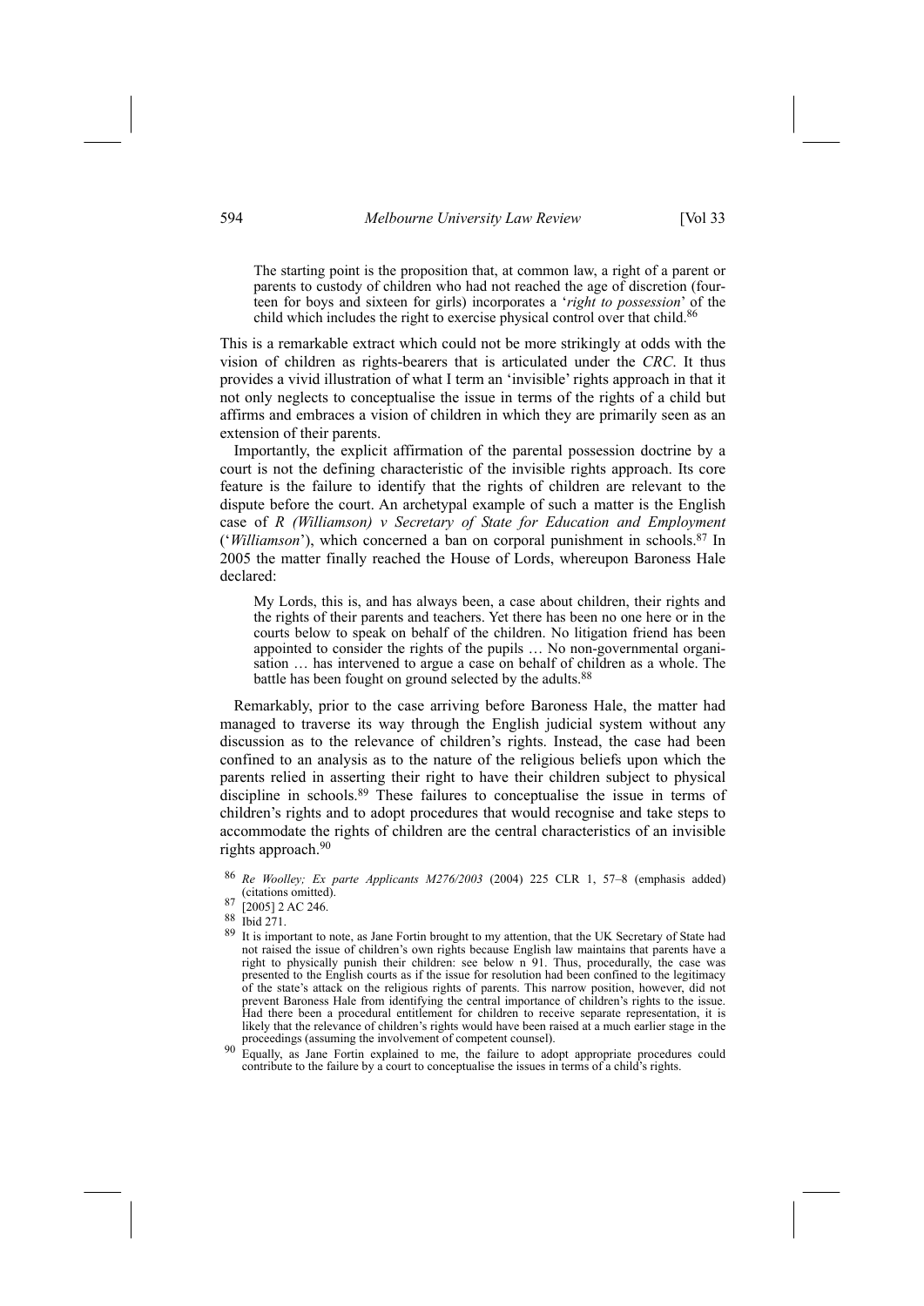> The starting point is the proposition that, at common law, a right of a parent or parents to custody of children who had not reached the age of discretion (fourteen for boys and sixteen for girls) incorporates a '*right to possession*' of the child which includes the right to exercise physical control over that child.[86]

This is a remarkable extract which could not be more strikingly at odds with the vision of children as rights-bearers that is articulated under the *CRC*. It thus provides a vivid illustration of what I term an 'invisible' rights approach in that it not only neglects to conceptualise the issue in terms of the rights of a child but affirms and embraces a vision of children in which they are primarily seen as an extension of their parents.

Importantly, the explicit affirmation of the parental possession doctrine by a court is not the defining characteristic of the invisible rights approach. Its core feature is the failure to identify that the rights of children are relevant to the dispute before the court. An archetypal example of such a matter is the English case of *R (Williamson) v Secretary of State for Education and Employment* ('*Williamson*'), which concerned a ban on corporal punishment in schools.[87] In 2005 the matter finally reached the House of Lords, whereupon Baroness Hale declared:

> My Lords, this is, and has always been, a case about children, their rights and the rights of their parents and teachers. Yet there has been no one here or in the courts below to speak on behalf of the children. No litigation friend has been appointed to consider the rights of the pupils … No non-governmental organisation … has intervened to argue a case on behalf of children as a whole. The battle has been fought on ground selected by the adults.[88]

Remarkably, prior to the case arriving before Baroness Hale, the matter had managed to traverse its way through the English judicial system without any discussion as to the relevance of children's rights. Instead, the case had been confined to an analysis as to the nature of the religious beliefs upon which the parents relied in asserting their right to have their children subject to physical discipline in schools.[89] These failures to conceptualise the issue in terms of children's rights and to adopt procedures that would recognise and take steps to accommodate the rights of children are the central characteristics of an invisible rights approach.[90]

---

[86] *Re Woolley; Ex parte Applicants M276/2003* (2004) 225 CLR 1, 57–8 (emphasis added) (citations omitted).

[87] [2005] 2 AC 246.

[88] Ibid 271.

[89] It is important to note, as Jane Fortin brought to my attention, that the UK Secretary of State had not raised the issue of children's own rights because English law maintains that parents have a right to physically punish their children: see below n 91. Thus, procedurally, the case was presented to the English courts as if the issue for resolution had been confined to the legitimacy of the state's attack on the religious rights of parents. This narrow position, however, did not prevent Baroness Hale from identifying the central importance of children's rights to the issue. Had there been a procedural entitlement for children to receive separate representation, it is likely that the relevance of children's rights would have been raised at a much earlier stage in the proceedings (assuming the involvement of competent counsel).

[90] Equally, as Jane Fortin explained to me, the failure to adopt appropriate procedures could contribute to the failure by a court to conceptualise the issues in terms of a child's rights.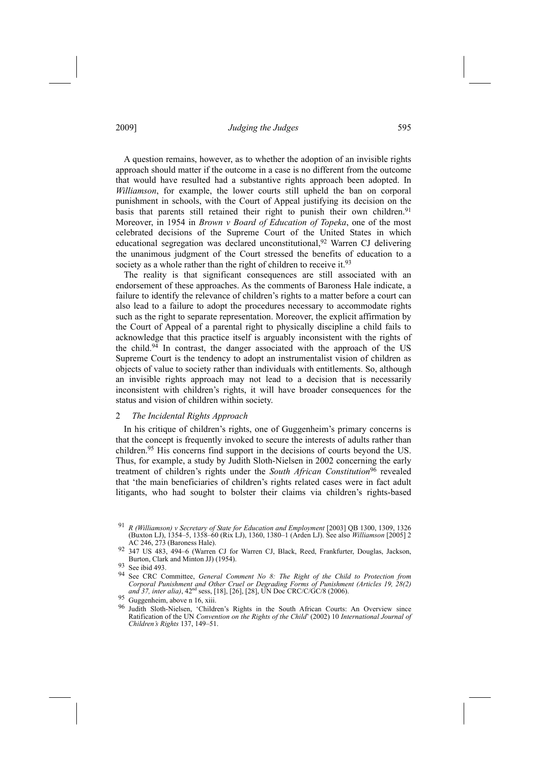A question remains, however, as to whether the adoption of an invisible rights approach should matter if the outcome in a case is no different from the outcome that would have resulted had a substantive rights approach been adopted. In *Williamson*, for example, the lower courts still upheld the ban on corporal punishment in schools, with the Court of Appeal justifying its decision on the basis that parents still retained their right to punish their own children.[91] Moreover, in 1954 in *Brown v Board of Education of Topeka*, one of the most celebrated decisions of the Supreme Court of the United States in which educational segregation was declared unconstitutional,[92] Warren CJ delivering the unanimous judgment of the Court stressed the benefits of education to a society as a whole rather than the right of children to receive it.[93]

The reality is that significant consequences are still associated with an endorsement of these approaches. As the comments of Baroness Hale indicate, a failure to identify the relevance of children's rights to a matter before a court can also lead to a failure to adopt the procedures necessary to accommodate rights such as the right to separate representation. Moreover, the explicit affirmation by the Court of Appeal of a parental right to physically discipline a child fails to acknowledge that this practice itself is arguably inconsistent with the rights of the child.[94] In contrast, the danger associated with the approach of the US Supreme Court is the tendency to adopt an instrumentalist vision of children as objects of value to society rather than individuals with entitlements. So, although an invisible rights approach may not lead to a decision that is necessarily inconsistent with children's rights, it will have broader consequences for the status and vision of children within society.

### 2 *The Incidental Rights Approach*

In his critique of children's rights, one of Guggenheim's primary concerns is that the concept is frequently invoked to secure the interests of adults rather than children.[95] His concerns find support in the decisions of courts beyond the US. Thus, for example, a study by Judith Sloth-Nielsen in 2002 concerning the early treatment of children's rights under the *South African Constitution*[96] revealed that 'the main beneficiaries of children's rights related cases were in fact adult litigants, who had sought to bolster their claims via children's rights-based

---

[91] *R (Williamson) v Secretary of State for Education and Employment* [2003] QB 1300, 1309, 1326 (Buxton LJ), 1354–5, 1358–60 (Rix LJ), 1360, 1380–1 (Arden LJ). See also *Williamson* [2005] 2 AC 246, 273 (Baroness Hale).

[92] 347 US 483, 494–6 (Warren CJ for Warren CJ, Black, Reed, Frankfurter, Douglas, Jackson, Burton, Clark and Minton JJ) (1954).

[93] See ibid 493.

[94] See CRC Committee, *General Comment No 8: The Right of the Child to Protection from Corporal Punishment and Other Cruel or Degrading Forms of Punishment (Articles 19, 28(2) and 37, inter alia)*, 42nd sess, [18], [26], [28], UN Doc CRC/C/GC/8 (2006).

[95] Guggenheim, above n 16, xiii.

[96] Judith Sloth-Nielsen, 'Children's Rights in the South African Courts: An Overview since Ratification of the UN *Convention on the Rights of the Child*' (2002) 10 *International Journal of Children's Rights* 137, 149–51.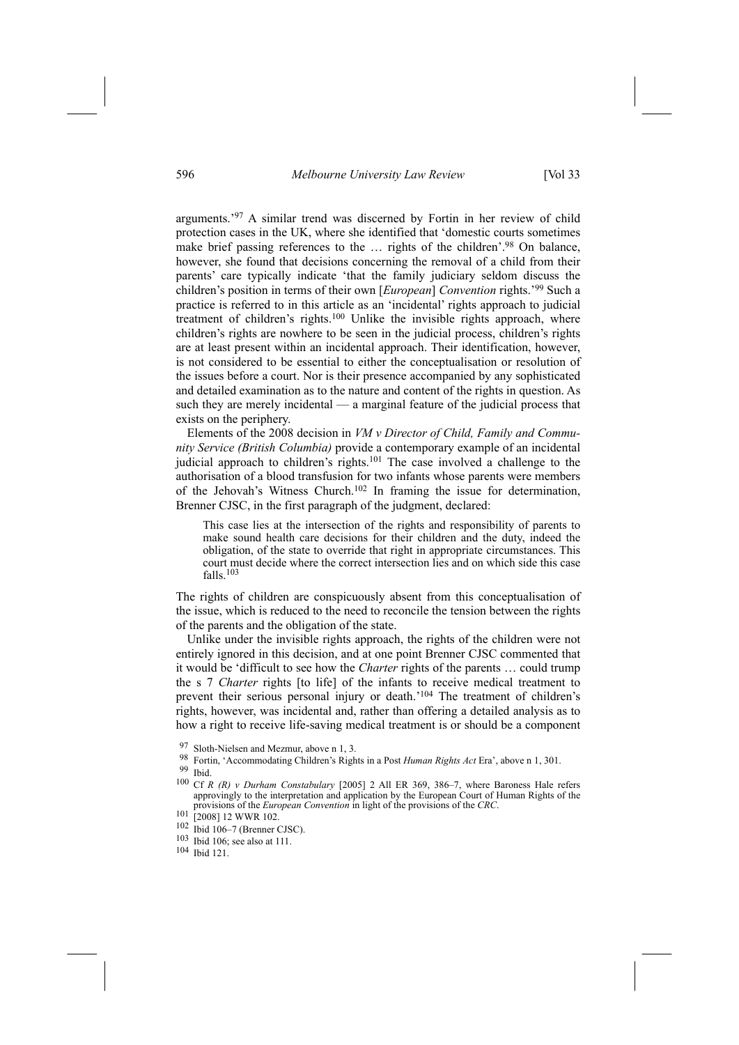arguments.'[97] A similar trend was discerned by Fortin in her review of child protection cases in the UK, where she identified that 'domestic courts sometimes make brief passing references to the … rights of the children'.[98] On balance, however, she found that decisions concerning the removal of a child from their parents' care typically indicate 'that the family judiciary seldom discuss the children's position in terms of their own [*European*] *Convention* rights.'[99] Such a practice is referred to in this article as an 'incidental' rights approach to judicial treatment of children's rights.[100] Unlike the invisible rights approach, where children's rights are nowhere to be seen in the judicial process, children's rights are at least present within an incidental approach. Their identification, however, is not considered to be essential to either the conceptualisation or resolution of the issues before a court. Nor is their presence accompanied by any sophisticated and detailed examination as to the nature and content of the rights in question. As such they are merely incidental — a marginal feature of the judicial process that exists on the periphery.

Elements of the 2008 decision in *VM v Director of Child, Family and Community Service (British Columbia)* provide a contemporary example of an incidental judicial approach to children's rights.[101] The case involved a challenge to the authorisation of a blood transfusion for two infants whose parents were members of the Jehovah's Witness Church.[102] In framing the issue for determination, Brenner CJSC, in the first paragraph of the judgment, declared:

> This case lies at the intersection of the rights and responsibility of parents to make sound health care decisions for their children and the duty, indeed the obligation, of the state to override that right in appropriate circumstances. This court must decide where the correct intersection lies and on which side this case falls.[103]

The rights of children are conspicuously absent from this conceptualisation of the issue, which is reduced to the need to reconcile the tension between the rights of the parents and the obligation of the state.

Unlike under the invisible rights approach, the rights of the children were not entirely ignored in this decision, and at one point Brenner CJSC commented that it would be 'difficult to see how the *Charter* rights of the parents … could trump the s 7 *Charter* rights [to life] of the infants to receive medical treatment to prevent their serious personal injury or death.'[104] The treatment of children's rights, however, was incidental and, rather than offering a detailed analysis as to how a right to receive life-saving medical treatment is or should be a component

---

97 Sloth-Nielsen and Mezmur, above n 1, 3.

98 Fortin, 'Accommodating Children's Rights in a Post *Human Rights Act* Era', above n 1, 301.

99 Ibid.

100 Cf *R (R) v Durham Constabulary* [2005] 2 All ER 369, 386–7, where Baroness Hale refers approvingly to the interpretation and application by the European Court of Human Rights of the provisions of the *European Convention* in light of the provisions of the *CRC*.

101 [2008] 12 WWR 102.

102 Ibid 106–7 (Brenner CJSC).

103 Ibid 106; see also at 111.

104 Ibid 121.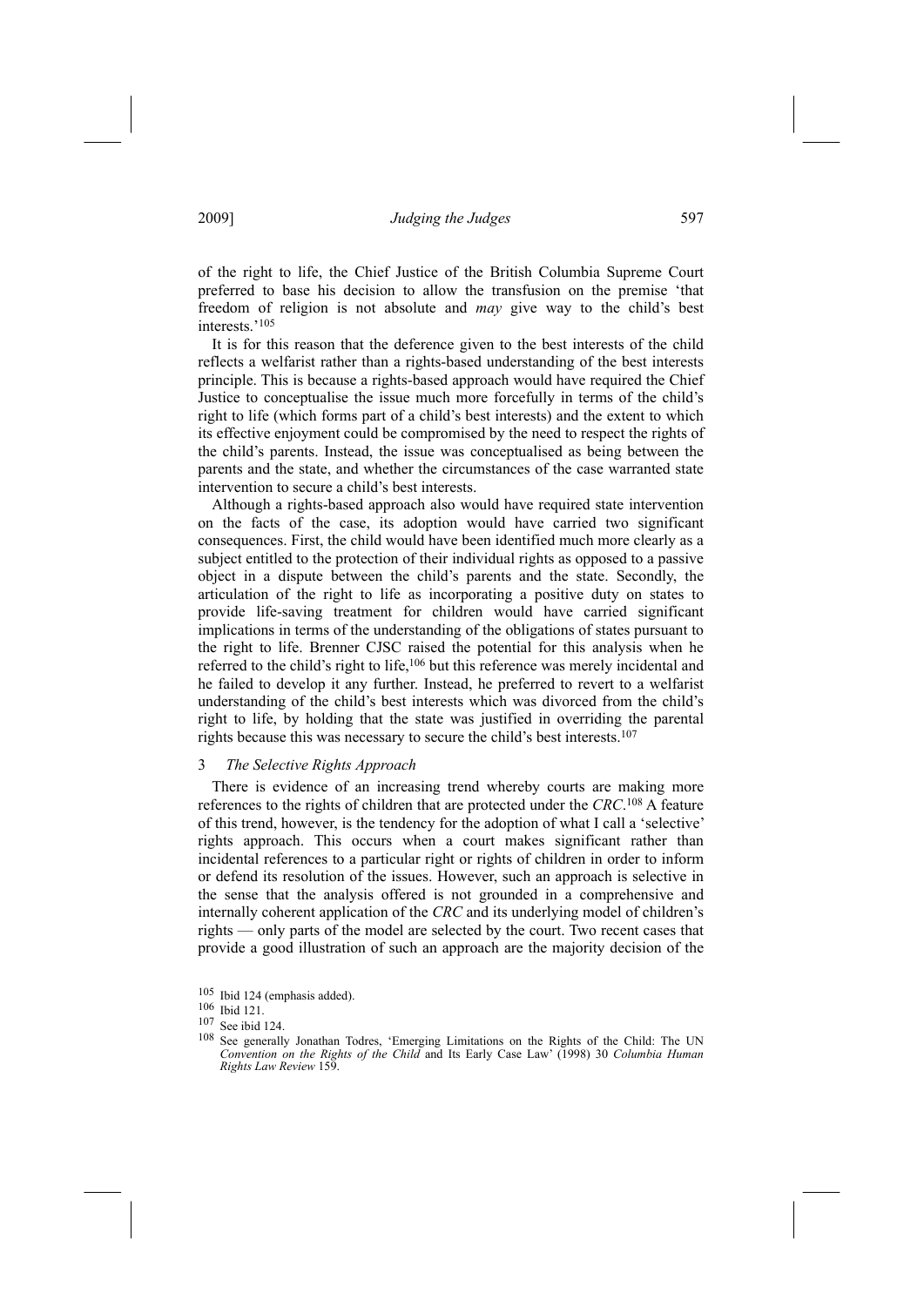of the right to life, the Chief Justice of the British Columbia Supreme Court preferred to base his decision to allow the transfusion on the premise 'that freedom of religion is not absolute and *may* give way to the child's best interests.'[105]

It is for this reason that the deference given to the best interests of the child reflects a welfarist rather than a rights-based understanding of the best interests principle. This is because a rights-based approach would have required the Chief Justice to conceptualise the issue much more forcefully in terms of the child's right to life (which forms part of a child's best interests) and the extent to which its effective enjoyment could be compromised by the need to respect the rights of the child's parents. Instead, the issue was conceptualised as being between the parents and the state, and whether the circumstances of the case warranted state intervention to secure a child's best interests.

Although a rights-based approach also would have required state intervention on the facts of the case, its adoption would have carried two significant consequences. First, the child would have been identified much more clearly as a subject entitled to the protection of their individual rights as opposed to a passive object in a dispute between the child's parents and the state. Secondly, the articulation of the right to life as incorporating a positive duty on states to provide life-saving treatment for children would have carried significant implications in terms of the understanding of the obligations of states pursuant to the right to life. Brenner CJSC raised the potential for this analysis when he referred to the child's right to life,[106] but this reference was merely incidental and he failed to develop it any further. Instead, he preferred to revert to a welfarist understanding of the child's best interests which was divorced from the child's right to life, by holding that the state was justified in overriding the parental rights because this was necessary to secure the child's best interests.[107]

### 3 *The Selective Rights Approach*

There is evidence of an increasing trend whereby courts are making more references to the rights of children that are protected under the *CRC*.[108] A feature of this trend, however, is the tendency for the adoption of what I call a 'selective' rights approach. This occurs when a court makes significant rather than incidental references to a particular right or rights of children in order to inform or defend its resolution of the issues. However, such an approach is selective in the sense that the analysis offered is not grounded in a comprehensive and internally coherent application of the *CRC* and its underlying model of children's rights — only parts of the model are selected by the court. Two recent cases that provide a good illustration of such an approach are the majority decision of the

---

105 Ibid 124 (emphasis added).

106 Ibid 121.

107 See ibid 124.

108 See generally Jonathan Todres, 'Emerging Limitations on the Rights of the Child: The UN *Convention on the Rights of the Child* and Its Early Case Law' (1998) 30 *Columbia Human Rights Law Review* 159.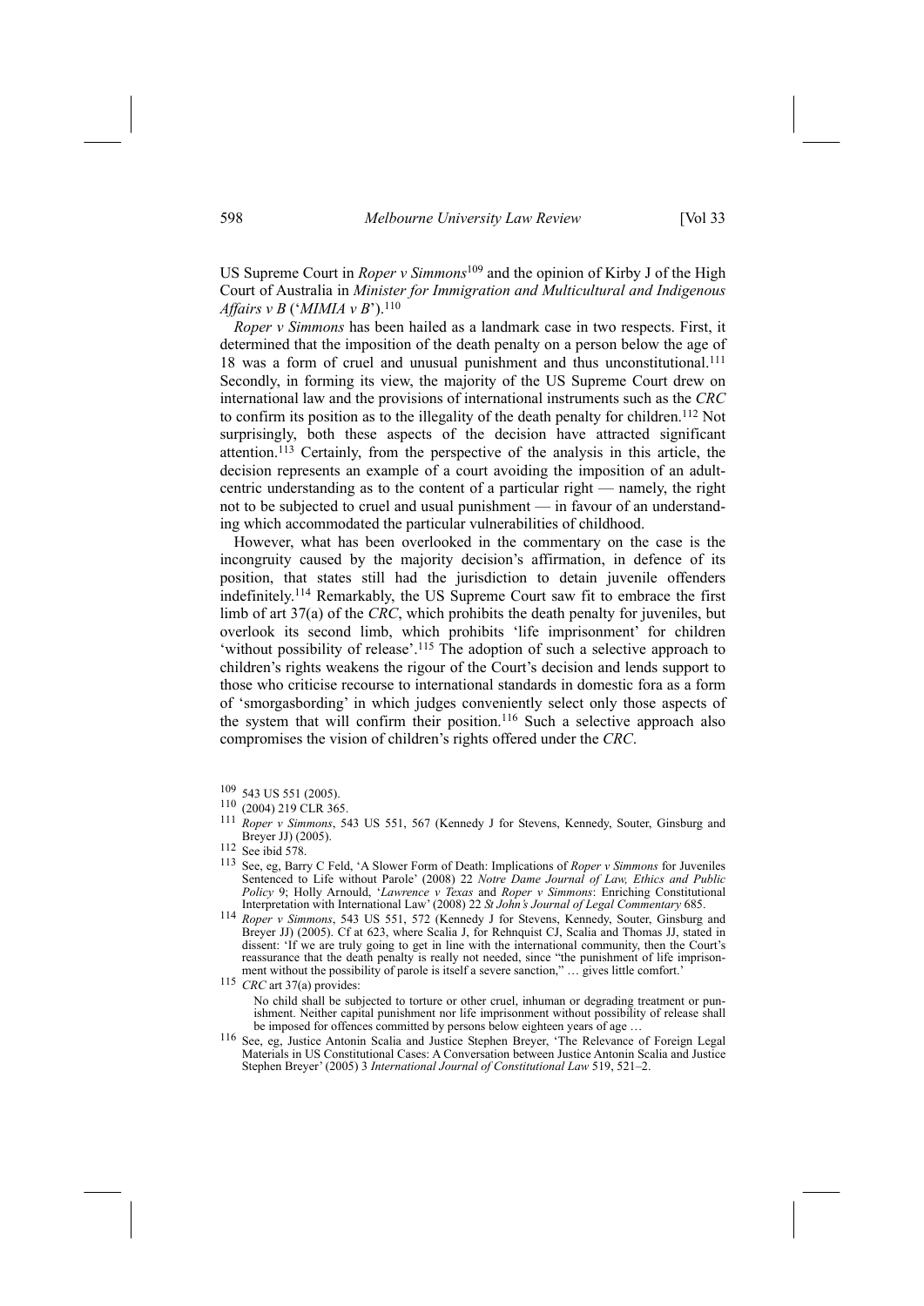US Supreme Court in *Roper v Simmons*[109] and the opinion of Kirby J of the High Court of Australia in *Minister for Immigration and Multicultural and Indigenous Affairs v B* ('*MIMIA v B*').[110]

*Roper v Simmons* has been hailed as a landmark case in two respects. First, it determined that the imposition of the death penalty on a person below the age of 18 was a form of cruel and unusual punishment and thus unconstitutional.[111] Secondly, in forming its view, the majority of the US Supreme Court drew on international law and the provisions of international instruments such as the *CRC* to confirm its position as to the illegality of the death penalty for children.[112] Not surprisingly, both these aspects of the decision have attracted significant attention.[113] Certainly, from the perspective of the analysis in this article, the decision represents an example of a court avoiding the imposition of an adult-centric understanding as to the content of a particular right — namely, the right not to be subjected to cruel and usual punishment — in favour of an understanding which accommodated the particular vulnerabilities of childhood.

However, what has been overlooked in the commentary on the case is the incongruity caused by the majority decision's affirmation, in defence of its position, that states still had the jurisdiction to detain juvenile offenders indefinitely.[114] Remarkably, the US Supreme Court saw fit to embrace the first limb of art 37(a) of the *CRC*, which prohibits the death penalty for juveniles, but overlook its second limb, which prohibits 'life imprisonment' for children 'without possibility of release'.[115] The adoption of such a selective approach to children's rights weakens the rigour of the Court's decision and lends support to those who criticise recourse to international standards in domestic fora as a form of 'smorgasbording' in which judges conveniently select only those aspects of the system that will confirm their position.[116] Such a selective approach also compromises the vision of children's rights offered under the *CRC*.

---

[109] 543 US 551 (2005).

[110] (2004) 219 CLR 365.

[111] *Roper v Simmons*, 543 US 551, 567 (Kennedy J for Stevens, Kennedy, Souter, Ginsburg and Breyer JJ) (2005).

[112] See ibid 578.

[113] See, eg, Barry C Feld, 'A Slower Form of Death: Implications of *Roper v Simmons* for Juveniles Sentenced to Life without Parole' (2008) 22 *Notre Dame Journal of Law, Ethics and Public Policy* 9; Holly Arnould, '*Lawrence v Texas* and *Roper v Simmons*: Enriching Constitutional Interpretation with International Law' (2008) 22 *St John's Journal of Legal Commentary* 685.

[114] *Roper v Simmons*, 543 US 551, 572 (Kennedy J for Stevens, Kennedy, Souter, Ginsburg and Breyer JJ) (2005). Cf at 623, where Scalia J, for Rehnquist CJ, Scalia and Thomas JJ, stated in dissent: 'If we are truly going to get in line with the international community, then the Court's reassurance that the death penalty is really not needed, since "the punishment of life imprisonment without the possibility of parole is itself a severe sanction," … gives little comfort.'

[115] *CRC* art 37(a) provides:

> No child shall be subjected to torture or other cruel, inhuman or degrading treatment or punishment. Neither capital punishment nor life imprisonment without possibility of release shall be imposed for offences committed by persons below eighteen years of age …

[116] See, eg, Justice Antonin Scalia and Justice Stephen Breyer, 'The Relevance of Foreign Legal Materials in US Constitutional Cases: A Conversation between Justice Antonin Scalia and Justice Stephen Breyer' (2005) 3 *International Journal of Constitutional Law* 519, 521–2.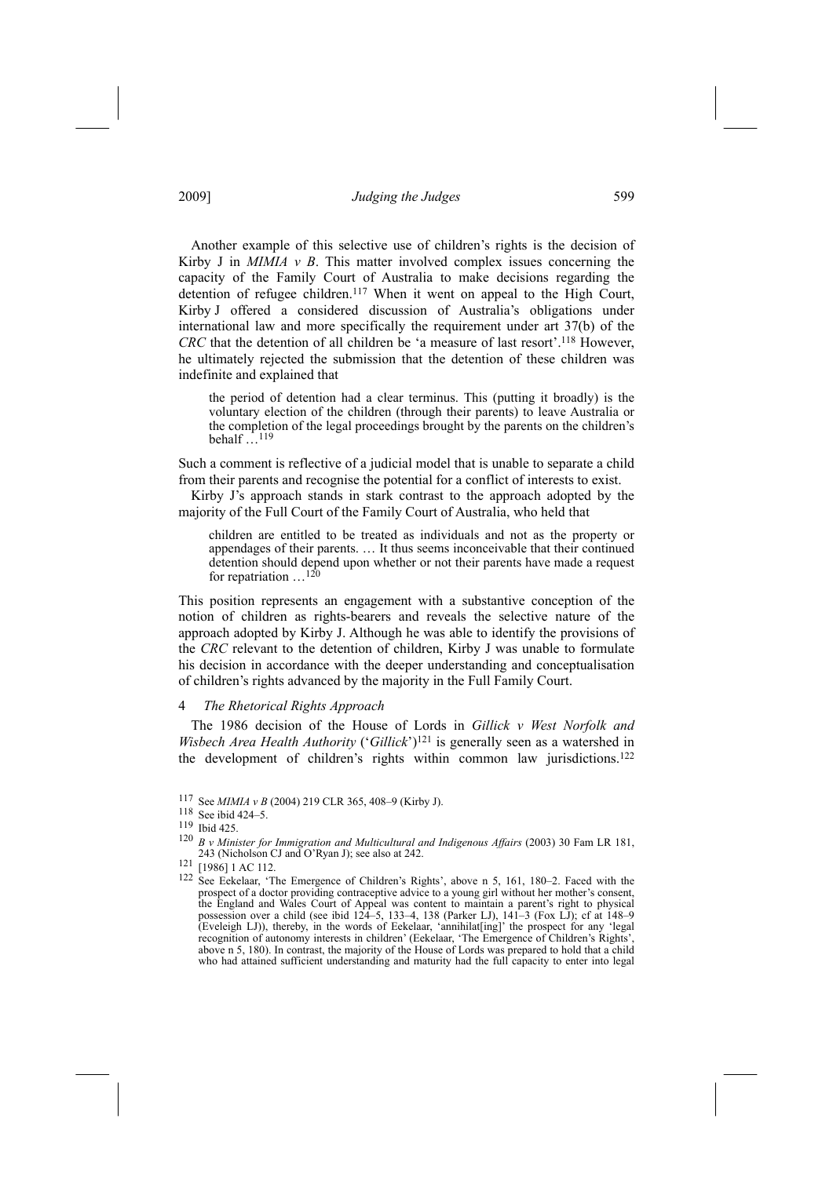Another example of this selective use of children's rights is the decision of Kirby J in *MIMIA v B*. This matter involved complex issues concerning the capacity of the Family Court of Australia to make decisions regarding the detention of refugee children.[117] When it went on appeal to the High Court, Kirby J offered a considered discussion of Australia's obligations under international law and more specifically the requirement under art 37(b) of the *CRC* that the detention of all children be 'a measure of last resort'.[118] However, he ultimately rejected the submission that the detention of these children was indefinite and explained that

> the period of detention had a clear terminus. This (putting it broadly) is the voluntary election of the children (through their parents) to leave Australia or the completion of the legal proceedings brought by the parents on the children's behalf …[119]

Such a comment is reflective of a judicial model that is unable to separate a child from their parents and recognise the potential for a conflict of interests to exist.

Kirby J's approach stands in stark contrast to the approach adopted by the majority of the Full Court of the Family Court of Australia, who held that

> children are entitled to be treated as individuals and not as the property or appendages of their parents. … It thus seems inconceivable that their continued detention should depend upon whether or not their parents have made a request for repatriation …[120]

This position represents an engagement with a substantive conception of the notion of children as rights-bearers and reveals the selective nature of the approach adopted by Kirby J. Although he was able to identify the provisions of the *CRC* relevant to the detention of children, Kirby J was unable to formulate his decision in accordance with the deeper understanding and conceptualisation of children's rights advanced by the majority in the Full Family Court.

### 4 *The Rhetorical Rights Approach*

The 1986 decision of the House of Lords in *Gillick v West Norfolk and Wisbech Area Health Authority* ('*Gillick*')[121] is generally seen as a watershed in the development of children's rights within common law jurisdictions.[122]

---

[117] See *MIMIA v B* (2004) 219 CLR 365, 408–9 (Kirby J).

[118] See ibid 424–5.

[119] Ibid 425.

[120] *B v Minister for Immigration and Multicultural and Indigenous Affairs* (2003) 30 Fam LR 181, 243 (Nicholson CJ and O'Ryan J); see also at 242.

[121] [1986] 1 AC 112.

[122] See Eekelaar, 'The Emergence of Children's Rights', above n 5, 161, 180–2. Faced with the prospect of a doctor providing contraceptive advice to a young girl without her mother's consent, the England and Wales Court of Appeal was content to maintain a parent's right to physical possession over a child (see ibid 124–5, 133–4, 138 (Parker LJ), 141–3 (Fox LJ); cf at 148–9 (Eveleigh LJ)), thereby, in the words of Eekelaar, 'annihilat[ing]' the prospect for any 'legal recognition of autonomy interests in children' (Eekelaar, 'The Emergence of Children's Rights', above n 5, 180). In contrast, the majority of the House of Lords was prepared to hold that a child who had attained sufficient understanding and maturity had the full capacity to enter into legal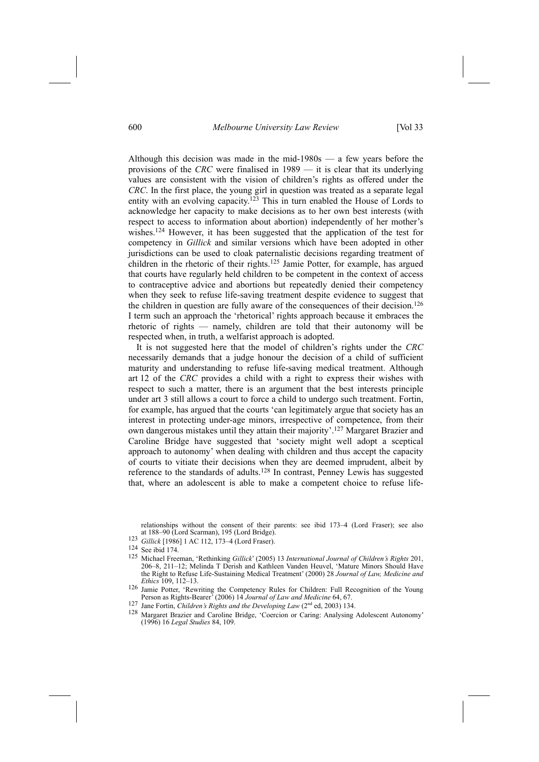Although this decision was made in the mid-1980s — a few years before the provisions of the *CRC* were finalised in 1989 — it is clear that its underlying values are consistent with the vision of children's rights as offered under the *CRC*. In the first place, the young girl in question was treated as a separate legal entity with an evolving capacity.[123] This in turn enabled the House of Lords to acknowledge her capacity to make decisions as to her own best interests (with respect to access to information about abortion) independently of her mother's wishes.[124] However, it has been suggested that the application of the test for competency in *Gillick* and similar versions which have been adopted in other jurisdictions can be used to cloak paternalistic decisions regarding treatment of children in the rhetoric of their rights.[125] Jamie Potter, for example, has argued that courts have regularly held children to be competent in the context of access to contraceptive advice and abortions but repeatedly denied their competency when they seek to refuse life-saving treatment despite evidence to suggest that the children in question are fully aware of the consequences of their decision.[126] I term such an approach the 'rhetorical' rights approach because it embraces the rhetoric of rights — namely, children are told that their autonomy will be respected when, in truth, a welfarist approach is adopted.

It is not suggested here that the model of children's rights under the *CRC* necessarily demands that a judge honour the decision of a child of sufficient maturity and understanding to refuse life-saving medical treatment. Although art 12 of the *CRC* provides a child with a right to express their wishes with respect to such a matter, there is an argument that the best interests principle under art 3 still allows a court to force a child to undergo such treatment. Fortin, for example, has argued that the courts 'can legitimately argue that society has an interest in protecting under-age minors, irrespective of competence, from their own dangerous mistakes until they attain their majority'.[127] Margaret Brazier and Caroline Bridge have suggested that 'society might well adopt a sceptical approach to autonomy' when dealing with children and thus accept the capacity of courts to vitiate their decisions when they are deemed imprudent, albeit by reference to the standards of adults.[128] In contrast, Penney Lewis has suggested that, where an adolescent is able to make a competent choice to refuse life-

relationships without the consent of their parents: see ibid 173–4 (Lord Fraser); see also at 188–90 (Lord Scarman), 195 (Lord Bridge).

[123] *Gillick* [1986] 1 AC 112, 173–4 (Lord Fraser).

[124] See ibid 174.

[125] Michael Freeman, 'Rethinking *Gillick*' (2005) 13 *International Journal of Children's Rights* 201, 206–8, 211–12; Melinda T Derish and Kathleen Vanden Heuvel, 'Mature Minors Should Have the Right to Refuse Life-Sustaining Medical Treatment' (2000) 28 *Journal of Law, Medicine and Ethics* 109, 112–13.

[126] Jamie Potter, 'Rewriting the Competency Rules for Children: Full Recognition of the Young Person as Rights-Bearer' (2006) 14 *Journal of Law and Medicine* 64, 67.

[127] Jane Fortin, *Children's Rights and the Developing Law* (2nd ed, 2003) 134.

[128] Margaret Brazier and Caroline Bridge, 'Coercion or Caring: Analysing Adolescent Autonomy' (1996) 16 *Legal Studies* 84, 109.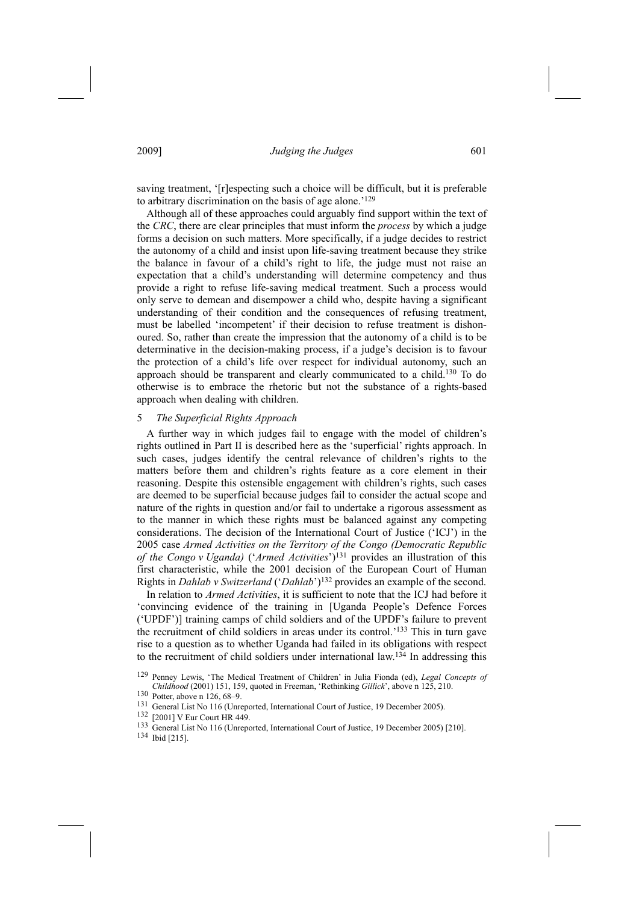saving treatment, '[r]especting such a choice will be difficult, but it is preferable to arbitrary discrimination on the basis of age alone.'[129]

Although all of these approaches could arguably find support within the text of the *CRC*, there are clear principles that must inform the *process* by which a judge forms a decision on such matters. More specifically, if a judge decides to restrict the autonomy of a child and insist upon life-saving treatment because they strike the balance in favour of a child's right to life, the judge must not raise an expectation that a child's understanding will determine competency and thus provide a right to refuse life-saving medical treatment. Such a process would only serve to demean and disempower a child who, despite having a significant understanding of their condition and the consequences of refusing treatment, must be labelled 'incompetent' if their decision to refuse treatment is dishonoured. So, rather than create the impression that the autonomy of a child is to be determinative in the decision-making process, if a judge's decision is to favour the protection of a child's life over respect for individual autonomy, such an approach should be transparent and clearly communicated to a child.[130] To do otherwise is to embrace the rhetoric but not the substance of a rights-based approach when dealing with children.

### 5 *The Superficial Rights Approach*

A further way in which judges fail to engage with the model of children's rights outlined in Part II is described here as the 'superficial' rights approach. In such cases, judges identify the central relevance of children's rights to the matters before them and children's rights feature as a core element in their reasoning. Despite this ostensible engagement with children's rights, such cases are deemed to be superficial because judges fail to consider the actual scope and nature of the rights in question and/or fail to undertake a rigorous assessment as to the manner in which these rights must be balanced against any competing considerations. The decision of the International Court of Justice ('ICJ') in the 2005 case *Armed Activities on the Territory of the Congo (Democratic Republic of the Congo v Uganda)* ('*Armed Activities*')[131] provides an illustration of this first characteristic, while the 2001 decision of the European Court of Human Rights in *Dahlab v Switzerland* ('*Dahlab*')[132] provides an example of the second.

In relation to *Armed Activities*, it is sufficient to note that the ICJ had before it 'convincing evidence of the training in [Uganda People's Defence Forces ('UPDF')] training camps of child soldiers and of the UPDF's failure to prevent the recruitment of child soldiers in areas under its control.'[133] This in turn gave rise to a question as to whether Uganda had failed in its obligations with respect to the recruitment of child soldiers under international law.[134] In addressing this

---

[129] Penney Lewis, 'The Medical Treatment of Children' in Julia Fionda (ed), *Legal Concepts of Childhood* (2001) 151, 159, quoted in Freeman, 'Rethinking *Gillick*', above n 125, 210.

[130] Potter, above n 126, 68–9.

[131] General List No 116 (Unreported, International Court of Justice, 19 December 2005).

[132] [2001] V Eur Court HR 449.

[133] General List No 116 (Unreported, International Court of Justice, 19 December 2005) [210].

[134] Ibid [215].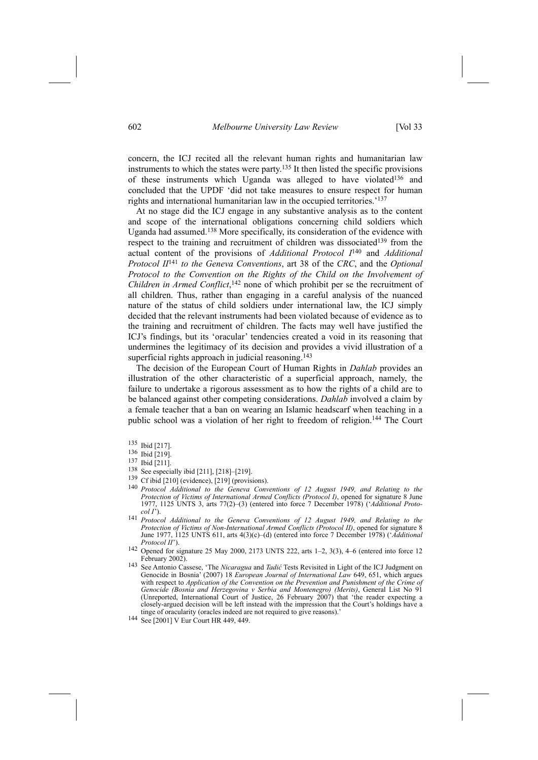concern, the ICJ recited all the relevant human rights and humanitarian law instruments to which the states were party.[135] It then listed the specific provisions of these instruments which Uganda was alleged to have violated[136] and concluded that the UPDF 'did not take measures to ensure respect for human rights and international humanitarian law in the occupied territories.'[137]

At no stage did the ICJ engage in any substantive analysis as to the content and scope of the international obligations concerning child soldiers which Uganda had assumed.[138] More specifically, its consideration of the evidence with respect to the training and recruitment of children was dissociated[139] from the actual content of the provisions of *Additional Protocol I*[140] and *Additional Protocol II*[141] *to the Geneva Conventions*, art 38 of the *CRC*, and the *Optional Protocol to the Convention on the Rights of the Child on the Involvement of Children in Armed Conflict*,[142] none of which prohibit per se the recruitment of all children. Thus, rather than engaging in a careful analysis of the nuanced nature of the status of child soldiers under international law, the ICJ simply decided that the relevant instruments had been violated because of evidence as to the training and recruitment of children. The facts may well have justified the ICJ's findings, but its 'oracular' tendencies created a void in its reasoning that undermines the legitimacy of its decision and provides a vivid illustration of a superficial rights approach in judicial reasoning.[143]

The decision of the European Court of Human Rights in *Dahlab* provides an illustration of the other characteristic of a superficial approach, namely, the failure to undertake a rigorous assessment as to how the rights of a child are to be balanced against other competing considerations. *Dahlab* involved a claim by a female teacher that a ban on wearing an Islamic headscarf when teaching in a public school was a violation of her right to freedom of religion.[144] The Court

---

[135] Ibid [217].

[136] Ibid [219].

[137] Ibid [211].

[138] See especially ibid [211], [218]–[219].

[139] Cf ibid [210] (evidence), [219] (provisions).

[140] *Protocol Additional to the Geneva Conventions of 12 August 1949, and Relating to the Protection of Victims of International Armed Conflicts (Protocol I)*, opened for signature 8 June 1977, 1125 UNTS 3, arts 77(2)–(3) (entered into force 7 December 1978) ('*Additional Protocol I*').

[141] *Protocol Additional to the Geneva Conventions of 12 August 1949, and Relating to the Protection of Victims of Non-International Armed Conflicts (Protocol II)*, opened for signature 8 June 1977, 1125 UNTS 611, arts 4(3)(c)–(d) (entered into force 7 December 1978) ('*Additional Protocol II*').

[142] Opened for signature 25 May 2000, 2173 UNTS 222, arts 1–2, 3(3), 4–6 (entered into force 12 February 2002).

[143] See Antonio Cassese, 'The *Nicaragua* and *Tadić* Tests Revisited in Light of the ICJ Judgment on Genocide in Bosnia' (2007) 18 *European Journal of International Law* 649, 651, which argues with respect to *Application of the Convention on the Prevention and Punishment of the Crime of Genocide (Bosnia and Herzegovina v Serbia and Montenegro) (Merits)*, General List No 91 (Unreported, International Court of Justice, 26 February 2007) that 'the reader expecting a closely-argued decision will be left instead with the impression that the Court's holdings have a tinge of oracularity (oracles indeed are not required to give reasons).'

[144] See [2001] V Eur Court HR 449, 449.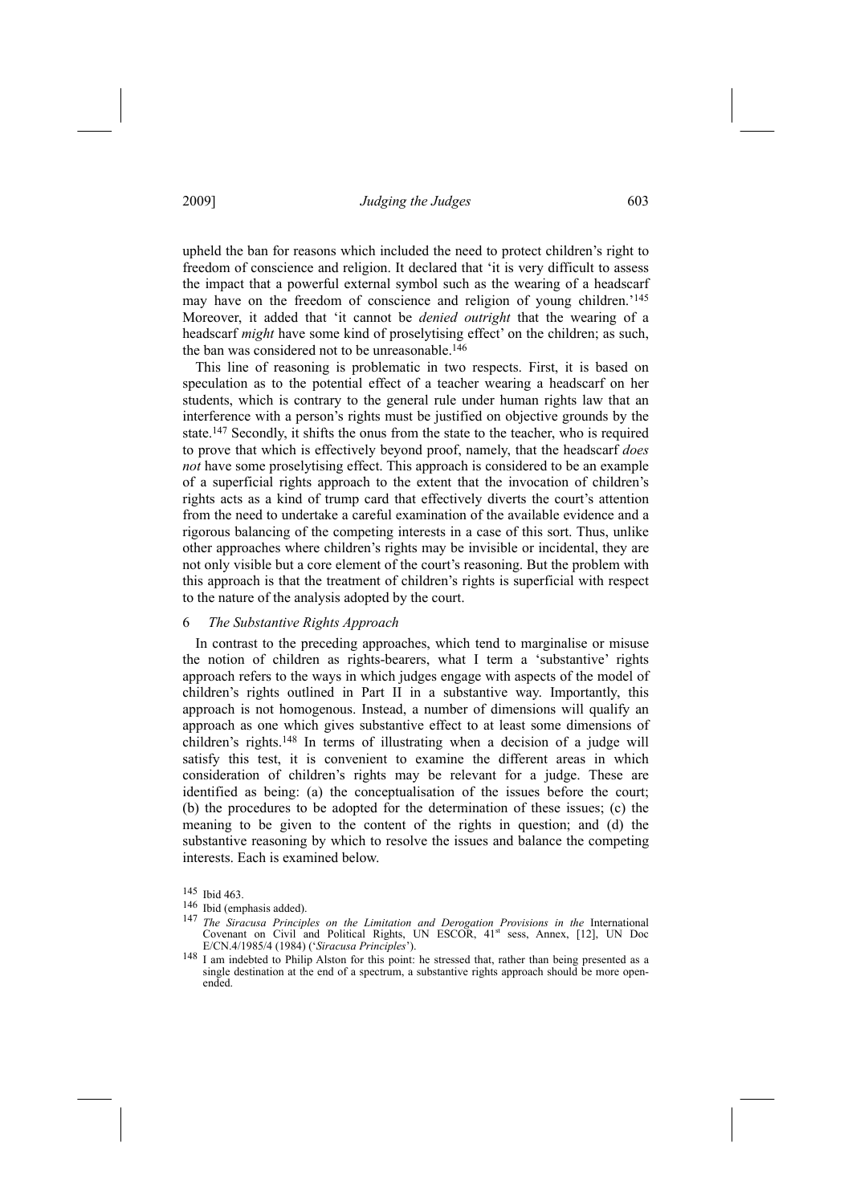upheld the ban for reasons which included the need to protect children's right to freedom of conscience and religion. It declared that 'it is very difficult to assess the impact that a powerful external symbol such as the wearing of a headscarf may have on the freedom of conscience and religion of young children.'[145] Moreover, it added that 'it cannot be *denied outright* that the wearing of a headscarf *might* have some kind of proselytising effect' on the children; as such, the ban was considered not to be unreasonable.[146]

This line of reasoning is problematic in two respects. First, it is based on speculation as to the potential effect of a teacher wearing a headscarf on her students, which is contrary to the general rule under human rights law that an interference with a person's rights must be justified on objective grounds by the state.[147] Secondly, it shifts the onus from the state to the teacher, who is required to prove that which is effectively beyond proof, namely, that the headscarf *does not* have some proselytising effect. This approach is considered to be an example of a superficial rights approach to the extent that the invocation of children's rights acts as a kind of trump card that effectively diverts the court's attention from the need to undertake a careful examination of the available evidence and a rigorous balancing of the competing interests in a case of this sort. Thus, unlike other approaches where children's rights may be invisible or incidental, they are not only visible but a core element of the court's reasoning. But the problem with this approach is that the treatment of children's rights is superficial with respect to the nature of the analysis adopted by the court.

### 6 *The Substantive Rights Approach*

In contrast to the preceding approaches, which tend to marginalise or misuse the notion of children as rights-bearers, what I term a 'substantive' rights approach refers to the ways in which judges engage with aspects of the model of children's rights outlined in Part II in a substantive way. Importantly, this approach is not homogenous. Instead, a number of dimensions will qualify an approach as one which gives substantive effect to at least some dimensions of children's rights.[148] In terms of illustrating when a decision of a judge will satisfy this test, it is convenient to examine the different areas in which consideration of children's rights may be relevant for a judge. These are identified as being: (a) the conceptualisation of the issues before the court; (b) the procedures to be adopted for the determination of these issues; (c) the meaning to be given to the content of the rights in question; and (d) the substantive reasoning by which to resolve the issues and balance the competing interests. Each is examined below.

[145] Ibid 463.

[146] Ibid (emphasis added).

[147] *The Siracusa Principles on the Limitation and Derogation Provisions in the* International Covenant on Civil and Political Rights, UN ESCOR, 41st sess, Annex, [12], UN Doc E/CN.4/1985/4 (1984) ('*Siracusa Principles*').

[148] I am indebted to Philip Alston for this point: he stressed that, rather than being presented as a single destination at the end of a spectrum, a substantive rights approach should be more open-ended.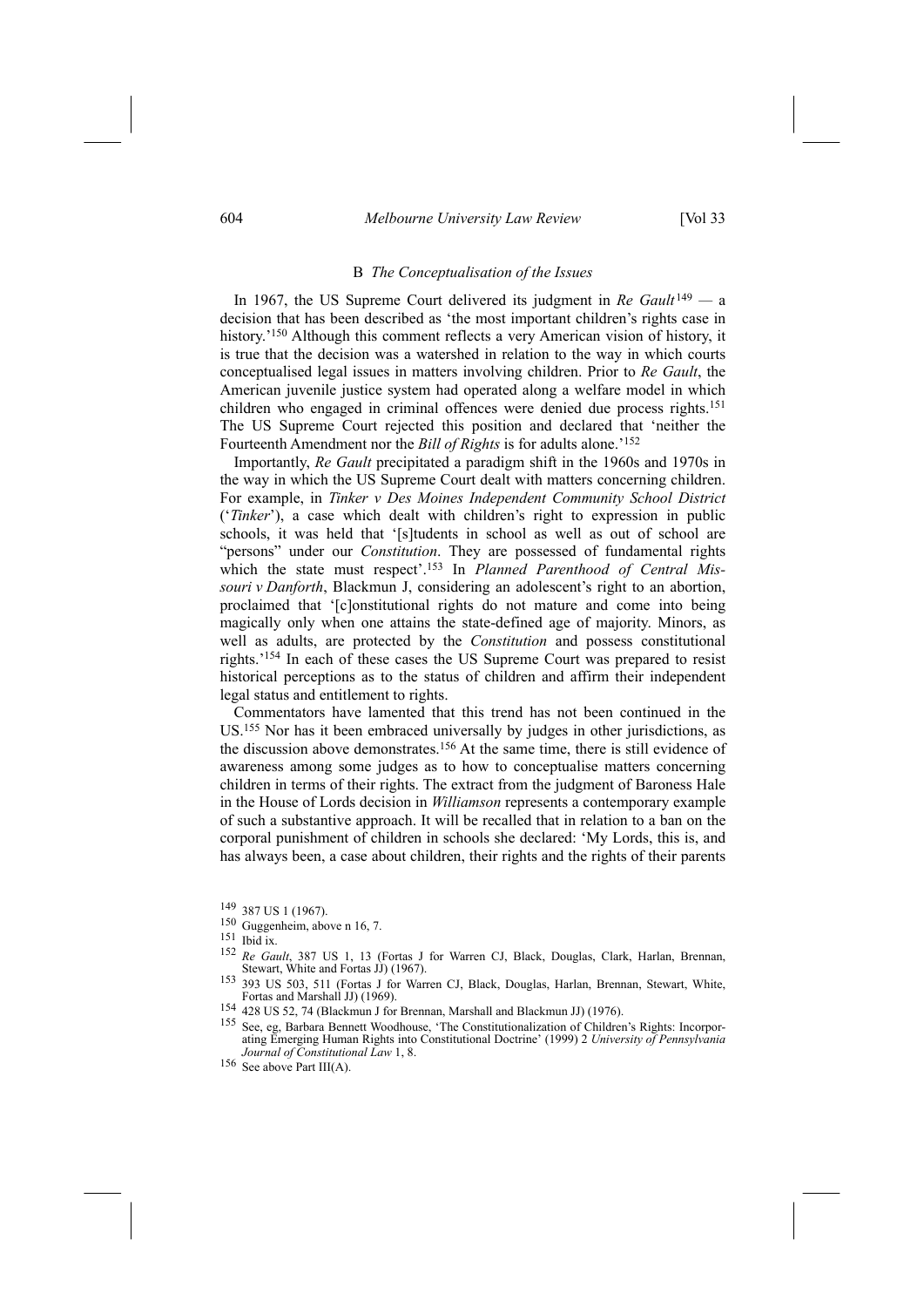### B *The Conceptualisation of the Issues*

In 1967, the US Supreme Court delivered its judgment in *Re Gault*[149] — a decision that has been described as 'the most important children's rights case in history.'[150] Although this comment reflects a very American vision of history, it is true that the decision was a watershed in relation to the way in which courts conceptualised legal issues in matters involving children. Prior to *Re Gault*, the American juvenile justice system had operated along a welfare model in which children who engaged in criminal offences were denied due process rights.[151] The US Supreme Court rejected this position and declared that 'neither the Fourteenth Amendment nor the *Bill of Rights* is for adults alone.'[152]

Importantly, *Re Gault* precipitated a paradigm shift in the 1960s and 1970s in the way in which the US Supreme Court dealt with matters concerning children. For example, in *Tinker v Des Moines Independent Community School District* ('*Tinker*'), a case which dealt with children's right to expression in public schools, it was held that '[s]tudents in school as well as out of school are "persons" under our *Constitution*. They are possessed of fundamental rights which the state must respect'.[153] In *Planned Parenthood of Central Missouri v Danforth*, Blackmun J, considering an adolescent's right to an abortion, proclaimed that '[c]onstitutional rights do not mature and come into being magically only when one attains the state-defined age of majority. Minors, as well as adults, are protected by the *Constitution* and possess constitutional rights.'[154] In each of these cases the US Supreme Court was prepared to resist historical perceptions as to the status of children and affirm their independent legal status and entitlement to rights.

Commentators have lamented that this trend has not been continued in the US.[155] Nor has it been embraced universally by judges in other jurisdictions, as the discussion above demonstrates.[156] At the same time, there is still evidence of awareness among some judges as to how to conceptualise matters concerning children in terms of their rights. The extract from the judgment of Baroness Hale in the House of Lords decision in *Williamson* represents a contemporary example of such a substantive approach. It will be recalled that in relation to a ban on the corporal punishment of children in schools she declared: 'My Lords, this is, and has always been, a case about children, their rights and the rights of their parents

---

[149] 387 US 1 (1967).

[150] Guggenheim, above n 16, 7.

[151] Ibid ix.

[152] *Re Gault*, 387 US 1, 13 (Fortas J for Warren CJ, Black, Douglas, Clark, Harlan, Brennan, Stewart, White and Fortas JJ) (1967).

[153] 393 US 503, 511 (Fortas J for Warren CJ, Black, Douglas, Harlan, Brennan, Stewart, White, Fortas and Marshall JJ) (1969).

[154] 428 US 52, 74 (Blackmun J for Brennan, Marshall and Blackmun JJ) (1976).

[155] See, eg, Barbara Bennett Woodhouse, 'The Constitutionalization of Children's Rights: Incorporating Emerging Human Rights into Constitutional Doctrine' (1999) 2 *University of Pennsylvania Journal of Constitutional Law* 1, 8.

[156] See above Part III(A).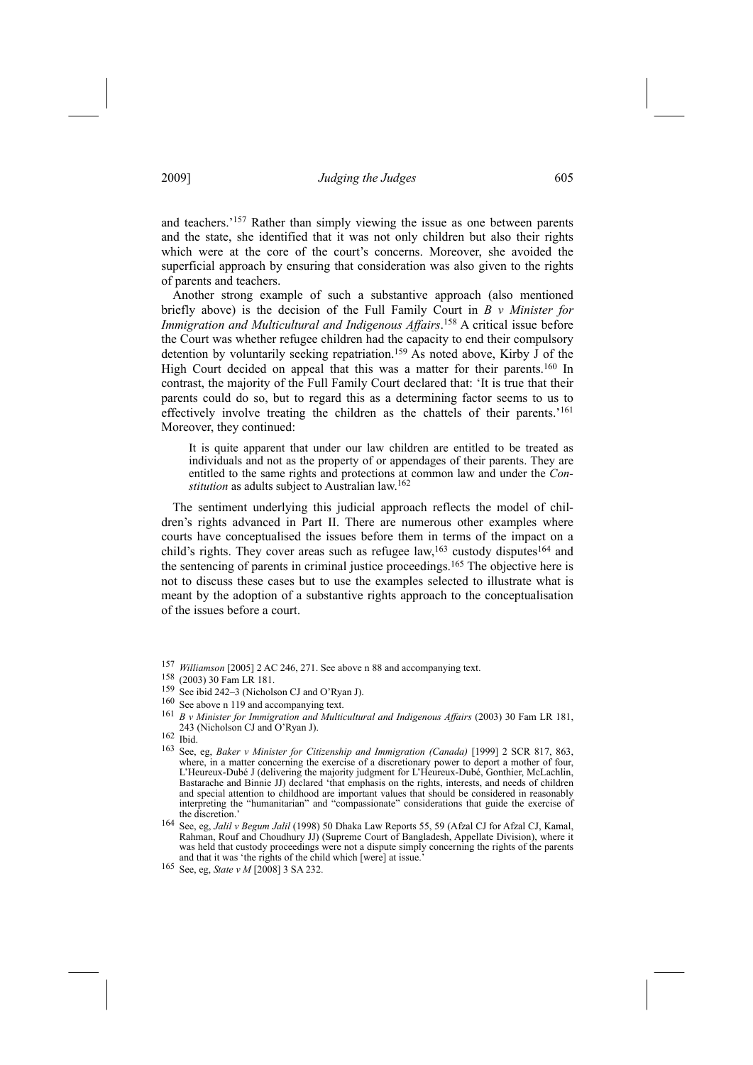and teachers.'[157] Rather than simply viewing the issue as one between parents and the state, she identified that it was not only children but also their rights which were at the core of the court's concerns. Moreover, she avoided the superficial approach by ensuring that consideration was also given to the rights of parents and teachers.

Another strong example of such a substantive approach (also mentioned briefly above) is the decision of the Full Family Court in *B v Minister for Immigration and Multicultural and Indigenous Affairs*.[158] A critical issue before the Court was whether refugee children had the capacity to end their compulsory detention by voluntarily seeking repatriation.[159] As noted above, Kirby J of the High Court decided on appeal that this was a matter for their parents.[160] In contrast, the majority of the Full Family Court declared that: 'It is true that their parents could do so, but to regard this as a determining factor seems to us to effectively involve treating the children as the chattels of their parents.'[161] Moreover, they continued:

> It is quite apparent that under our law children are entitled to be treated as individuals and not as the property of or appendages of their parents. They are entitled to the same rights and protections at common law and under the *Constitution* as adults subject to Australian law.[162]

The sentiment underlying this judicial approach reflects the model of children's rights advanced in Part II. There are numerous other examples where courts have conceptualised the issues before them in terms of the impact on a child's rights. They cover areas such as refugee law,[163] custody disputes[164] and the sentencing of parents in criminal justice proceedings.[165] The objective here is not to discuss these cases but to use the examples selected to illustrate what is meant by the adoption of a substantive rights approach to the conceptualisation of the issues before a court.

---

[157] *Williamson* [2005] 2 AC 246, 271. See above n 88 and accompanying text.

[158] (2003) 30 Fam LR 181.

[159] See ibid 242–3 (Nicholson CJ and O'Ryan J).

[160] See above n 119 and accompanying text.

[161] *B v Minister for Immigration and Multicultural and Indigenous Affairs* (2003) 30 Fam LR 181, 243 (Nicholson CJ and O'Ryan J).

[162] Ibid.

[163] See, eg, *Baker v Minister for Citizenship and Immigration (Canada)* [1999] 2 SCR 817, 863, where, in a matter concerning the exercise of a discretionary power to deport a mother of four, L'Heureux-Dubé J (delivering the majority judgment for L'Heureux-Dubé, Gonthier, McLachlin, Bastarache and Binnie JJ) declared 'that emphasis on the rights, interests, and needs of children and special attention to childhood are important values that should be considered in reasonably interpreting the "humanitarian" and "compassionate" considerations that guide the exercise of the discretion.'

[164] See, eg, *Jalil v Begum Jalil* (1998) 50 Dhaka Law Reports 55, 59 (Afzal CJ for Afzal CJ, Kamal, Rahman, Rouf and Choudhury JJ) (Supreme Court of Bangladesh, Appellate Division), where it was held that custody proceedings were not a dispute simply concerning the rights of the parents and that it was 'the rights of the child which [were] at issue.'

[165] See, eg, *State v M* [2008] 3 SA 232.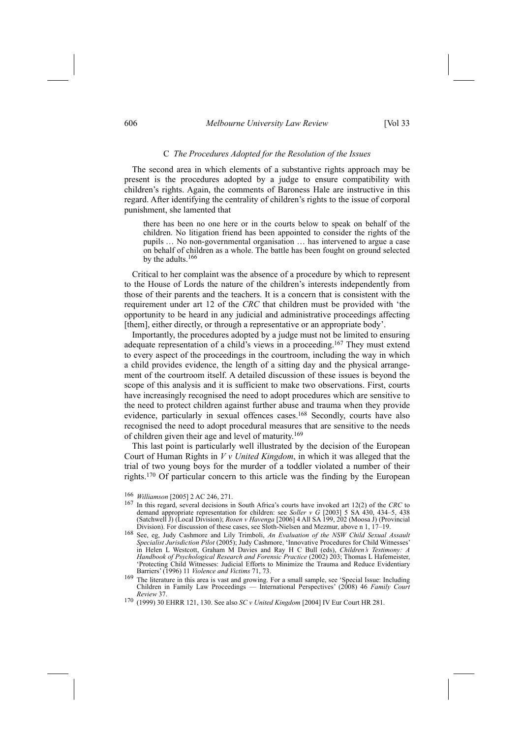### C *The Procedures Adopted for the Resolution of the Issues*

The second area in which elements of a substantive rights approach may be present is the procedures adopted by a judge to ensure compatibility with children's rights. Again, the comments of Baroness Hale are instructive in this regard. After identifying the centrality of children's rights to the issue of corporal punishment, she lamented that

> there has been no one here or in the courts below to speak on behalf of the children. No litigation friend has been appointed to consider the rights of the pupils … No non-governmental organisation … has intervened to argue a case on behalf of children as a whole. The battle has been fought on ground selected by the adults.[166]

Critical to her complaint was the absence of a procedure by which to represent to the House of Lords the nature of the children's interests independently from those of their parents and the teachers. It is a concern that is consistent with the requirement under art 12 of the *CRC* that children must be provided with 'the opportunity to be heard in any judicial and administrative proceedings affecting [them], either directly, or through a representative or an appropriate body'.

Importantly, the procedures adopted by a judge must not be limited to ensuring adequate representation of a child's views in a proceeding.[167] They must extend to every aspect of the proceedings in the courtroom, including the way in which a child provides evidence, the length of a sitting day and the physical arrangement of the courtroom itself. A detailed discussion of these issues is beyond the scope of this analysis and it is sufficient to make two observations. First, courts have increasingly recognised the need to adopt procedures which are sensitive to the need to protect children against further abuse and trauma when they provide evidence, particularly in sexual offences cases.[168] Secondly, courts have also recognised the need to adopt procedural measures that are sensitive to the needs of children given their age and level of maturity.[169]

This last point is particularly well illustrated by the decision of the European Court of Human Rights in *V v United Kingdom*, in which it was alleged that the trial of two young boys for the murder of a toddler violated a number of their rights.[170] Of particular concern to this article was the finding by the European

---

[166] *Williamson* [2005] 2 AC 246, 271.

[167] In this regard, several decisions in South Africa's courts have invoked art 12(2) of the *CRC* to demand appropriate representation for children: see *Soller v G* [2003] 5 SA 430, 434–5, 438 (Satchwell J) (Local Division); *Rosen v Havenga* [2006] 4 All SA 199, 202 (Moosa J) (Provincial Division). For discussion of these cases, see Sloth-Nielsen and Mezmur, above n 1, 17–19.

[168] See, eg, Judy Cashmore and Lily Trimboli, *An Evaluation of the NSW Child Sexual Assault Specialist Jurisdiction Pilot* (2005); Judy Cashmore, 'Innovative Procedures for Child Witnesses' in Helen L Westcott, Graham M Davies and Ray H C Bull (eds), *Children's Testimony: A Handbook of Psychological Research and Forensic Practice* (2002) 203; Thomas L Hafemeister, 'Protecting Child Witnesses: Judicial Efforts to Minimize the Trauma and Reduce Evidentiary Barriers' (1996) 11 *Violence and Victims* 71, 73.

[169] The literature in this area is vast and growing. For a small sample, see 'Special Issue: Including Children in Family Law Proceedings — International Perspectives' (2008) 46 *Family Court Review* 37.

[170] (1999) 30 EHRR 121, 130. See also *SC v United Kingdom* [2004] IV Eur Court HR 281.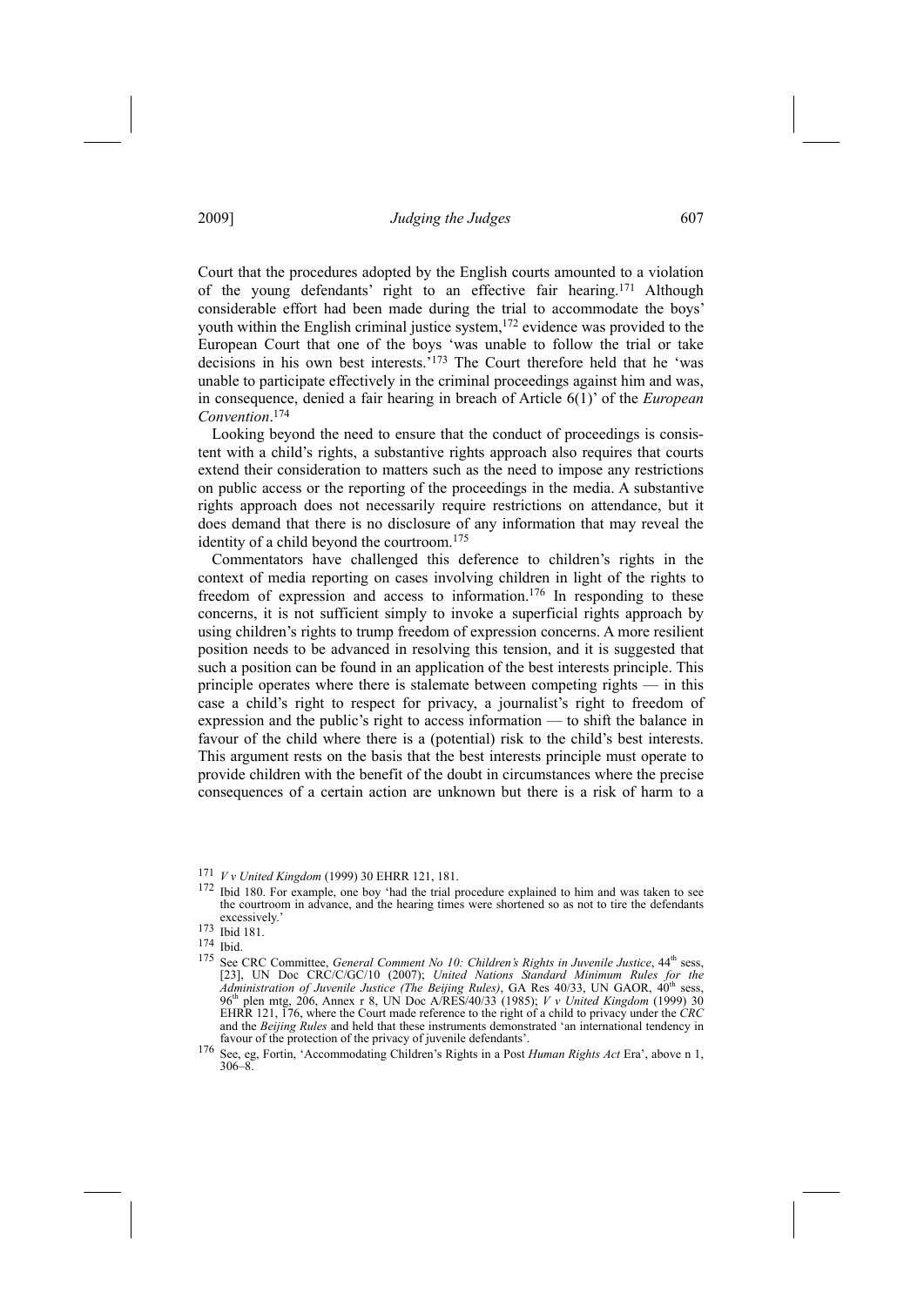Court that the procedures adopted by the English courts amounted to a violation of the young defendants' right to an effective fair hearing.[171] Although considerable effort had been made during the trial to accommodate the boys' youth within the English criminal justice system,[172] evidence was provided to the European Court that one of the boys 'was unable to follow the trial or take decisions in his own best interests.'[173] The Court therefore held that he 'was unable to participate effectively in the criminal proceedings against him and was, in consequence, denied a fair hearing in breach of Article 6(1)' of the *European Convention*.[174]

Looking beyond the need to ensure that the conduct of proceedings is consistent with a child's rights, a substantive rights approach also requires that courts extend their consideration to matters such as the need to impose any restrictions on public access or the reporting of the proceedings in the media. A substantive rights approach does not necessarily require restrictions on attendance, but it does demand that there is no disclosure of any information that may reveal the identity of a child beyond the courtroom.[175]

Commentators have challenged this deference to children's rights in the context of media reporting on cases involving children in light of the rights to freedom of expression and access to information.[176] In responding to these concerns, it is not sufficient simply to invoke a superficial rights approach by using children's rights to trump freedom of expression concerns. A more resilient position needs to be advanced in resolving this tension, and it is suggested that such a position can be found in an application of the best interests principle. This principle operates where there is stalemate between competing rights — in this case a child's right to respect for privacy, a journalist's right to freedom of expression and the public's right to access information — to shift the balance in favour of the child where there is a (potential) risk to the child's best interests. This argument rests on the basis that the best interests principle must operate to provide children with the benefit of the doubt in circumstances where the precise consequences of a certain action are unknown but there is a risk of harm to a

---

[171] *V v United Kingdom* (1999) 30 EHRR 121, 181.

[172] Ibid 180. For example, one boy 'had the trial procedure explained to him and was taken to see the courtroom in advance, and the hearing times were shortened so as not to tire the defendants excessively.'

[173] Ibid 181.

[174] Ibid.

[175] See CRC Committee, *General Comment No 10: Children's Rights in Juvenile Justice*, 44th sess, [23], UN Doc CRC/C/GC/10 (2007); *United Nations Standard Minimum Rules for the Administration of Juvenile Justice (The Beijing Rules)*, GA Res 40/33, UN GAOR, 40th sess, 96th plen mtg, 206, Annex r 8, UN Doc A/RES/40/33 (1985); *V v United Kingdom* (1999) 30 EHRR 121, 176, where the Court made reference to the right of a child to privacy under the *CRC* and the *Beijing Rules* and held that these instruments demonstrated 'an international tendency in favour of the protection of the privacy of juvenile defendants'.

[176] See, eg, Fortin, 'Accommodating Children's Rights in a Post *Human Rights Act* Era', above n 1, 306–8.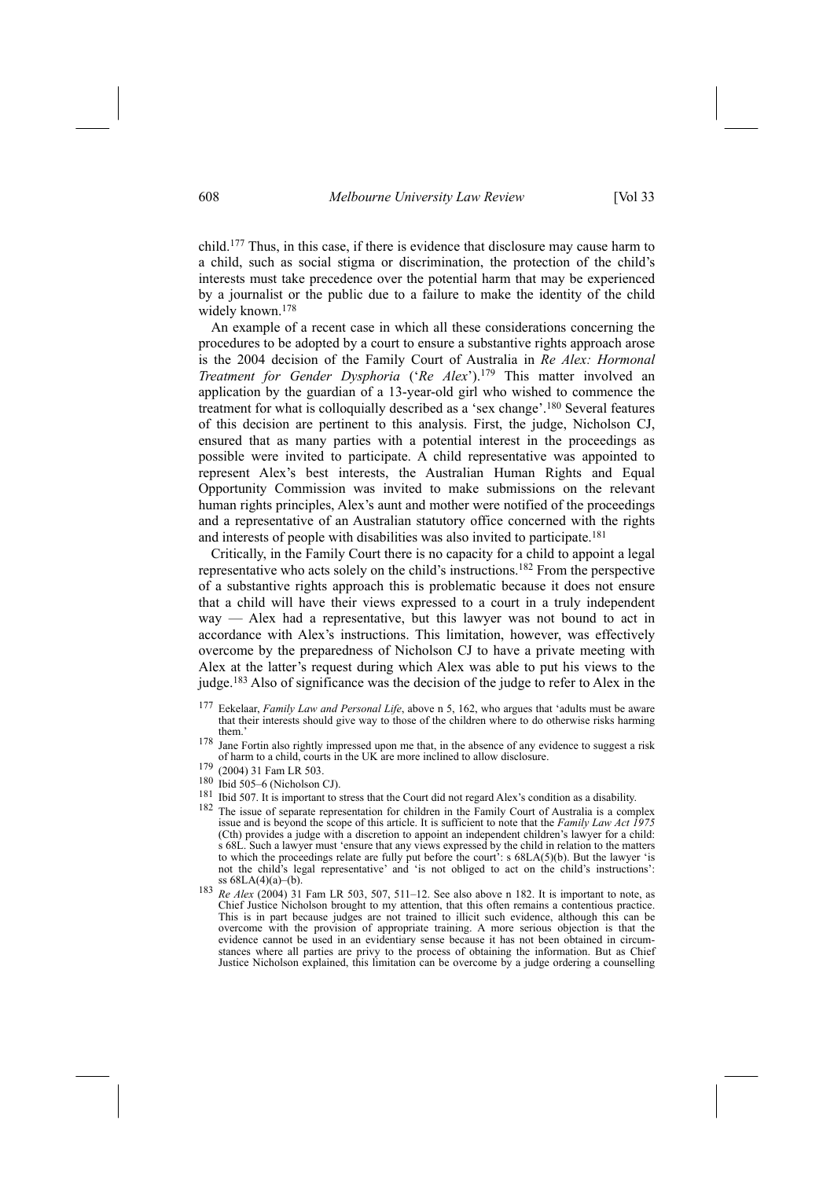child.[177] Thus, in this case, if there is evidence that disclosure may cause harm to a child, such as social stigma or discrimination, the protection of the child's interests must take precedence over the potential harm that may be experienced by a journalist or the public due to a failure to make the identity of the child widely known.[178]

An example of a recent case in which all these considerations concerning the procedures to be adopted by a court to ensure a substantive rights approach arose is the 2004 decision of the Family Court of Australia in *Re Alex: Hormonal Treatment for Gender Dysphoria* ('*Re Alex*').[179] This matter involved an application by the guardian of a 13-year-old girl who wished to commence the treatment for what is colloquially described as a 'sex change'.[180] Several features of this decision are pertinent to this analysis. First, the judge, Nicholson CJ, ensured that as many parties with a potential interest in the proceedings as possible were invited to participate. A child representative was appointed to represent Alex's best interests, the Australian Human Rights and Equal Opportunity Commission was invited to make submissions on the relevant human rights principles, Alex's aunt and mother were notified of the proceedings and a representative of an Australian statutory office concerned with the rights and interests of people with disabilities was also invited to participate.[181]

Critically, in the Family Court there is no capacity for a child to appoint a legal representative who acts solely on the child's instructions.[182] From the perspective of a substantive rights approach this is problematic because it does not ensure that a child will have their views expressed to a court in a truly independent way — Alex had a representative, but this lawyer was not bound to act in accordance with Alex's instructions. This limitation, however, was effectively overcome by the preparedness of Nicholson CJ to have a private meeting with Alex at the latter's request during which Alex was able to put his views to the judge.[183] Also of significance was the decision of the judge to refer to Alex in the

[177] Eekelaar, *Family Law and Personal Life*, above n 5, 162, who argues that 'adults must be aware that their interests should give way to those of the children where to do otherwise risks harming them.'

[178] Jane Fortin also rightly impressed upon me that, in the absence of any evidence to suggest a risk of harm to a child, courts in the UK are more inclined to allow disclosure.

[179] (2004) 31 Fam LR 503.

[180] Ibid 505–6 (Nicholson CJ).

[181] Ibid 507. It is important to stress that the Court did not regard Alex's condition as a disability.

[182] The issue of separate representation for children in the Family Court of Australia is a complex issue and is beyond the scope of this article. It is sufficient to note that the *Family Law Act 1975* (Cth) provides a judge with a discretion to appoint an independent children's lawyer for a child: s 68L. Such a lawyer must 'ensure that any views expressed by the child in relation to the matters to which the proceedings relate are fully put before the court': s 68LA(5)(b). But the lawyer 'is not the child's legal representative' and 'is not obliged to act on the child's instructions': ss 68LA(4)(a)–(b).

[183] *Re Alex* (2004) 31 Fam LR 503, 507, 511–12. See also above n 182. It is important to note, as Chief Justice Nicholson brought to my attention, that this often remains a contentious practice. This is in part because judges are not trained to illicit such evidence, although this can be overcome with the provision of appropriate training. A more serious objection is that the evidence cannot be used in an evidentiary sense because it has not been obtained in circumstances where all parties are privy to the process of obtaining the information. But as Chief Justice Nicholson explained, this limitation can be overcome by a judge ordering a counselling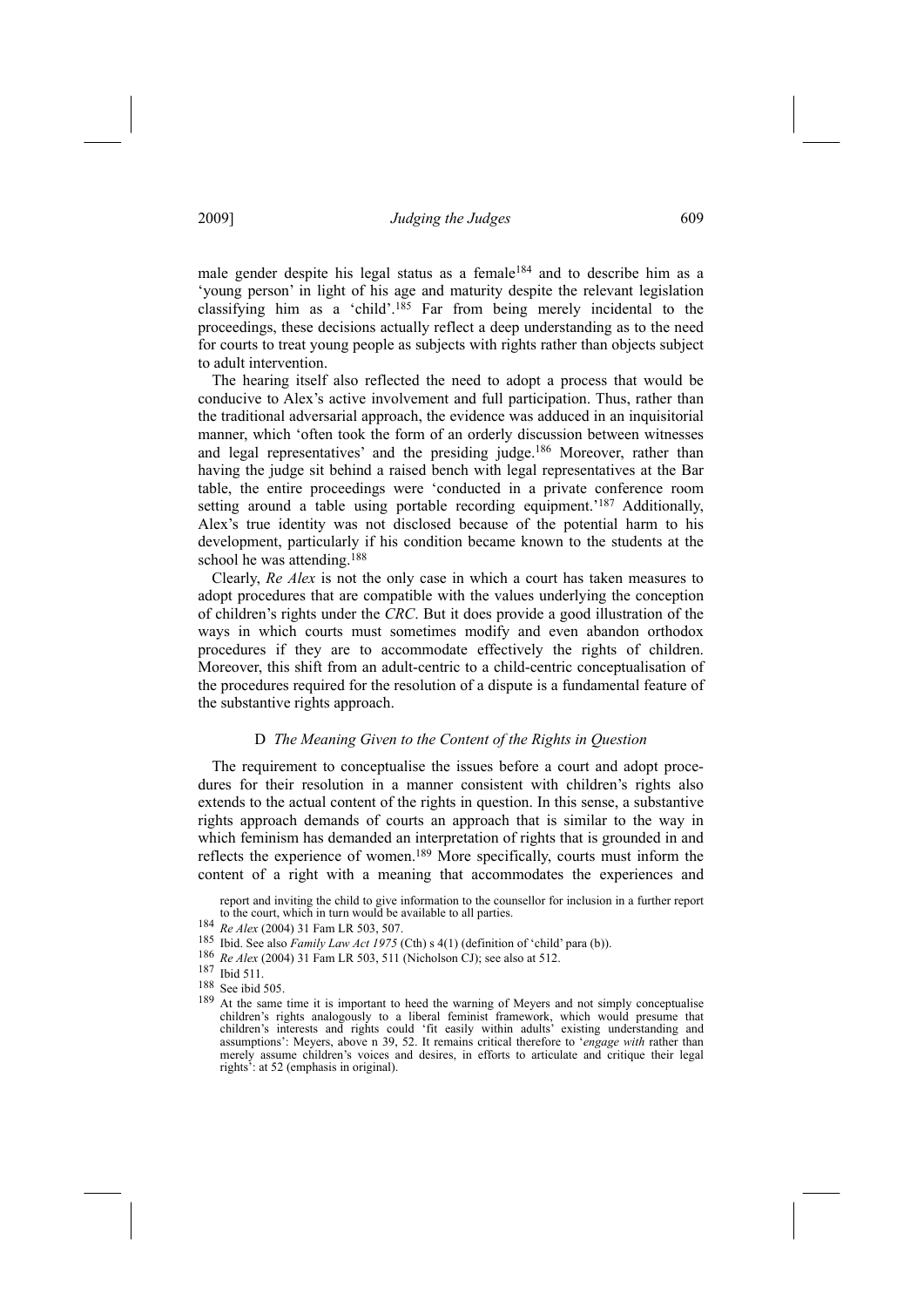male gender despite his legal status as a female[184] and to describe him as a 'young person' in light of his age and maturity despite the relevant legislation classifying him as a 'child'.[185] Far from being merely incidental to the proceedings, these decisions actually reflect a deep understanding as to the need for courts to treat young people as subjects with rights rather than objects subject to adult intervention.

The hearing itself also reflected the need to adopt a process that would be conducive to Alex's active involvement and full participation. Thus, rather than the traditional adversarial approach, the evidence was adduced in an inquisitorial manner, which 'often took the form of an orderly discussion between witnesses and legal representatives' and the presiding judge.[186] Moreover, rather than having the judge sit behind a raised bench with legal representatives at the Bar table, the entire proceedings were 'conducted in a private conference room setting around a table using portable recording equipment.'[187] Additionally, Alex's true identity was not disclosed because of the potential harm to his development, particularly if his condition became known to the students at the school he was attending.[188]

Clearly, *Re Alex* is not the only case in which a court has taken measures to adopt procedures that are compatible with the values underlying the conception of children's rights under the *CRC*. But it does provide a good illustration of the ways in which courts must sometimes modify and even abandon orthodox procedures if they are to accommodate effectively the rights of children. Moreover, this shift from an adult-centric to a child-centric conceptualisation of the procedures required for the resolution of a dispute is a fundamental feature of the substantive rights approach.

### D *The Meaning Given to the Content of the Rights in Question*

The requirement to conceptualise the issues before a court and adopt procedures for their resolution in a manner consistent with children's rights also extends to the actual content of the rights in question. In this sense, a substantive rights approach demands of courts an approach that is similar to the way in which feminism has demanded an interpretation of rights that is grounded in and reflects the experience of women.[189] More specifically, courts must inform the content of a right with a meaning that accommodates the experiences and

---

report and inviting the child to give information to the counsellor for inclusion in a further report to the court, which in turn would be available to all parties.

[184] *Re Alex* (2004) 31 Fam LR 503, 507.

[185] Ibid. See also *Family Law Act 1975* (Cth) s 4(1) (definition of 'child' para (b)).

[186] *Re Alex* (2004) 31 Fam LR 503, 511 (Nicholson CJ); see also at 512.

[187] Ibid 511.

[188] See ibid 505.

[189] At the same time it is important to heed the warning of Meyers and not simply conceptualise children's rights analogously to a liberal feminist framework, which would presume that children's interests and rights could 'fit easily within adults' existing understanding and assumptions': Meyers, above n 39, 52. It remains critical therefore to '*engage with* rather than merely assume children's voices and desires, in efforts to articulate and critique their legal rights': at 52 (emphasis in original).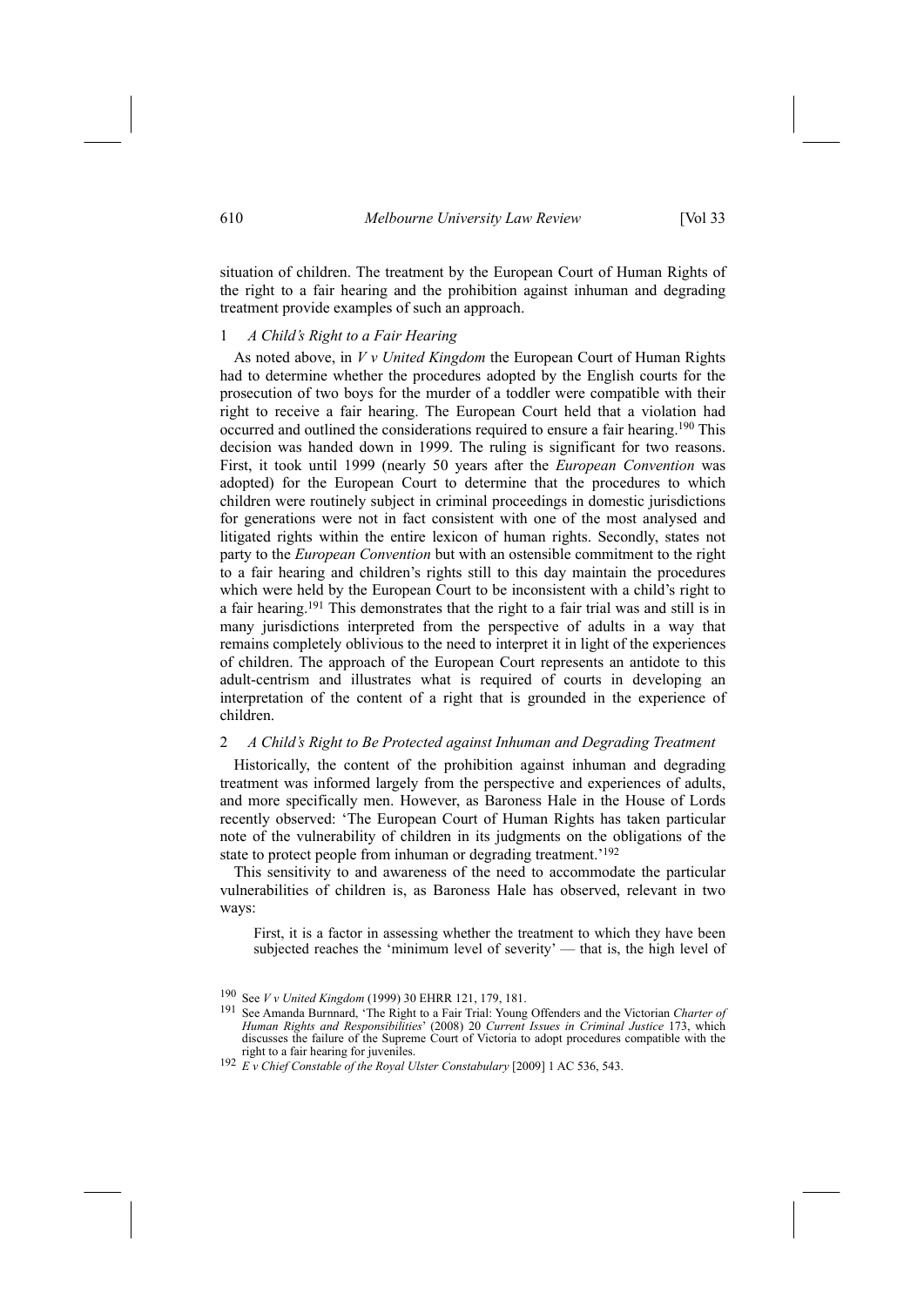situation of children. The treatment by the European Court of Human Rights of the right to a fair hearing and the prohibition against inhuman and degrading treatment provide examples of such an approach.

### 1 *A Child's Right to a Fair Hearing*

As noted above, in *V v United Kingdom* the European Court of Human Rights had to determine whether the procedures adopted by the English courts for the prosecution of two boys for the murder of a toddler were compatible with their right to receive a fair hearing. The European Court held that a violation had occurred and outlined the considerations required to ensure a fair hearing.[190] This decision was handed down in 1999. The ruling is significant for two reasons. First, it took until 1999 (nearly 50 years after the *European Convention* was adopted) for the European Court to determine that the procedures to which children were routinely subject in criminal proceedings in domestic jurisdictions for generations were not in fact consistent with one of the most analysed and litigated rights within the entire lexicon of human rights. Secondly, states not party to the *European Convention* but with an ostensible commitment to the right to a fair hearing and children's rights still to this day maintain the procedures which were held by the European Court to be inconsistent with a child's right to a fair hearing.[191] This demonstrates that the right to a fair trial was and still is in many jurisdictions interpreted from the perspective of adults in a way that remains completely oblivious to the need to interpret it in light of the experiences of children. The approach of the European Court represents an antidote to this adult-centrism and illustrates what is required of courts in developing an interpretation of the content of a right that is grounded in the experience of children.

### 2 *A Child's Right to Be Protected against Inhuman and Degrading Treatment*

Historically, the content of the prohibition against inhuman and degrading treatment was informed largely from the perspective and experiences of adults, and more specifically men. However, as Baroness Hale in the House of Lords recently observed: 'The European Court of Human Rights has taken particular note of the vulnerability of children in its judgments on the obligations of the state to protect people from inhuman or degrading treatment.'[192]

This sensitivity to and awareness of the need to accommodate the particular vulnerabilities of children is, as Baroness Hale has observed, relevant in two ways:

> First, it is a factor in assessing whether the treatment to which they have been subjected reaches the 'minimum level of severity' — that is, the high level of

---

[190] See *V v United Kingdom* (1999) 30 EHRR 121, 179, 181.

[191] See Amanda Burnnard, 'The Right to a Fair Trial: Young Offenders and the Victorian *Charter of Human Rights and Responsibilities*' (2008) 20 *Current Issues in Criminal Justice* 173, which discusses the failure of the Supreme Court of Victoria to adopt procedures compatible with the right to a fair hearing for juveniles.

[192] *E v Chief Constable of the Royal Ulster Constabulary* [2009] 1 AC 536, 543.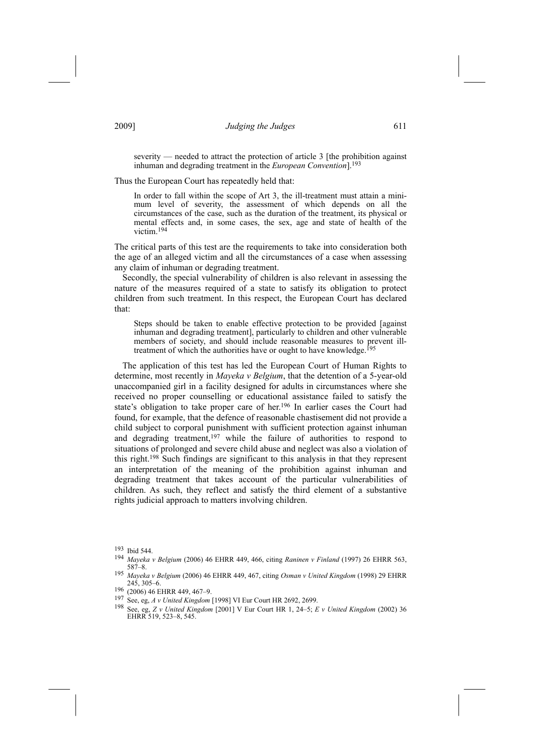> severity — needed to attract the protection of article 3 [the prohibition against inhuman and degrading treatment in the *European Convention*].[193]

Thus the European Court has repeatedly held that:

> In order to fall within the scope of Art 3, the ill-treatment must attain a minimum level of severity, the assessment of which depends on all the circumstances of the case, such as the duration of the treatment, its physical or mental effects and, in some cases, the sex, age and state of health of the victim.[194]

The critical parts of this test are the requirements to take into consideration both the age of an alleged victim and all the circumstances of a case when assessing any claim of inhuman or degrading treatment.

Secondly, the special vulnerability of children is also relevant in assessing the nature of the measures required of a state to satisfy its obligation to protect children from such treatment. In this respect, the European Court has declared that:

> Steps should be taken to enable effective protection to be provided [against inhuman and degrading treatment], particularly to children and other vulnerable members of society, and should include reasonable measures to prevent ill-treatment of which the authorities have or ought to have knowledge.[195]

The application of this test has led the European Court of Human Rights to determine, most recently in *Mayeka v Belgium*, that the detention of a 5-year-old unaccompanied girl in a facility designed for adults in circumstances where she received no proper counselling or educational assistance failed to satisfy the state's obligation to take proper care of her.[196] In earlier cases the Court had found, for example, that the defence of reasonable chastisement did not provide a child subject to corporal punishment with sufficient protection against inhuman and degrading treatment,[197] while the failure of authorities to respond to situations of prolonged and severe child abuse and neglect was also a violation of this right.[198] Such findings are significant to this analysis in that they represent an interpretation of the meaning of the prohibition against inhuman and degrading treatment that takes account of the particular vulnerabilities of children. As such, they reflect and satisfy the third element of a substantive rights judicial approach to matters involving children.

---

[193] Ibid 544.

[194] *Mayeka v Belgium* (2006) 46 EHRR 449, 466, citing *Raninen v Finland* (1997) 26 EHRR 563, 587–8.

[195] *Mayeka v Belgium* (2006) 46 EHRR 449, 467, citing *Osman v United Kingdom* (1998) 29 EHRR 245, 305–6.

[196] (2006) 46 EHRR 449, 467–9.

[197] See, eg, *A v United Kingdom* [1998] VI Eur Court HR 2692, 2699.

[198] See, eg, *Z v United Kingdom* [2001] V Eur Court HR 1, 24–5; *E v United Kingdom* (2002) 36 EHRR 519, 523–8, 545.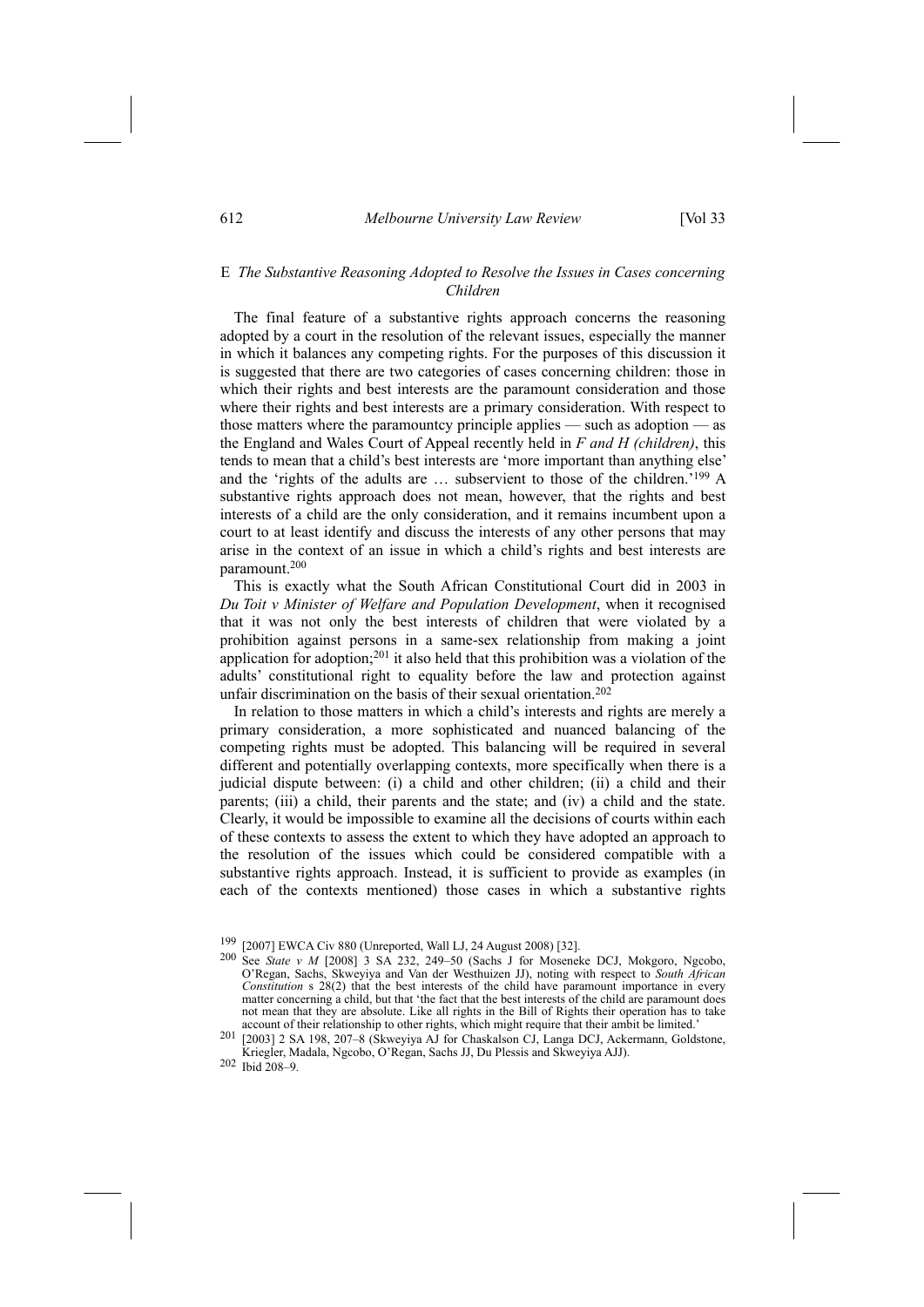### E *The Substantive Reasoning Adopted to Resolve the Issues in Cases concerning Children*

The final feature of a substantive rights approach concerns the reasoning adopted by a court in the resolution of the relevant issues, especially the manner in which it balances any competing rights. For the purposes of this discussion it is suggested that there are two categories of cases concerning children: those in which their rights and best interests are the paramount consideration and those where their rights and best interests are a primary consideration. With respect to those matters where the paramountcy principle applies — such as adoption — as the England and Wales Court of Appeal recently held in *F and H (children)*, this tends to mean that a child's best interests are 'more important than anything else' and the 'rights of the adults are … subservient to those of the children.'[199] A substantive rights approach does not mean, however, that the rights and best interests of a child are the only consideration, and it remains incumbent upon a court to at least identify and discuss the interests of any other persons that may arise in the context of an issue in which a child's rights and best interests are paramount.[200]

This is exactly what the South African Constitutional Court did in 2003 in *Du Toit v Minister of Welfare and Population Development*, when it recognised that it was not only the best interests of children that were violated by a prohibition against persons in a same-sex relationship from making a joint application for adoption;[201] it also held that this prohibition was a violation of the adults' constitutional right to equality before the law and protection against unfair discrimination on the basis of their sexual orientation.[202]

In relation to those matters in which a child's interests and rights are merely a primary consideration, a more sophisticated and nuanced balancing of the competing rights must be adopted. This balancing will be required in several different and potentially overlapping contexts, more specifically when there is a judicial dispute between: (i) a child and other children; (ii) a child and their parents; (iii) a child, their parents and the state; and (iv) a child and the state. Clearly, it would be impossible to examine all the decisions of courts within each of these contexts to assess the extent to which they have adopted an approach to the resolution of the issues which could be considered compatible with a substantive rights approach. Instead, it is sufficient to provide as examples (in each of the contexts mentioned) those cases in which a substantive rights

---

[199] [2007] EWCA Civ 880 (Unreported, Wall LJ, 24 August 2008) [32].

[200] See *State v M* [2008] 3 SA 232, 249–50 (Sachs J for Moseneke DCJ, Mokgoro, Ngcobo, O'Regan, Sachs, Skweyiya and Van der Westhuizen JJ), noting with respect to *South African Constitution* s 28(2) that the best interests of the child have paramount importance in every matter concerning a child, but that 'the fact that the best interests of the child are paramount does not mean that they are absolute. Like all rights in the Bill of Rights their operation has to take account of their relationship to other rights, which might require that their ambit be limited.'

[201] [2003] 2 SA 198, 207–8 (Skweyiya AJ for Chaskalson CJ, Langa DCJ, Ackermann, Goldstone, Kriegler, Madala, Ngcobo, O'Regan, Sachs JJ, Du Plessis and Skweyiya AJJ).

[202] Ibid 208–9.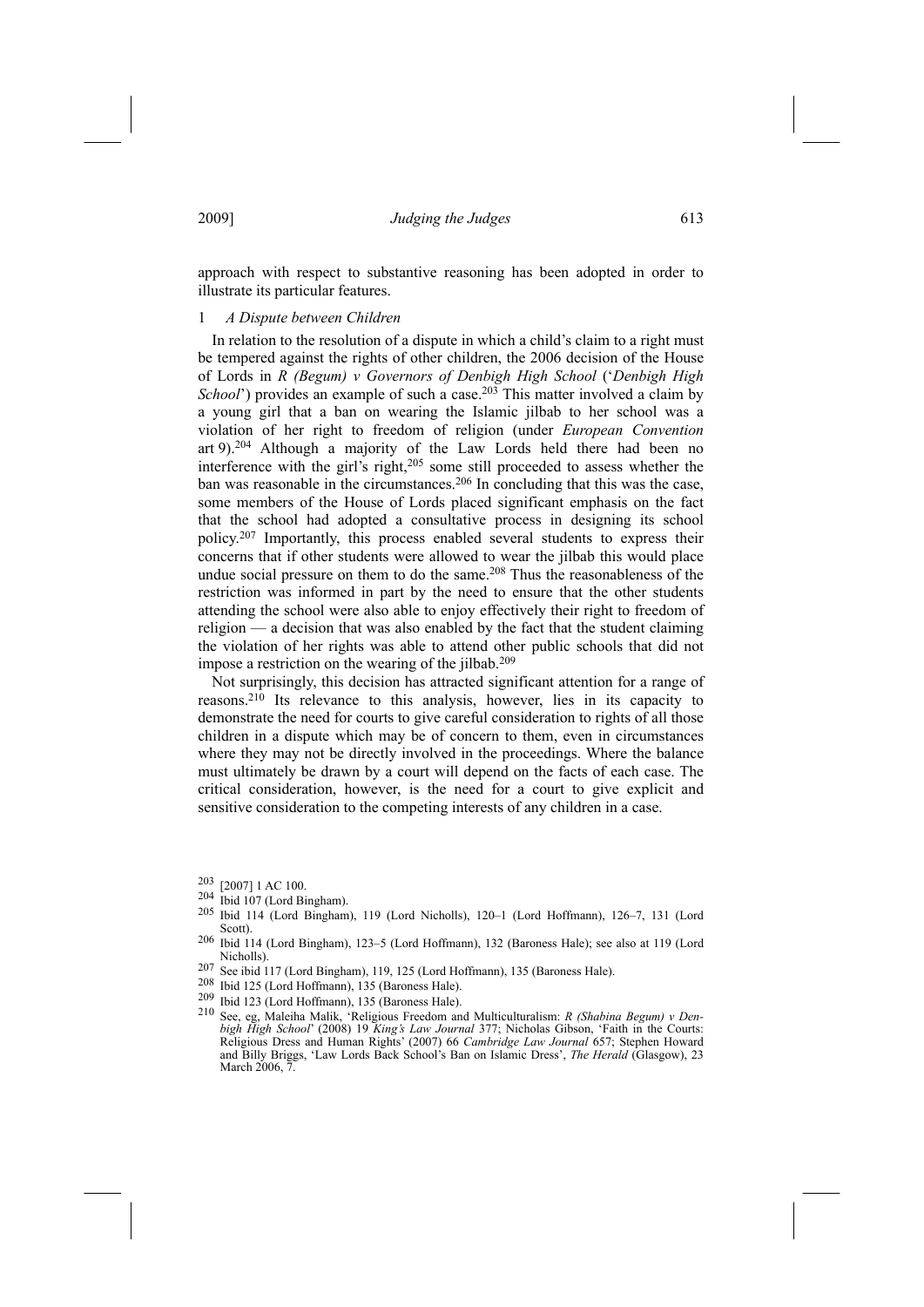approach with respect to substantive reasoning has been adopted in order to illustrate its particular features.

### 1 *A Dispute between Children*

In relation to the resolution of a dispute in which a child's claim to a right must be tempered against the rights of other children, the 2006 decision of the House of Lords in *R (Begum) v Governors of Denbigh High School* ('*Denbigh High School*') provides an example of such a case.[203] This matter involved a claim by a young girl that a ban on wearing the Islamic jilbab to her school was a violation of her right to freedom of religion (under *European Convention* art 9).[204] Although a majority of the Law Lords held there had been no interference with the girl's right,[205] some still proceeded to assess whether the ban was reasonable in the circumstances.[206] In concluding that this was the case, some members of the House of Lords placed significant emphasis on the fact that the school had adopted a consultative process in designing its school policy.[207] Importantly, this process enabled several students to express their concerns that if other students were allowed to wear the jilbab this would place undue social pressure on them to do the same.[208] Thus the reasonableness of the restriction was informed in part by the need to ensure that the other students attending the school were also able to enjoy effectively their right to freedom of religion — a decision that was also enabled by the fact that the student claiming the violation of her rights was able to attend other public schools that did not impose a restriction on the wearing of the jilbab.[209]

Not surprisingly, this decision has attracted significant attention for a range of reasons.[210] Its relevance to this analysis, however, lies in its capacity to demonstrate the need for courts to give careful consideration to rights of all those children in a dispute which may be of concern to them, even in circumstances where they may not be directly involved in the proceedings. Where the balance must ultimately be drawn by a court will depend on the facts of each case. The critical consideration, however, is the need for a court to give explicit and sensitive consideration to the competing interests of any children in a case.

---

[203] [2007] 1 AC 100.

[204] Ibid 107 (Lord Bingham).

[205] Ibid 114 (Lord Bingham), 119 (Lord Nicholls), 120–1 (Lord Hoffmann), 126–7, 131 (Lord Scott).

[206] Ibid 114 (Lord Bingham), 123–5 (Lord Hoffmann), 132 (Baroness Hale); see also at 119 (Lord Nicholls).

[207] See ibid 117 (Lord Bingham), 119, 125 (Lord Hoffmann), 135 (Baroness Hale).

[208] Ibid 125 (Lord Hoffmann), 135 (Baroness Hale).

[209] Ibid 123 (Lord Hoffmann), 135 (Baroness Hale).

[210] See, eg, Maleiha Malik, 'Religious Freedom and Multiculturalism: *R (Shabina Begum) v Denbigh High School*' (2008) 19 *King's Law Journal* 377; Nicholas Gibson, 'Faith in the Courts: Religious Dress and Human Rights' (2007) 66 *Cambridge Law Journal* 657; Stephen Howard and Billy Briggs, 'Law Lords Back School's Ban on Islamic Dress', *The Herald* (Glasgow), 23 March 2006, 7.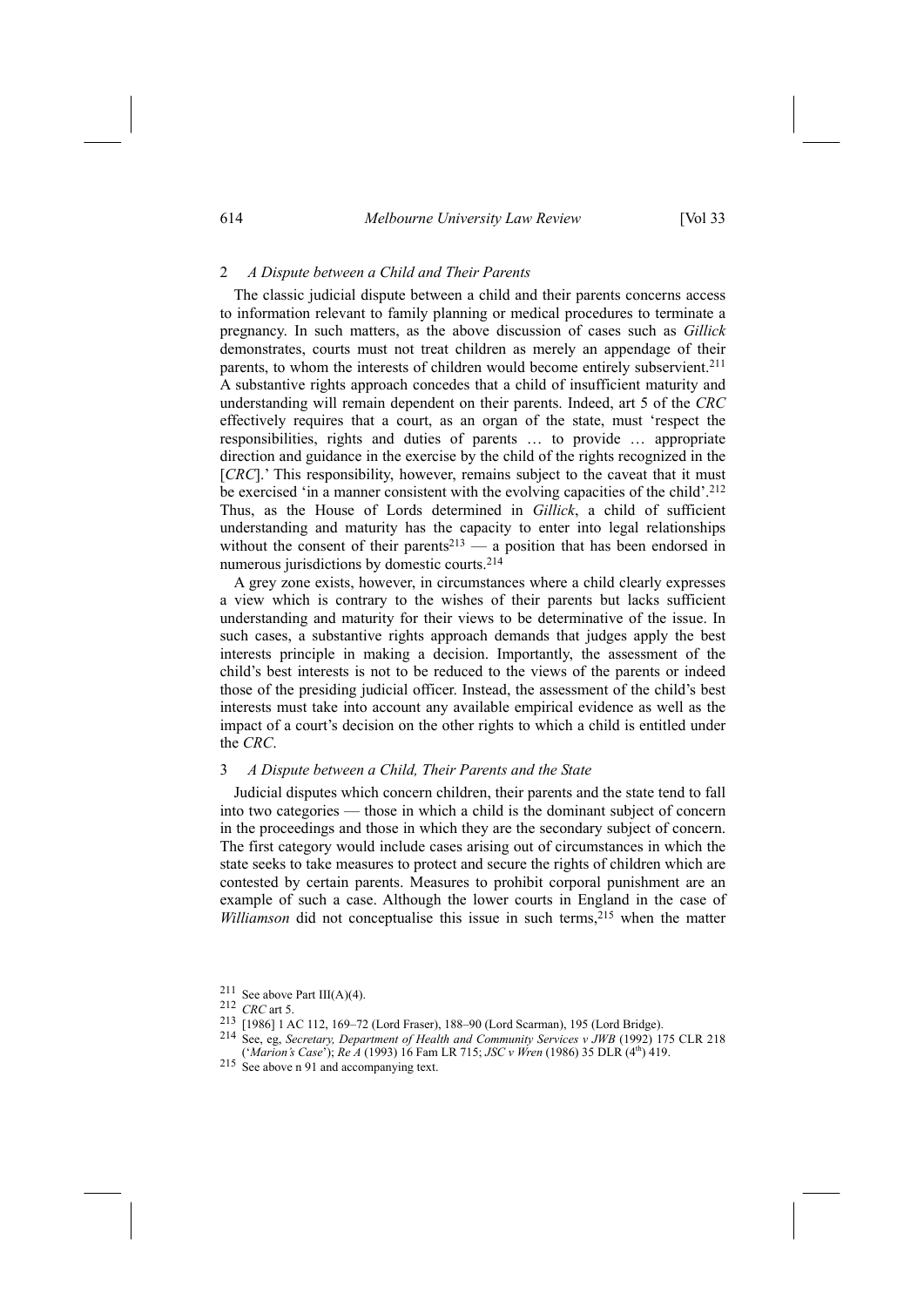### 2 *A Dispute between a Child and Their Parents*

The classic judicial dispute between a child and their parents concerns access to information relevant to family planning or medical procedures to terminate a pregnancy. In such matters, as the above discussion of cases such as *Gillick* demonstrates, courts must not treat children as merely an appendage of their parents, to whom the interests of children would become entirely subservient.[211] A substantive rights approach concedes that a child of insufficient maturity and understanding will remain dependent on their parents. Indeed, art 5 of the *CRC* effectively requires that a court, as an organ of the state, must 'respect the responsibilities, rights and duties of parents … to provide … appropriate direction and guidance in the exercise by the child of the rights recognized in the [*CRC*].' This responsibility, however, remains subject to the caveat that it must be exercised 'in a manner consistent with the evolving capacities of the child'.[212] Thus, as the House of Lords determined in *Gillick*, a child of sufficient understanding and maturity has the capacity to enter into legal relationships without the consent of their parents[213] — a position that has been endorsed in numerous jurisdictions by domestic courts.[214]

A grey zone exists, however, in circumstances where a child clearly expresses a view which is contrary to the wishes of their parents but lacks sufficient understanding and maturity for their views to be determinative of the issue. In such cases, a substantive rights approach demands that judges apply the best interests principle in making a decision. Importantly, the assessment of the child's best interests is not to be reduced to the views of the parents or indeed those of the presiding judicial officer. Instead, the assessment of the child's best interests must take into account any available empirical evidence as well as the impact of a court's decision on the other rights to which a child is entitled under the *CRC*.

### 3 *A Dispute between a Child, Their Parents and the State*

Judicial disputes which concern children, their parents and the state tend to fall into two categories — those in which a child is the dominant subject of concern in the proceedings and those in which they are the secondary subject of concern. The first category would include cases arising out of circumstances in which the state seeks to take measures to protect and secure the rights of children which are contested by certain parents. Measures to prohibit corporal punishment are an example of such a case. Although the lower courts in England in the case of *Williamson* did not conceptualise this issue in such terms,[215] when the matter

---

[211] See above Part III(A)(4).

[212] *CRC* art 5.

[213] [1986] 1 AC 112, 169–72 (Lord Fraser), 188–90 (Lord Scarman), 195 (Lord Bridge).

[214] See, eg, *Secretary, Department of Health and Community Services v JWB* (1992) 175 CLR 218 ('*Marion's Case*'); *Re A* (1993) 16 Fam LR 715; *JSC v Wren* (1986) 35 DLR (4th) 419.

[215] See above n 91 and accompanying text.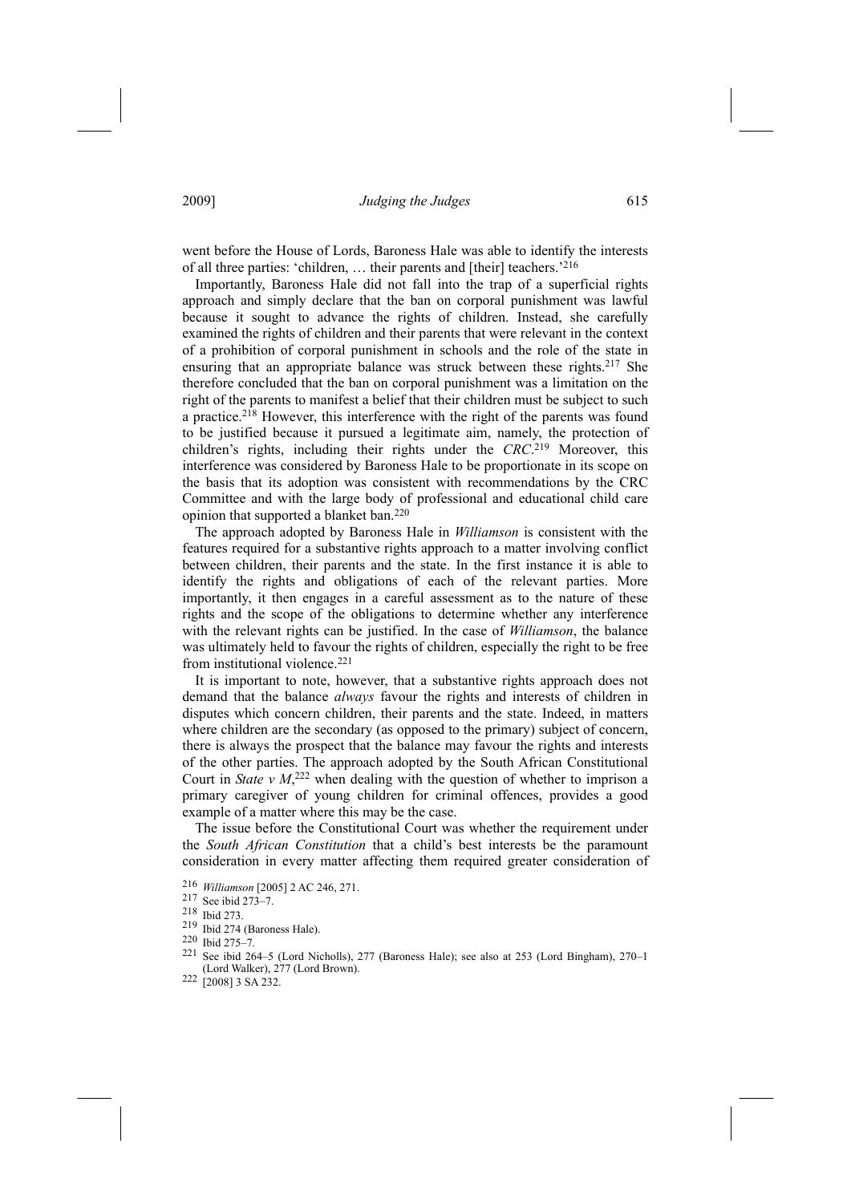went before the House of Lords, Baroness Hale was able to identify the interests of all three parties: 'children, … their parents and [their] teachers.'[216]

Importantly, Baroness Hale did not fall into the trap of a superficial rights approach and simply declare that the ban on corporal punishment was lawful because it sought to advance the rights of children. Instead, she carefully examined the rights of children and their parents that were relevant in the context of a prohibition of corporal punishment in schools and the role of the state in ensuring that an appropriate balance was struck between these rights.[217] She therefore concluded that the ban on corporal punishment was a limitation on the right of the parents to manifest a belief that their children must be subject to such a practice.[218] However, this interference with the right of the parents was found to be justified because it pursued a legitimate aim, namely, the protection of children's rights, including their rights under the *CRC*.[219] Moreover, this interference was considered by Baroness Hale to be proportionate in its scope on the basis that its adoption was consistent with recommendations by the CRC Committee and with the large body of professional and educational child care opinion that supported a blanket ban.[220]

The approach adopted by Baroness Hale in *Williamson* is consistent with the features required for a substantive rights approach to a matter involving conflict between children, their parents and the state. In the first instance it is able to identify the rights and obligations of each of the relevant parties. More importantly, it then engages in a careful assessment as to the nature of these rights and the scope of the obligations to determine whether any interference with the relevant rights can be justified. In the case of *Williamson*, the balance was ultimately held to favour the rights of children, especially the right to be free from institutional violence.[221]

It is important to note, however, that a substantive rights approach does not demand that the balance *always* favour the rights and interests of children in disputes which concern children, their parents and the state. Indeed, in matters where children are the secondary (as opposed to the primary) subject of concern, there is always the prospect that the balance may favour the rights and interests of the other parties. The approach adopted by the South African Constitutional Court in *State v M*,[222] when dealing with the question of whether to imprison a primary caregiver of young children for criminal offences, provides a good example of a matter where this may be the case.

The issue before the Constitutional Court was whether the requirement under the *South African Constitution* that a child's best interests be the paramount consideration in every matter affecting them required greater consideration of

[216] *Williamson* [2005] 2 AC 246, 271.

[217] See ibid 273–7.

[218] Ibid 273.

[219] Ibid 274 (Baroness Hale).

[220] Ibid 275–7.

[221] See ibid 264–5 (Lord Nicholls), 277 (Baroness Hale); see also at 253 (Lord Bingham), 270–1 (Lord Walker), 277 (Lord Brown).

[222] [2008] 3 SA 232.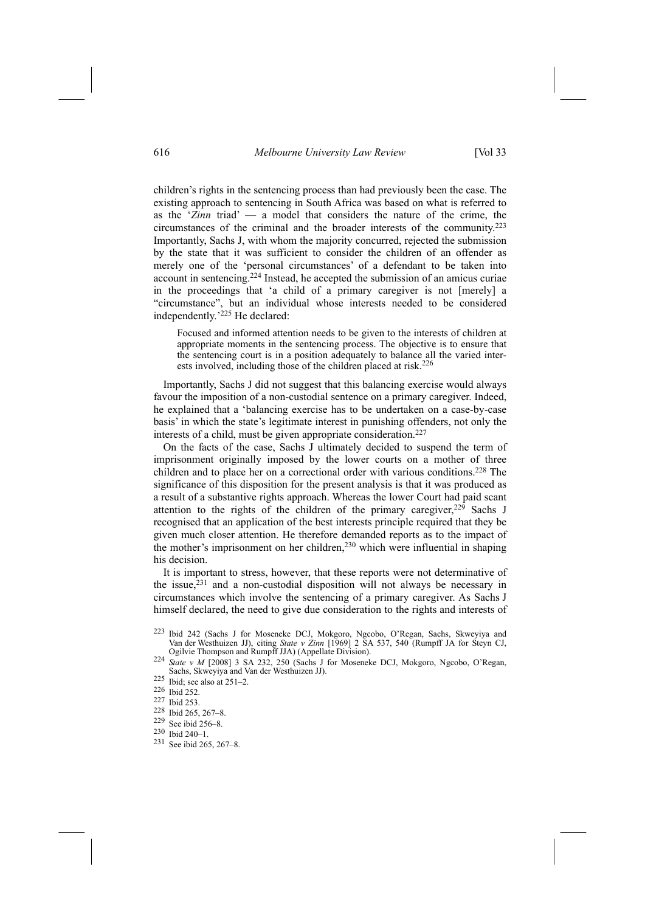children's rights in the sentencing process than had previously been the case. The existing approach to sentencing in South Africa was based on what is referred to as the '*Zinn* triad' — a model that considers the nature of the crime, the circumstances of the criminal and the broader interests of the community.[223] Importantly, Sachs J, with whom the majority concurred, rejected the submission by the state that it was sufficient to consider the children of an offender as merely one of the 'personal circumstances' of a defendant to be taken into account in sentencing.[224] Instead, he accepted the submission of an amicus curiae in the proceedings that 'a child of a primary caregiver is not [merely] a "circumstance", but an individual whose interests needed to be considered independently.'[225] He declared:

> Focused and informed attention needs to be given to the interests of children at appropriate moments in the sentencing process. The objective is to ensure that the sentencing court is in a position adequately to balance all the varied interests involved, including those of the children placed at risk.[226]

Importantly, Sachs J did not suggest that this balancing exercise would always favour the imposition of a non-custodial sentence on a primary caregiver. Indeed, he explained that a 'balancing exercise has to be undertaken on a case-by-case basis' in which the state's legitimate interest in punishing offenders, not only the interests of a child, must be given appropriate consideration.[227]

On the facts of the case, Sachs J ultimately decided to suspend the term of imprisonment originally imposed by the lower courts on a mother of three children and to place her on a correctional order with various conditions.[228] The significance of this disposition for the present analysis is that it was produced as a result of a substantive rights approach. Whereas the lower Court had paid scant attention to the rights of the children of the primary caregiver,[229] Sachs J recognised that an application of the best interests principle required that they be given much closer attention. He therefore demanded reports as to the impact of the mother's imprisonment on her children,[230] which were influential in shaping his decision.

It is important to stress, however, that these reports were not determinative of the issue,[231] and a non-custodial disposition will not always be necessary in circumstances which involve the sentencing of a primary caregiver. As Sachs J himself declared, the need to give due consideration to the rights and interests of

[223] Ibid 242 (Sachs J for Moseneke DCJ, Mokgoro, Ngcobo, O'Regan, Sachs, Skweyiya and Van der Westhuizen JJ), citing *State v Zinn* [1969] 2 SA 537, 540 (Rumpff JA for Steyn CJ, Ogilvie Thompson and Rumpff JJA) (Appellate Division).

[224] *State v M* [2008] 3 SA 232, 250 (Sachs J for Moseneke DCJ, Mokgoro, Ngcobo, O'Regan, Sachs, Skweyiya and Van der Westhuizen JJ).

[225] Ibid; see also at 251–2.

[226] Ibid 252.

[227] Ibid 253.

[228] Ibid 265, 267–8.

[229] See ibid 256–8.

[230] Ibid 240–1.

[231] See ibid 265, 267–8.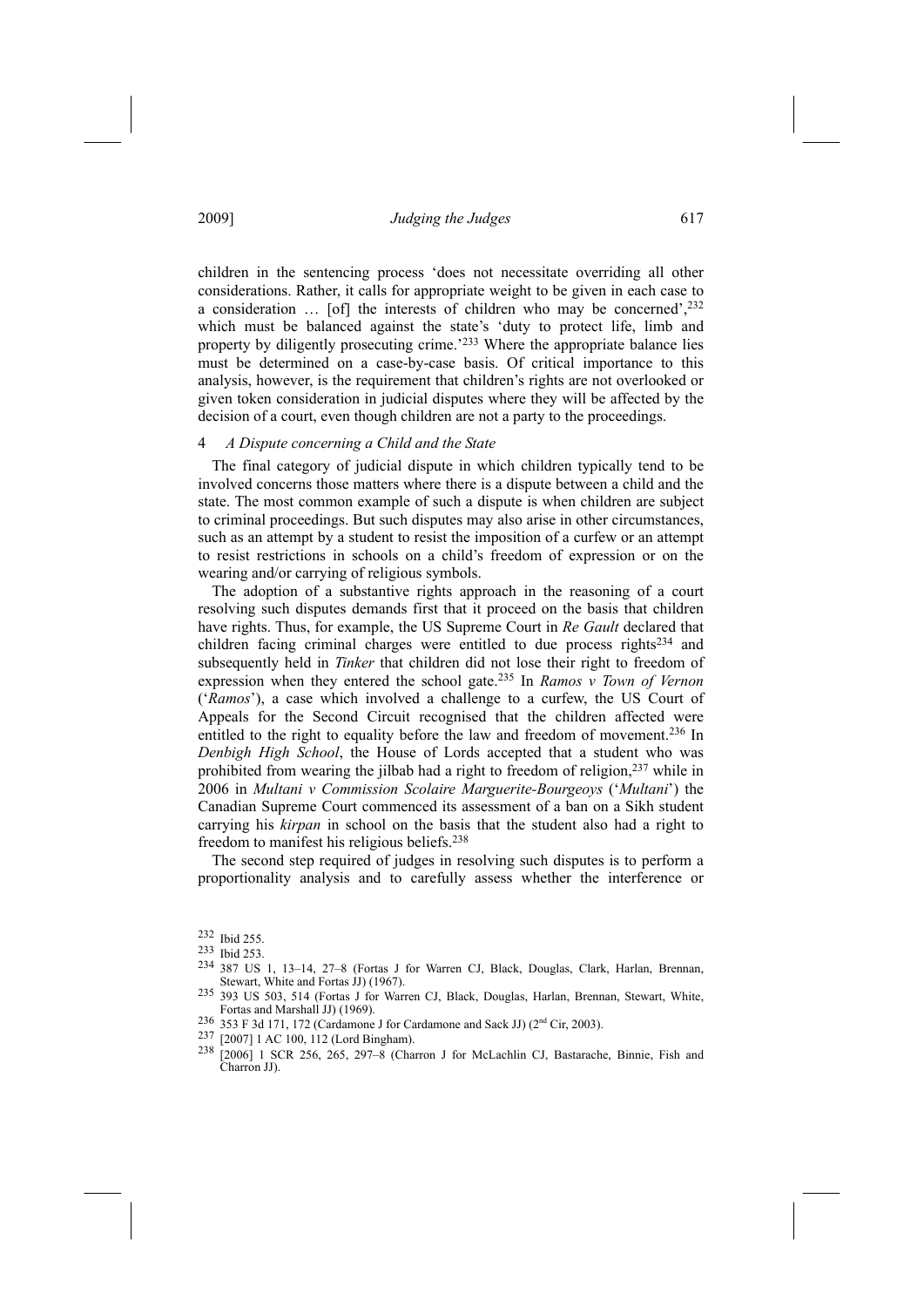children in the sentencing process 'does not necessitate overriding all other considerations. Rather, it calls for appropriate weight to be given in each case to a consideration … [of] the interests of children who may be concerned',[232] which must be balanced against the state's 'duty to protect life, limb and property by diligently prosecuting crime.'[233] Where the appropriate balance lies must be determined on a case-by-case basis. Of critical importance to this analysis, however, is the requirement that children's rights are not overlooked or given token consideration in judicial disputes where they will be affected by the decision of a court, even though children are not a party to the proceedings.

### 4 *A Dispute concerning a Child and the State*

The final category of judicial dispute in which children typically tend to be involved concerns those matters where there is a dispute between a child and the state. The most common example of such a dispute is when children are subject to criminal proceedings. But such disputes may also arise in other circumstances, such as an attempt by a student to resist the imposition of a curfew or an attempt to resist restrictions in schools on a child's freedom of expression or on the wearing and/or carrying of religious symbols.

The adoption of a substantive rights approach in the reasoning of a court resolving such disputes demands first that it proceed on the basis that children have rights. Thus, for example, the US Supreme Court in *Re Gault* declared that children facing criminal charges were entitled to due process rights[234] and subsequently held in *Tinker* that children did not lose their right to freedom of expression when they entered the school gate.[235] In *Ramos v Town of Vernon* ('*Ramos*'), a case which involved a challenge to a curfew, the US Court of Appeals for the Second Circuit recognised that the children affected were entitled to the right to equality before the law and freedom of movement.[236] In *Denbigh High School*, the House of Lords accepted that a student who was prohibited from wearing the jilbab had a right to freedom of religion,[237] while in 2006 in *Multani v Commission Scolaire Marguerite-Bourgeoys* ('*Multani*') the Canadian Supreme Court commenced its assessment of a ban on a Sikh student carrying his *kirpan* in school on the basis that the student also had a right to freedom to manifest his religious beliefs.[238]

The second step required of judges in resolving such disputes is to perform a proportionality analysis and to carefully assess whether the interference or

---

[232] Ibid 255.

[233] Ibid 253.

[234] 387 US 1, 13–14, 27–8 (Fortas J for Warren CJ, Black, Douglas, Clark, Harlan, Brennan, Stewart, White and Fortas JJ) (1967).

[235] 393 US 503, 514 (Fortas J for Warren CJ, Black, Douglas, Harlan, Brennan, Stewart, White, Fortas and Marshall JJ) (1969).

[236] 353 F 3d 171, 172 (Cardamone J for Cardamone and Sack JJ) (2nd Cir, 2003).

[237] [2007] 1 AC 100, 112 (Lord Bingham).

[238] [2006] 1 SCR 256, 265, 297–8 (Charron J for McLachlin CJ, Bastarache, Binnie, Fish and Charron JJ).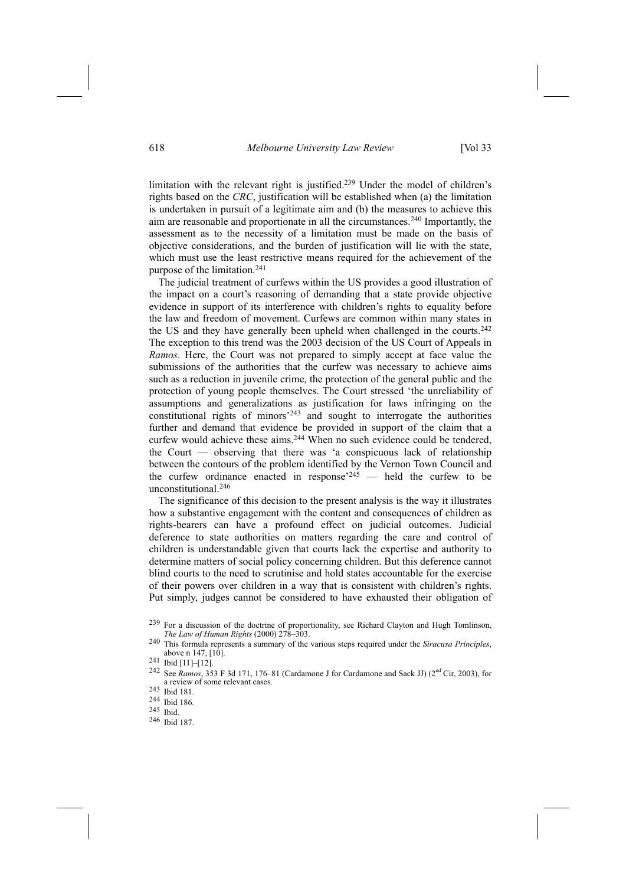limitation with the relevant right is justified.[239] Under the model of children's rights based on the *CRC*, justification will be established when (a) the limitation is undertaken in pursuit of a legitimate aim and (b) the measures to achieve this aim are reasonable and proportionate in all the circumstances.[240] Importantly, the assessment as to the necessity of a limitation must be made on the basis of objective considerations, and the burden of justification will lie with the state, which must use the least restrictive means required for the achievement of the purpose of the limitation.[241]

The judicial treatment of curfews within the US provides a good illustration of the impact on a court's reasoning of demanding that a state provide objective evidence in support of its interference with children's rights to equality before the law and freedom of movement. Curfews are common within many states in the US and they have generally been upheld when challenged in the courts.[242] The exception to this trend was the 2003 decision of the US Court of Appeals in *Ramos*. Here, the Court was not prepared to simply accept at face value the submissions of the authorities that the curfew was necessary to achieve aims such as a reduction in juvenile crime, the protection of the general public and the protection of young people themselves. The Court stressed 'the unreliability of assumptions and generalizations as justification for laws infringing on the constitutional rights of minors'[243] and sought to interrogate the authorities further and demand that evidence be provided in support of the claim that a curfew would achieve these aims.[244] When no such evidence could be tendered, the Court — observing that there was 'a conspicuous lack of relationship between the contours of the problem identified by the Vernon Town Council and the curfew ordinance enacted in response'[245] — held the curfew to be unconstitutional.[246]

The significance of this decision to the present analysis is the way it illustrates how a substantive engagement with the content and consequences of children as rights-bearers can have a profound effect on judicial outcomes. Judicial deference to state authorities on matters regarding the care and control of children is understandable given that courts lack the expertise and authority to determine matters of social policy concerning children. But this deference cannot blind courts to the need to scrutinise and hold states accountable for the exercise of their powers over children in a way that is consistent with children's rights. Put simply, judges cannot be considered to have exhausted their obligation of

---

[239] For a discussion of the doctrine of proportionality, see Richard Clayton and Hugh Tomlinson, *The Law of Human Rights* (2000) 278–303.

[240] This formula represents a summary of the various steps required under the *Siracusa Principles*, above n 147, [10].

[241] Ibid [11]–[12].

[242] See *Ramos*, 353 F 3d 171, 176–81 (Cardamone J for Cardamone and Sack JJ) (2nd Cir, 2003), for a review of some relevant cases.

[243] Ibid 181.

[244] Ibid 186.

[245] Ibid.

[246] Ibid 187.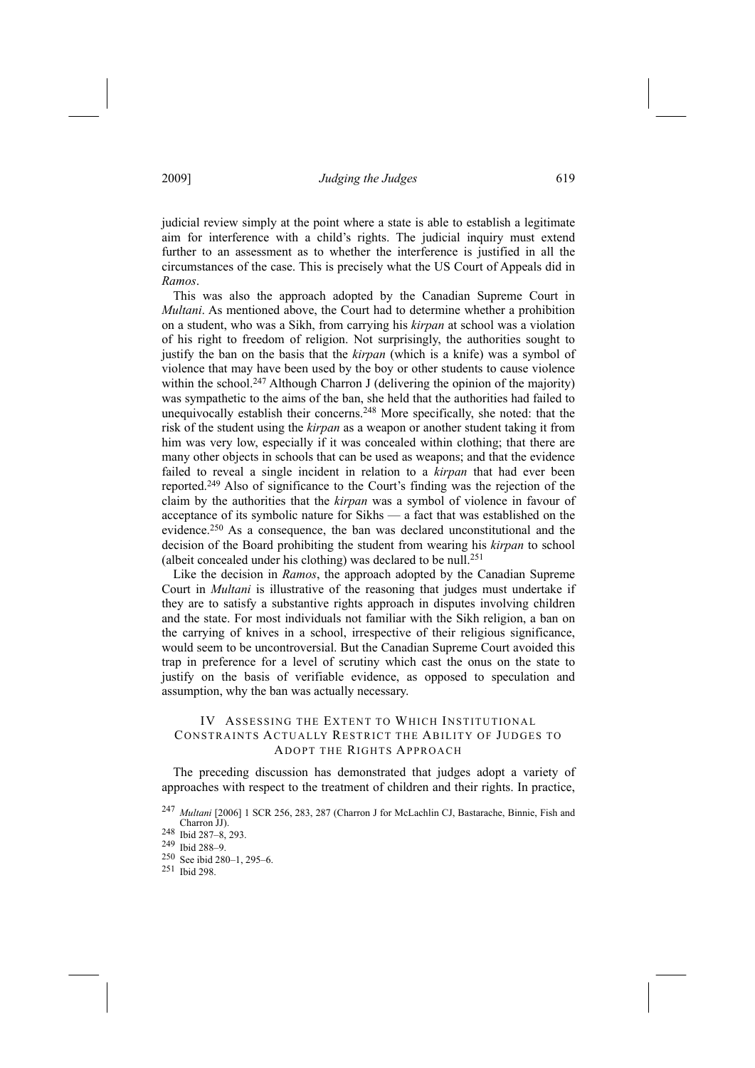judicial review simply at the point where a state is able to establish a legitimate aim for interference with a child's rights. The judicial inquiry must extend further to an assessment as to whether the interference is justified in all the circumstances of the case. This is precisely what the US Court of Appeals did in *Ramos*.

This was also the approach adopted by the Canadian Supreme Court in *Multani*. As mentioned above, the Court had to determine whether a prohibition on a student, who was a Sikh, from carrying his *kirpan* at school was a violation of his right to freedom of religion. Not surprisingly, the authorities sought to justify the ban on the basis that the *kirpan* (which is a knife) was a symbol of violence that may have been used by the boy or other students to cause violence within the school.[247] Although Charron J (delivering the opinion of the majority) was sympathetic to the aims of the ban, she held that the authorities had failed to unequivocally establish their concerns.[248] More specifically, she noted: that the risk of the student using the *kirpan* as a weapon or another student taking it from him was very low, especially if it was concealed within clothing; that there are many other objects in schools that can be used as weapons; and that the evidence failed to reveal a single incident in relation to a *kirpan* that had ever been reported.[249] Also of significance to the Court's finding was the rejection of the claim by the authorities that the *kirpan* was a symbol of violence in favour of acceptance of its symbolic nature for Sikhs — a fact that was established on the evidence.[250] As a consequence, the ban was declared unconstitutional and the decision of the Board prohibiting the student from wearing his *kirpan* to school (albeit concealed under his clothing) was declared to be null.[251]

Like the decision in *Ramos*, the approach adopted by the Canadian Supreme Court in *Multani* is illustrative of the reasoning that judges must undertake if they are to satisfy a substantive rights approach in disputes involving children and the state. For most individuals not familiar with the Sikh religion, a ban on the carrying of knives in a school, irrespective of their religious significance, would seem to be uncontroversial. But the Canadian Supreme Court avoided this trap in preference for a level of scrutiny which cast the onus on the state to justify on the basis of verifiable evidence, as opposed to speculation and assumption, why the ban was actually necessary.

## IV Assessing the Extent to Which Institutional Constraints Actually Restrict the Ability of Judges to Adopt the Rights Approach

The preceding discussion has demonstrated that judges adopt a variety of approaches with respect to the treatment of children and their rights. In practice,

[247] *Multani* [2006] 1 SCR 256, 283, 287 (Charron J for McLachlin CJ, Bastarache, Binnie, Fish and Charron JJ).

[248] Ibid 287–8, 293.

[249] Ibid 288–9.

[250] See ibid 280–1, 295–6.

[251] Ibid 298.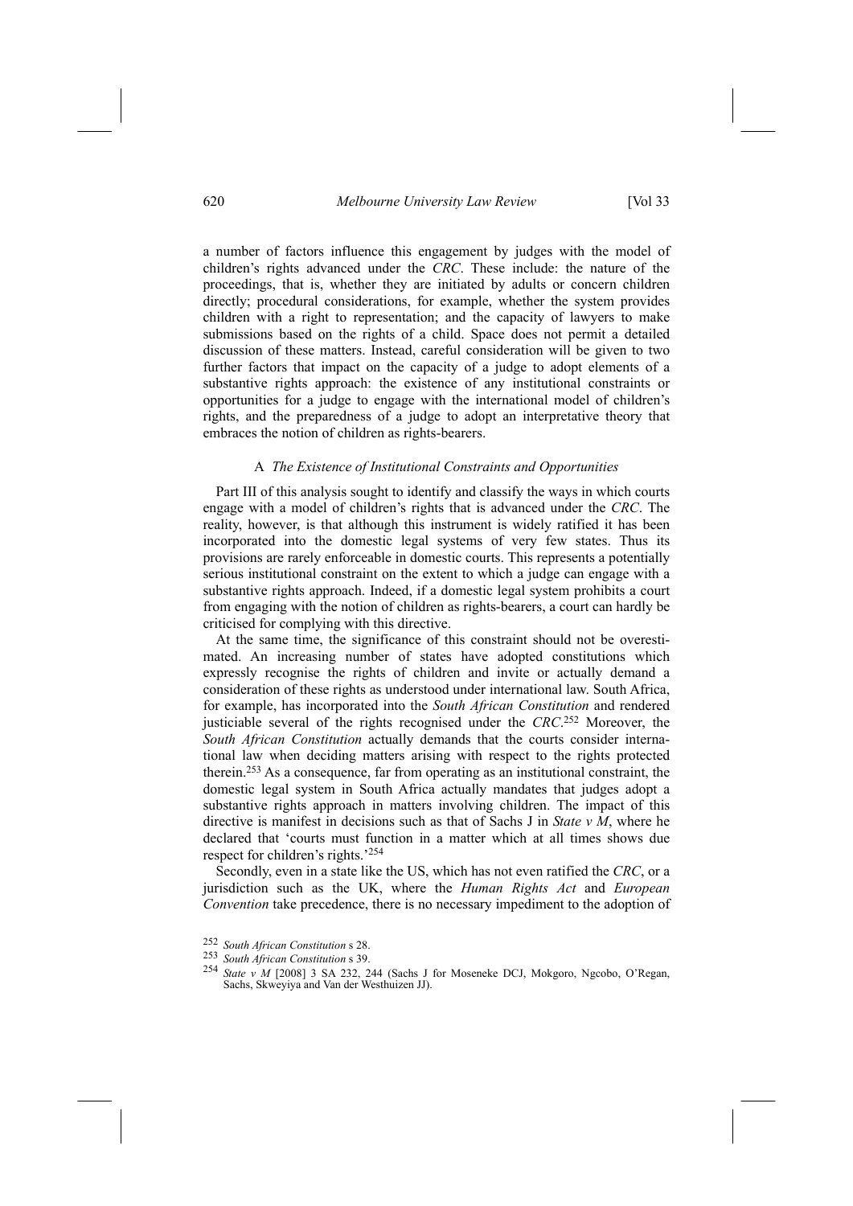a number of factors influence this engagement by judges with the model of children's rights advanced under the *CRC*. These include: the nature of the proceedings, that is, whether they are initiated by adults or concern children directly; procedural considerations, for example, whether the system provides children with a right to representation; and the capacity of lawyers to make submissions based on the rights of a child. Space does not permit a detailed discussion of these matters. Instead, careful consideration will be given to two further factors that impact on the capacity of a judge to adopt elements of a substantive rights approach: the existence of any institutional constraints or opportunities for a judge to engage with the international model of children's rights, and the preparedness of a judge to adopt an interpretative theory that embraces the notion of children as rights-bearers.

### A *The Existence of Institutional Constraints and Opportunities*

Part III of this analysis sought to identify and classify the ways in which courts engage with a model of children's rights that is advanced under the *CRC*. The reality, however, is that although this instrument is widely ratified it has been incorporated into the domestic legal systems of very few states. Thus its provisions are rarely enforceable in domestic courts. This represents a potentially serious institutional constraint on the extent to which a judge can engage with a substantive rights approach. Indeed, if a domestic legal system prohibits a court from engaging with the notion of children as rights-bearers, a court can hardly be criticised for complying with this directive.

At the same time, the significance of this constraint should not be overestimated. An increasing number of states have adopted constitutions which expressly recognise the rights of children and invite or actually demand a consideration of these rights as understood under international law. South Africa, for example, has incorporated into the *South African Constitution* and rendered justiciable several of the rights recognised under the *CRC*.[252] Moreover, the *South African Constitution* actually demands that the courts consider international law when deciding matters arising with respect to the rights protected therein.[253] As a consequence, far from operating as an institutional constraint, the domestic legal system in South Africa actually mandates that judges adopt a substantive rights approach in matters involving children. The impact of this directive is manifest in decisions such as that of Sachs J in *State v M*, where he declared that 'courts must function in a matter which at all times shows due respect for children's rights.'[254]

Secondly, even in a state like the US, which has not even ratified the *CRC*, or a jurisdiction such as the UK, where the *Human Rights Act* and *European Convention* take precedence, there is no necessary impediment to the adoption of

---

[252] *South African Constitution* s 28.

[253] *South African Constitution* s 39.

[254] *State v M* [2008] 3 SA 232, 244 (Sachs J for Moseneke DCJ, Mokgoro, Ngcobo, O'Regan, Sachs, Skweyiya and Van der Westhuizen JJ).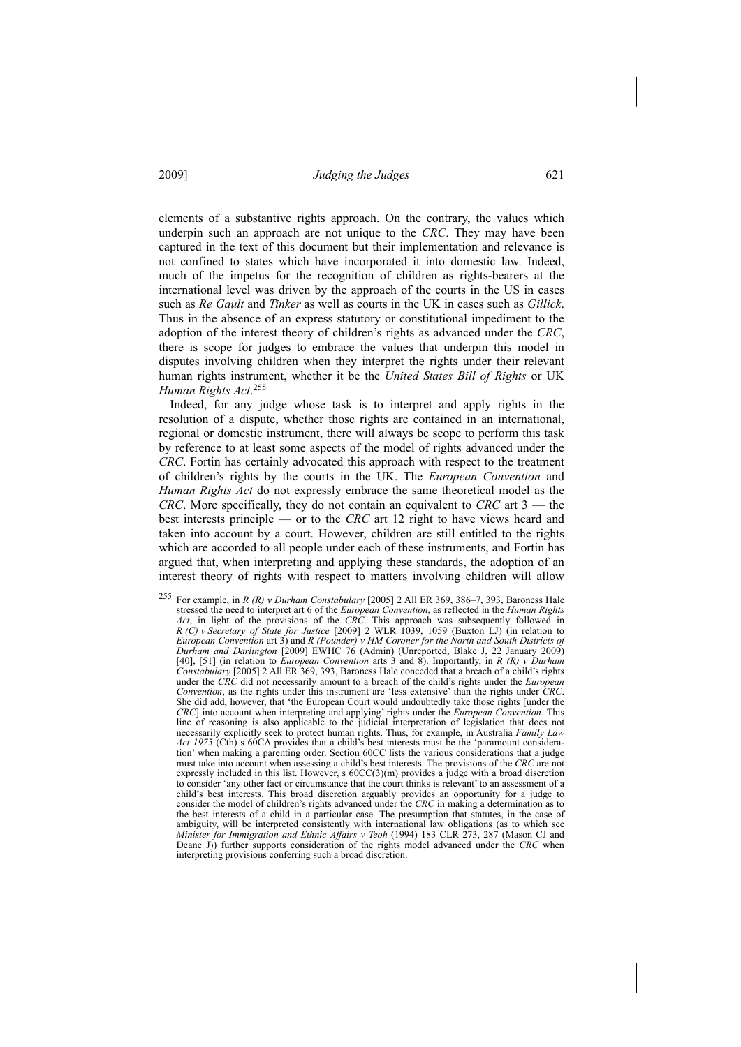elements of a substantive rights approach. On the contrary, the values which underpin such an approach are not unique to the *CRC*. They may have been captured in the text of this document but their implementation and relevance is not confined to states which have incorporated it into domestic law. Indeed, much of the impetus for the recognition of children as rights-bearers at the international level was driven by the approach of the courts in the US in cases such as *Re Gault* and *Tinker* as well as courts in the UK in cases such as *Gillick*. Thus in the absence of an express statutory or constitutional impediment to the adoption of the interest theory of children's rights as advanced under the *CRC*, there is scope for judges to embrace the values that underpin this model in disputes involving children when they interpret the rights under their relevant human rights instrument, whether it be the *United States Bill of Rights* or UK *Human Rights Act*.[255]

Indeed, for any judge whose task is to interpret and apply rights in the resolution of a dispute, whether those rights are contained in an international, regional or domestic instrument, there will always be scope to perform this task by reference to at least some aspects of the model of rights advanced under the *CRC*. Fortin has certainly advocated this approach with respect to the treatment of children's rights by the courts in the UK. The *European Convention* and *Human Rights Act* do not expressly embrace the same theoretical model as the *CRC*. More specifically, they do not contain an equivalent to *CRC* art 3 — the best interests principle — or to the *CRC* art 12 right to have views heard and taken into account by a court. However, children are still entitled to the rights which are accorded to all people under each of these instruments, and Fortin has argued that, when interpreting and applying these standards, the adoption of an interest theory of rights with respect to matters involving children will allow

[255] For example, in *R (R) v Durham Constabulary* [2005] 2 All ER 369, 386–7, 393, Baroness Hale stressed the need to interpret art 6 of the *European Convention*, as reflected in the *Human Rights Act*, in light of the provisions of the *CRC*. This approach was subsequently followed in *R (C) v Secretary of State for Justice* [2009] 2 WLR 1039, 1059 (Buxton LJ) (in relation to *European Convention* art 3) and *R (Pounder) v HM Coroner for the North and South Districts of Durham and Darlington* [2009] EWHC 76 (Admin) (Unreported, Blake J, 22 January 2009) [40], [51] (in relation to *European Convention* arts 3 and 8). Importantly, in *R (R) v Durham Constabulary* [2005] 2 All ER 369, 393, Baroness Hale conceded that a breach of a child's rights under the *CRC* did not necessarily amount to a breach of the child's rights under the *European Convention*, as the rights under this instrument are 'less extensive' than the rights under *CRC*. She did add, however, that 'the European Court would undoubtedly take those rights [under the *CRC*] into account when interpreting and applying' rights under the *European Convention*. This line of reasoning is also applicable to the judicial interpretation of legislation that does not necessarily explicitly seek to protect human rights. Thus, for example, in Australia *Family Law Act 1975* (Cth) s 60CA provides that a child's best interests must be the 'paramount consideration' when making a parenting order. Section 60CC lists the various considerations that a judge must take into account when assessing a child's best interests. The provisions of the *CRC* are not expressly included in this list. However, s 60CC(3)(m) provides a judge with a broad discretion to consider 'any other fact or circumstance that the court thinks is relevant' to an assessment of a child's best interests. This broad discretion arguably provides an opportunity for a judge to consider the model of children's rights advanced under the *CRC* in making a determination as to the best interests of a child in a particular case. The presumption that statutes, in the case of ambiguity, will be interpreted consistently with international law obligations (as to which see *Minister for Immigration and Ethnic Affairs v Teoh* (1994) 183 CLR 273, 287 (Mason CJ and Deane J)) further supports consideration of the rights model advanced under the *CRC* when interpreting provisions conferring such a broad discretion.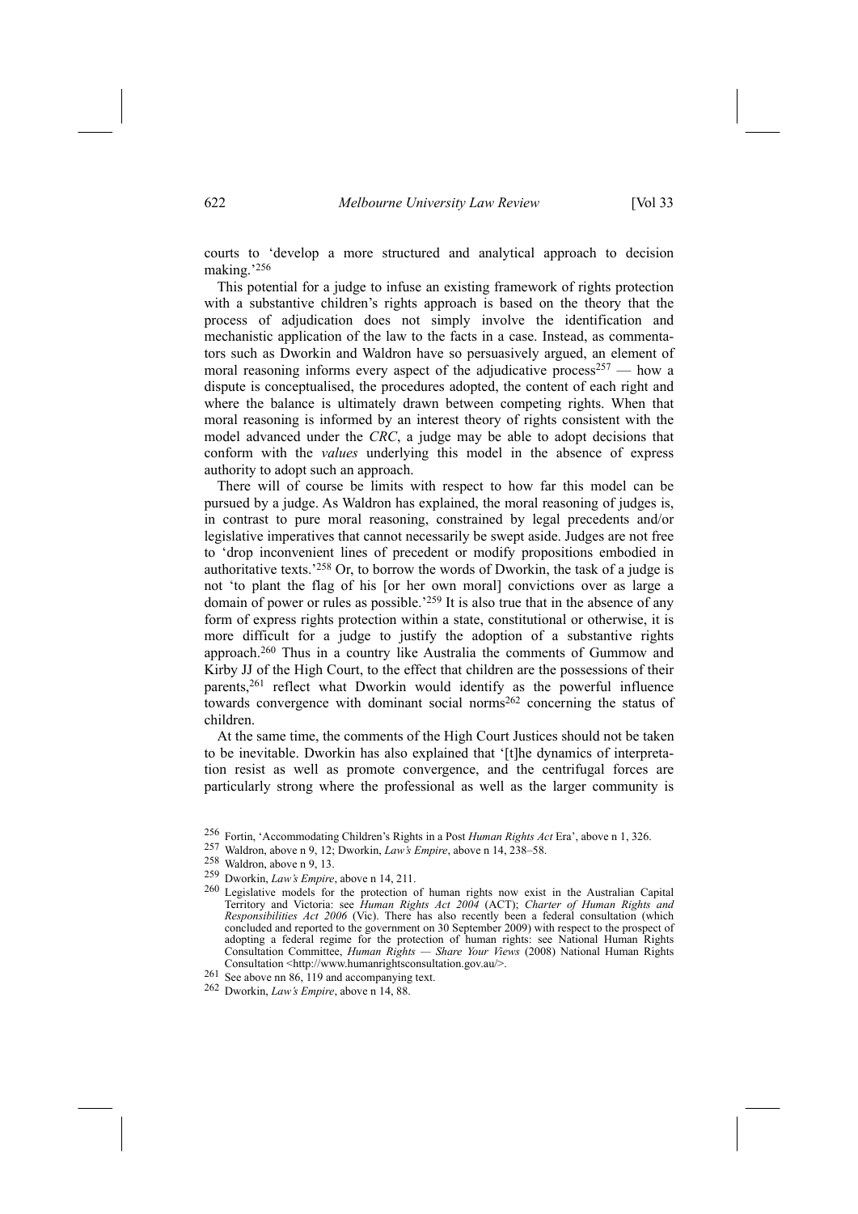courts to 'develop a more structured and analytical approach to decision making.'[256]

This potential for a judge to infuse an existing framework of rights protection with a substantive children's rights approach is based on the theory that the process of adjudication does not simply involve the identification and mechanistic application of the law to the facts in a case. Instead, as commentators such as Dworkin and Waldron have so persuasively argued, an element of moral reasoning informs every aspect of the adjudicative process[257] — how a dispute is conceptualised, the procedures adopted, the content of each right and where the balance is ultimately drawn between competing rights. When that moral reasoning is informed by an interest theory of rights consistent with the model advanced under the *CRC*, a judge may be able to adopt decisions that conform with the *values* underlying this model in the absence of express authority to adopt such an approach.

There will of course be limits with respect to how far this model can be pursued by a judge. As Waldron has explained, the moral reasoning of judges is, in contrast to pure moral reasoning, constrained by legal precedents and/or legislative imperatives that cannot necessarily be swept aside. Judges are not free to 'drop inconvenient lines of precedent or modify propositions embodied in authoritative texts.'[258] Or, to borrow the words of Dworkin, the task of a judge is not 'to plant the flag of his [or her own moral] convictions over as large a domain of power or rules as possible.'[259] It is also true that in the absence of any form of express rights protection within a state, constitutional or otherwise, it is more difficult for a judge to justify the adoption of a substantive rights approach.[260] Thus in a country like Australia the comments of Gummow and Kirby JJ of the High Court, to the effect that children are the possessions of their parents,[261] reflect what Dworkin would identify as the powerful influence towards convergence with dominant social norms[262] concerning the status of children.

At the same time, the comments of the High Court Justices should not be taken to be inevitable. Dworkin has also explained that '[t]he dynamics of interpretation resist as well as promote convergence, and the centrifugal forces are particularly strong where the professional as well as the larger community is

---

[256] Fortin, 'Accommodating Children's Rights in a Post *Human Rights Act* Era', above n 1, 326.

[257] Waldron, above n 9, 12; Dworkin, *Law's Empire*, above n 14, 238–58.

[258] Waldron, above n 9, 13.

[259] Dworkin, *Law's Empire*, above n 14, 211.

[260] Legislative models for the protection of human rights now exist in the Australian Capital Territory and Victoria: see *Human Rights Act 2004* (ACT); *Charter of Human Rights and Responsibilities Act 2006* (Vic). There has also recently been a federal consultation (which concluded and reported to the government on 30 September 2009) with respect to the prospect of adopting a federal regime for the protection of human rights: see National Human Rights Consultation Committee, *Human Rights — Share Your Views* (2008) National Human Rights Consultation <http://www.humanrightsconsultation.gov.au/>.

[261] See above nn 86, 119 and accompanying text.

[262] Dworkin, *Law's Empire*, above n 14, 88.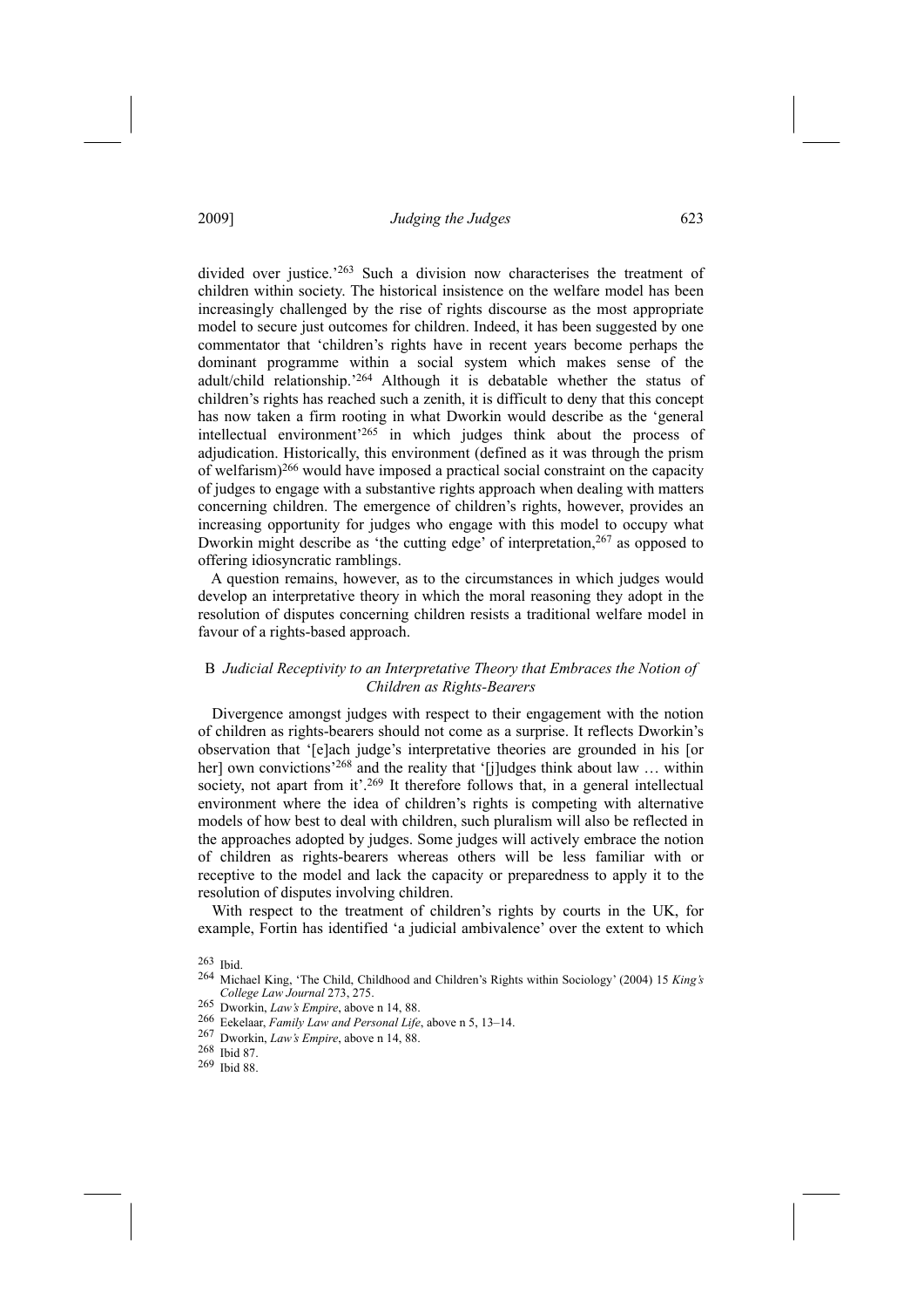divided over justice.'[263] Such a division now characterises the treatment of children within society. The historical insistence on the welfare model has been increasingly challenged by the rise of rights discourse as the most appropriate model to secure just outcomes for children. Indeed, it has been suggested by one commentator that 'children's rights have in recent years become perhaps the dominant programme within a social system which makes sense of the adult/child relationship.'[264] Although it is debatable whether the status of children's rights has reached such a zenith, it is difficult to deny that this concept has now taken a firm rooting in what Dworkin would describe as the 'general intellectual environment'[265] in which judges think about the process of adjudication. Historically, this environment (defined as it was through the prism of welfarism)[266] would have imposed a practical social constraint on the capacity of judges to engage with a substantive rights approach when dealing with matters concerning children. The emergence of children's rights, however, provides an increasing opportunity for judges who engage with this model to occupy what Dworkin might describe as 'the cutting edge' of interpretation,[267] as opposed to offering idiosyncratic ramblings.

A question remains, however, as to the circumstances in which judges would develop an interpretative theory in which the moral reasoning they adopt in the resolution of disputes concerning children resists a traditional welfare model in favour of a rights-based approach.

### B *Judicial Receptivity to an Interpretative Theory that Embraces the Notion of Children as Rights-Bearers*

Divergence amongst judges with respect to their engagement with the notion of children as rights-bearers should not come as a surprise. It reflects Dworkin's observation that '[e]ach judge's interpretative theories are grounded in his [or her] own convictions'[268] and the reality that '[j]udges think about law … within society, not apart from it'.[269] It therefore follows that, in a general intellectual environment where the idea of children's rights is competing with alternative models of how best to deal with children, such pluralism will also be reflected in the approaches adopted by judges. Some judges will actively embrace the notion of children as rights-bearers whereas others will be less familiar with or receptive to the model and lack the capacity or preparedness to apply it to the resolution of disputes involving children.

With respect to the treatment of children's rights by courts in the UK, for example, Fortin has identified 'a judicial ambivalence' over the extent to which

[263] Ibid.

[264] Michael King, 'The Child, Childhood and Children's Rights within Sociology' (2004) 15 *King's College Law Journal* 273, 275.

[265] Dworkin, *Law's Empire*, above n 14, 88.

[266] Eekelaar, *Family Law and Personal Life*, above n 5, 13–14.

[267] Dworkin, *Law's Empire*, above n 14, 88.

[268] Ibid 87.

[269] Ibid 88.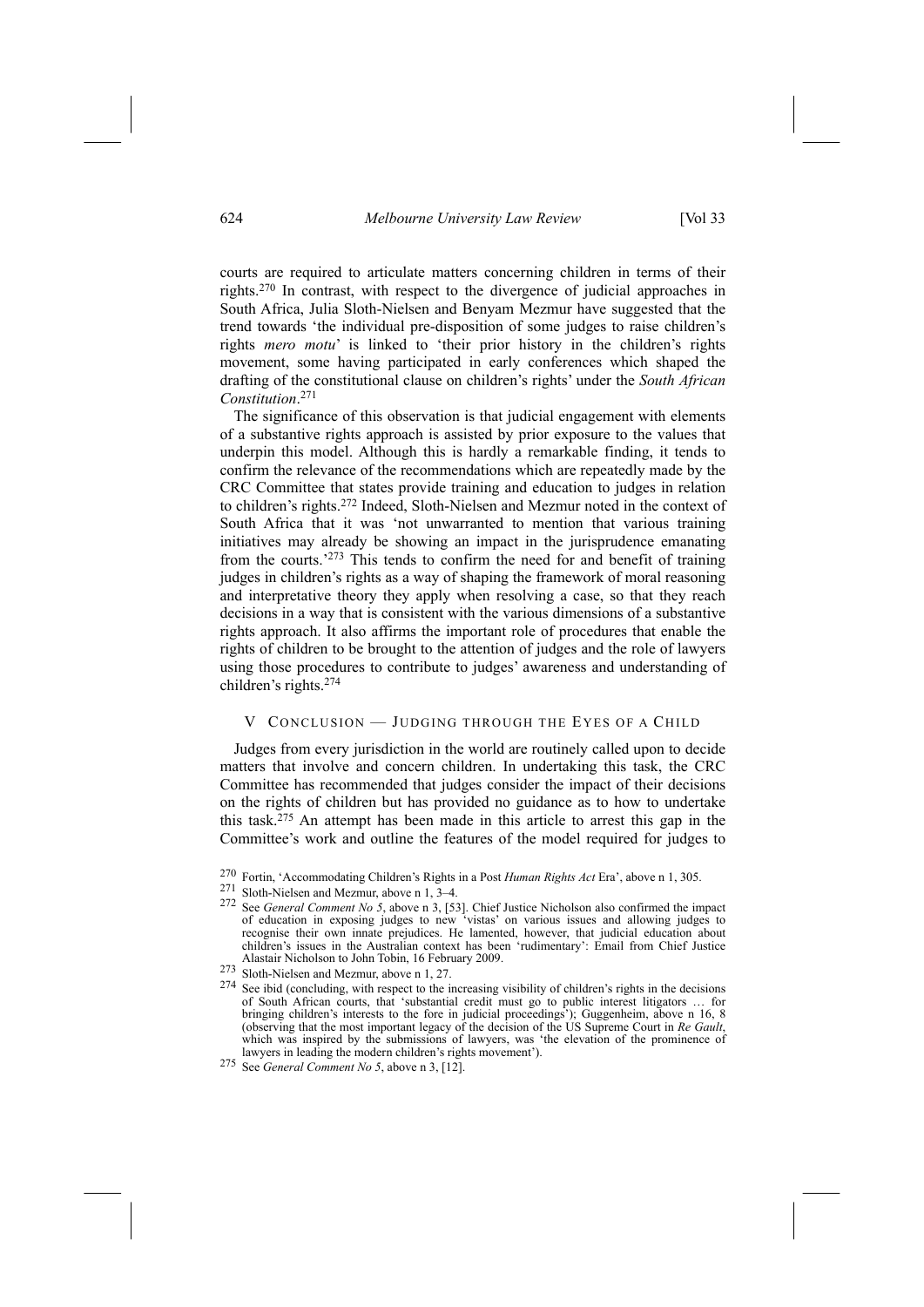courts are required to articulate matters concerning children in terms of their rights.[270] In contrast, with respect to the divergence of judicial approaches in South Africa, Julia Sloth-Nielsen and Benyam Mezmur have suggested that the trend towards 'the individual pre-disposition of some judges to raise children's rights *mero motu*' is linked to 'their prior history in the children's rights movement, some having participated in early conferences which shaped the drafting of the constitutional clause on children's rights' under the *South African Constitution*.[271]

The significance of this observation is that judicial engagement with elements of a substantive rights approach is assisted by prior exposure to the values that underpin this model. Although this is hardly a remarkable finding, it tends to confirm the relevance of the recommendations which are repeatedly made by the CRC Committee that states provide training and education to judges in relation to children's rights.[272] Indeed, Sloth-Nielsen and Mezmur noted in the context of South Africa that it was 'not unwarranted to mention that various training initiatives may already be showing an impact in the jurisprudence emanating from the courts.'[273] This tends to confirm the need for and benefit of training judges in children's rights as a way of shaping the framework of moral reasoning and interpretative theory they apply when resolving a case, so that they reach decisions in a way that is consistent with the various dimensions of a substantive rights approach. It also affirms the important role of procedures that enable the rights of children to be brought to the attention of judges and the role of lawyers using those procedures to contribute to judges' awareness and understanding of children's rights.[274]

## V CONCLUSION — JUDGING THROUGH THE EYES OF A CHILD

Judges from every jurisdiction in the world are routinely called upon to decide matters that involve and concern children. In undertaking this task, the CRC Committee has recommended that judges consider the impact of their decisions on the rights of children but has provided no guidance as to how to undertake this task.[275] An attempt has been made in this article to arrest this gap in the Committee's work and outline the features of the model required for judges to

---

[270] Fortin, 'Accommodating Children's Rights in a Post *Human Rights Act* Era', above n 1, 305.

[271] Sloth-Nielsen and Mezmur, above n 1, 3–4.

[272] See *General Comment No 5*, above n 3, [53]. Chief Justice Nicholson also confirmed the impact of education in exposing judges to new 'vistas' on various issues and allowing judges to recognise their own innate prejudices. He lamented, however, that judicial education about children's issues in the Australian context has been 'rudimentary': Email from Chief Justice Alastair Nicholson to John Tobin, 16 February 2009.

[273] Sloth-Nielsen and Mezmur, above n 1, 27.

[274] See ibid (concluding, with respect to the increasing visibility of children's rights in the decisions of South African courts, that 'substantial credit must go to public interest litigators … for bringing children's interests to the fore in judicial proceedings'); Guggenheim, above n 16, 8 (observing that the most important legacy of the decision of the US Supreme Court in *Re Gault*, which was inspired by the submissions of lawyers, was 'the elevation of the prominence of lawyers in leading the modern children's rights movement').

[275] See *General Comment No 5*, above n 3, [12].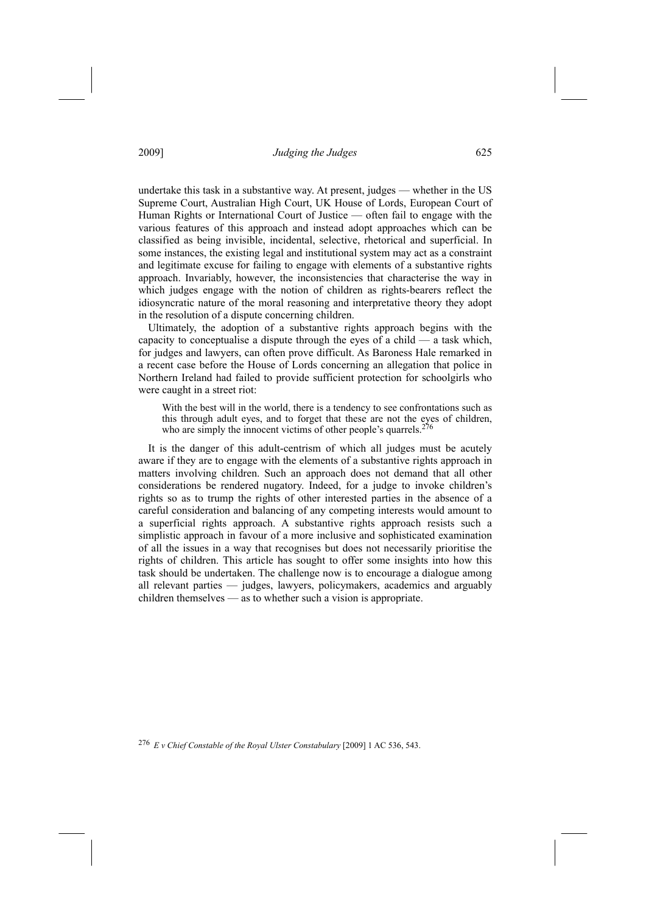undertake this task in a substantive way. At present, judges — whether in the US Supreme Court, Australian High Court, UK House of Lords, European Court of Human Rights or International Court of Justice — often fail to engage with the various features of this approach and instead adopt approaches which can be classified as being invisible, incidental, selective, rhetorical and superficial. In some instances, the existing legal and institutional system may act as a constraint and legitimate excuse for failing to engage with elements of a substantive rights approach. Invariably, however, the inconsistencies that characterise the way in which judges engage with the notion of children as rights-bearers reflect the idiosyncratic nature of the moral reasoning and interpretative theory they adopt in the resolution of a dispute concerning children.

Ultimately, the adoption of a substantive rights approach begins with the capacity to conceptualise a dispute through the eyes of a child — a task which, for judges and lawyers, can often prove difficult. As Baroness Hale remarked in a recent case before the House of Lords concerning an allegation that police in Northern Ireland had failed to provide sufficient protection for schoolgirls who were caught in a street riot:

> With the best will in the world, there is a tendency to see confrontations such as this through adult eyes, and to forget that these are not the eyes of children, who are simply the innocent victims of other people's quarrels.[276]

It is the danger of this adult-centrism of which all judges must be acutely aware if they are to engage with the elements of a substantive rights approach in matters involving children. Such an approach does not demand that all other considerations be rendered nugatory. Indeed, for a judge to invoke children's rights so as to trump the rights of other interested parties in the absence of a careful consideration and balancing of any competing interests would amount to a superficial rights approach. A substantive rights approach resists such a simplistic approach in favour of a more inclusive and sophisticated examination of all the issues in a way that recognises but does not necessarily prioritise the rights of children. This article has sought to offer some insights into how this task should be undertaken. The challenge now is to encourage a dialogue among all relevant parties — judges, lawyers, policymakers, academics and arguably children themselves — as to whether such a vision is appropriate.

[276] *E v Chief Constable of the Royal Ulster Constabulary* [2009] 1 AC 536, 543.